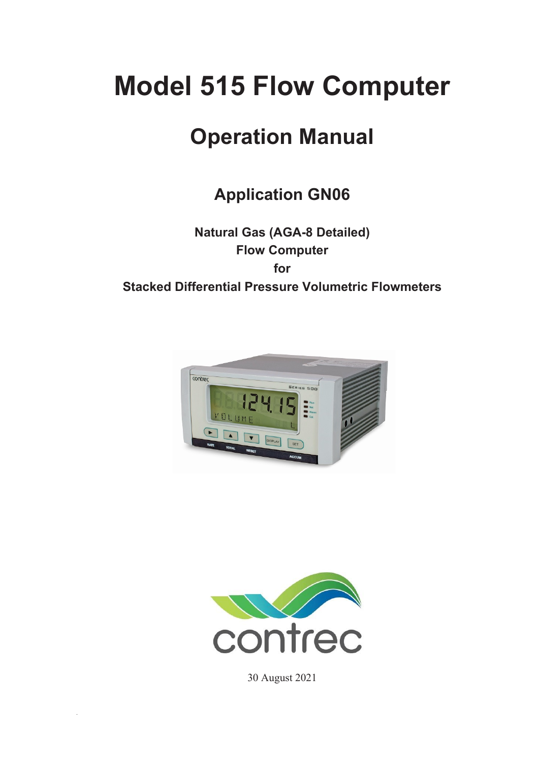# Model 515 Flow Computer

## Operation Manual

### Application GN06

**Natural Gas (AGA-8 Detailed)**
**Flow Computer**
**for**
**Stacked Differential Pressure Volumetric Flowmeters**

contrec

30 August 2021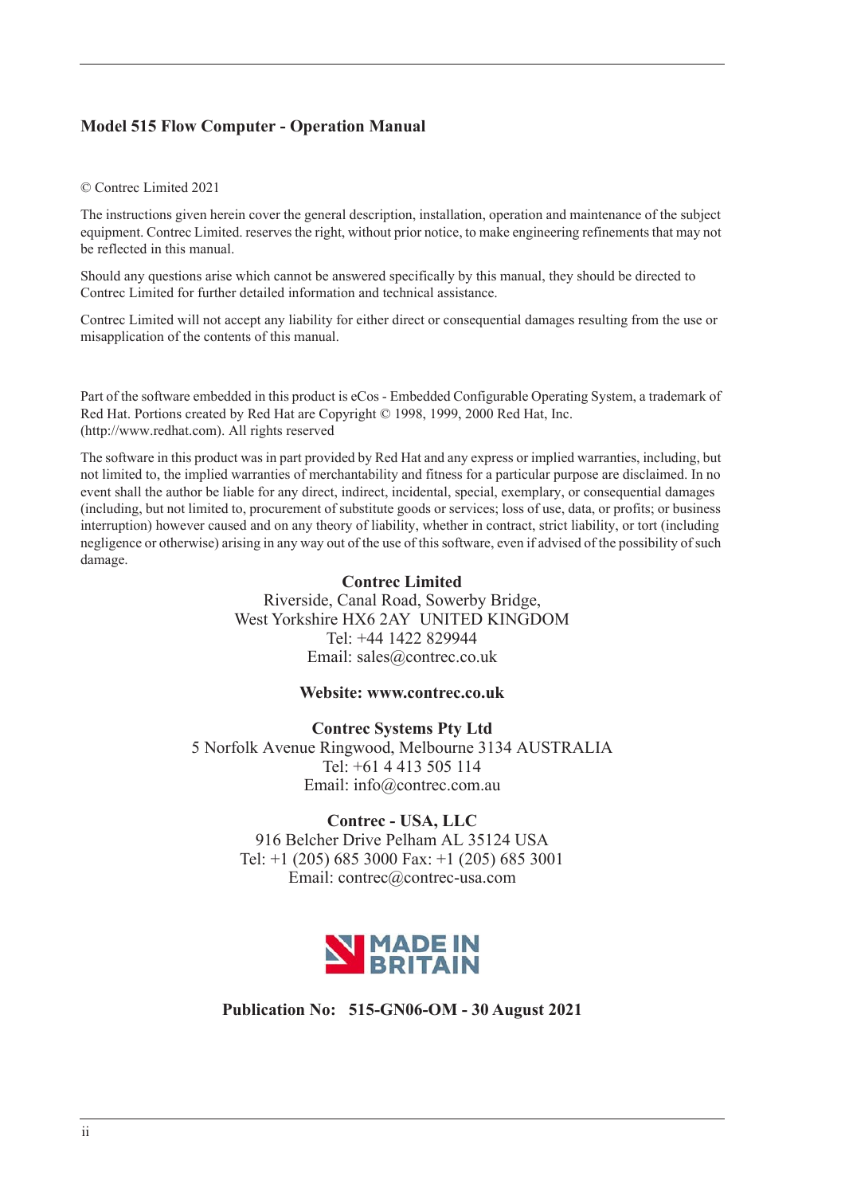**Model 515 Flow Computer - Operation Manual**

© Contrec Limited 2021

The instructions given herein cover the general description, installation, operation and maintenance of the subject equipment. Contrec Limited. reserves the right, without prior notice, to make engineering refinements that may not be reflected in this manual.

Should any questions arise which cannot be answered specifically by this manual, they should be directed to Contrec Limited for further detailed information and technical assistance.

Contrec Limited will not accept any liability for either direct or consequential damages resulting from the use or misapplication of the contents of this manual.

Part of the software embedded in this product is eCos - Embedded Configurable Operating System, a trademark of Red Hat. Portions created by Red Hat are Copyright © 1998, 1999, 2000 Red Hat, Inc. (http://www.redhat.com). All rights reserved

The software in this product was in part provided by Red Hat and any express or implied warranties, including, but not limited to, the implied warranties of merchantability and fitness for a particular purpose are disclaimed. In no event shall the author be liable for any direct, indirect, incidental, special, exemplary, or consequential damages (including, but not limited to, procurement of substitute goods or services; loss of use, data, or profits; or business interruption) however caused and on any theory of liability, whether in contract, strict liability, or tort (including negligence or otherwise) arising in any way out of the use of this software, even if advised of the possibility of such damage.

**Contrec Limited**
Riverside, Canal Road, Sowerby Bridge,
West Yorkshire HX6 2AY UNITED KINGDOM
Tel: +44 1422 829944
Email: sales@contrec.co.uk

**Website: www.contrec.co.uk**

**Contrec Systems Pty Ltd**
5 Norfolk Avenue Ringwood, Melbourne 3134 AUSTRALIA
Tel: +61 4 413 505 114
Email: info@contrec.com.au

**Contrec - USA, LLC**
916 Belcher Drive Pelham AL 35124 USA
Tel: +1 (205) 685 3000 Fax: +1 (205) 685 3001
Email: contrec@contrec-usa.com

MADE IN BRITAIN

**Publication No: 515-GN06-OM - 30 August 2021**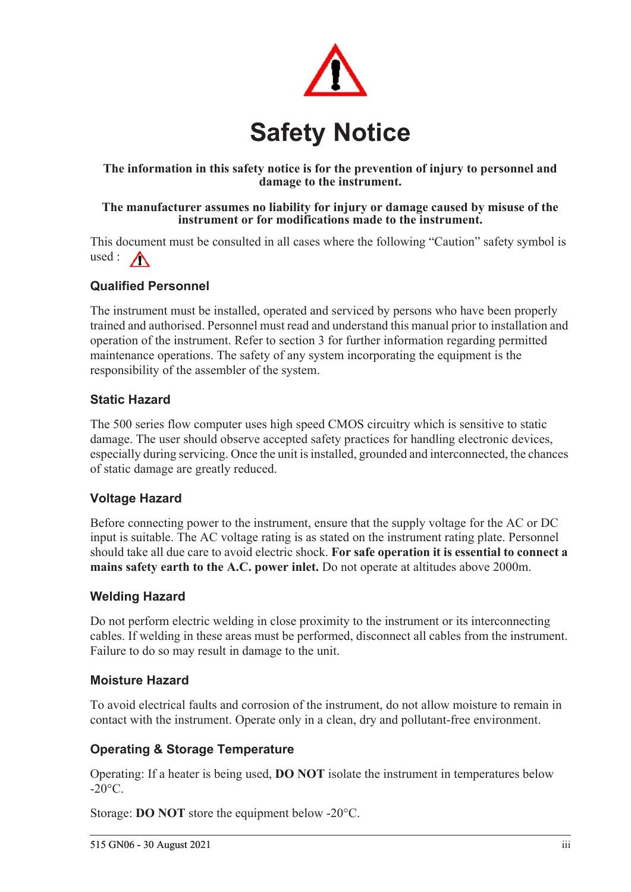# Safety Notice

**The information in this safety notice is for the prevention of injury to personnel and damage to the instrument.**

**The manufacturer assumes no liability for injury or damage caused by misuse of the instrument or for modifications made to the instrument.**

This document must be consulted in all cases where the following "Caution" safety symbol is used : ⚠

## Qualified Personnel

The instrument must be installed, operated and serviced by persons who have been properly trained and authorised. Personnel must read and understand this manual prior to installation and operation of the instrument. Refer to section 3 for further information regarding permitted maintenance operations. The safety of any system incorporating the equipment is the responsibility of the assembler of the system.

## Static Hazard

The 500 series flow computer uses high speed CMOS circuitry which is sensitive to static damage. The user should observe accepted safety practices for handling electronic devices, especially during servicing. Once the unit is installed, grounded and interconnected, the chances of static damage are greatly reduced.

## Voltage Hazard

Before connecting power to the instrument, ensure that the supply voltage for the AC or DC input is suitable. The AC voltage rating is as stated on the instrument rating plate. Personnel should take all due care to avoid electric shock. **For safe operation it is essential to connect a mains safety earth to the A.C. power inlet.** Do not operate at altitudes above 2000m.

## Welding Hazard

Do not perform electric welding in close proximity to the instrument or its interconnecting cables. If welding in these areas must be performed, disconnect all cables from the instrument. Failure to do so may result in damage to the unit.

## Moisture Hazard

To avoid electrical faults and corrosion of the instrument, do not allow moisture to remain in contact with the instrument. Operate only in a clean, dry and pollutant-free environment.

## Operating & Storage Temperature

Operating: If a heater is being used, **DO NOT** isolate the instrument in temperatures below -20°C.

Storage: **DO NOT** store the equipment below -20°C.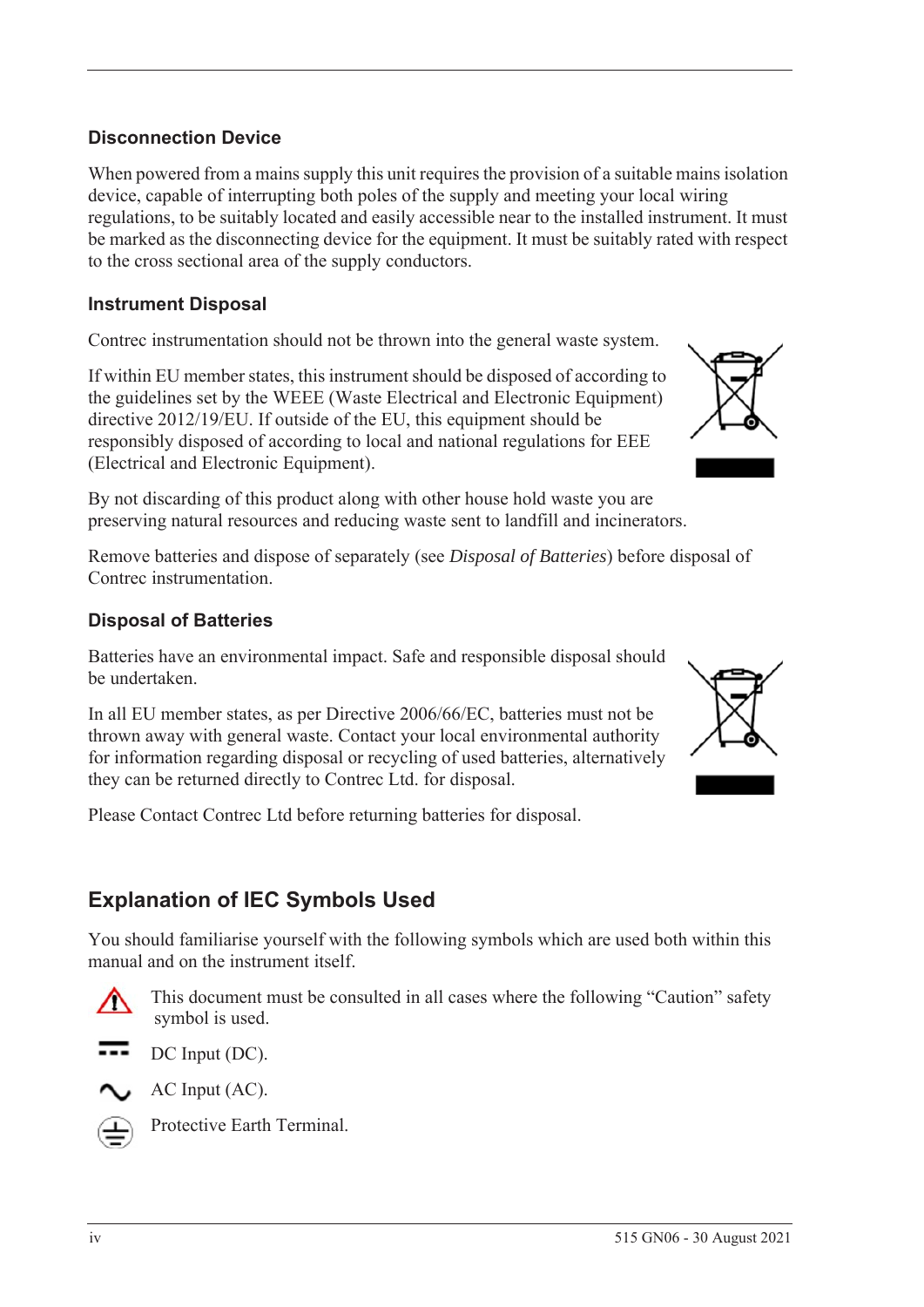### Disconnection Device

When powered from a mains supply this unit requires the provision of a suitable mains isolation device, capable of interrupting both poles of the supply and meeting your local wiring regulations, to be suitably located and easily accessible near to the installed instrument. It must be marked as the disconnecting device for the equipment. It must be suitably rated with respect to the cross sectional area of the supply conductors.

### Instrument Disposal

Contrec instrumentation should not be thrown into the general waste system.

If within EU member states, this instrument should be disposed of according to the guidelines set by the WEEE (Waste Electrical and Electronic Equipment) directive 2012/19/EU. If outside of the EU, this equipment should be responsibly disposed of according to local and national regulations for EEE (Electrical and Electronic Equipment).

By not discarding of this product along with other house hold waste you are preserving natural resources and reducing waste sent to landfill and incinerators.

Remove batteries and dispose of separately (see *Disposal of Batteries*) before disposal of Contrec instrumentation.

### Disposal of Batteries

Batteries have an environmental impact. Safe and responsible disposal should be undertaken.

In all EU member states, as per Directive 2006/66/EC, batteries must not be thrown away with general waste. Contact your local environmental authority for information regarding disposal or recycling of used batteries, alternatively they can be returned directly to Contrec Ltd. for disposal.

Please Contact Contrec Ltd before returning batteries for disposal.

## Explanation of IEC Symbols Used

You should familiarise yourself with the following symbols which are used both within this manual and on the instrument itself.

This document must be consulted in all cases where the following “Caution” safety symbol is used.

DC Input (DC).

AC Input (AC).

Protective Earth Terminal.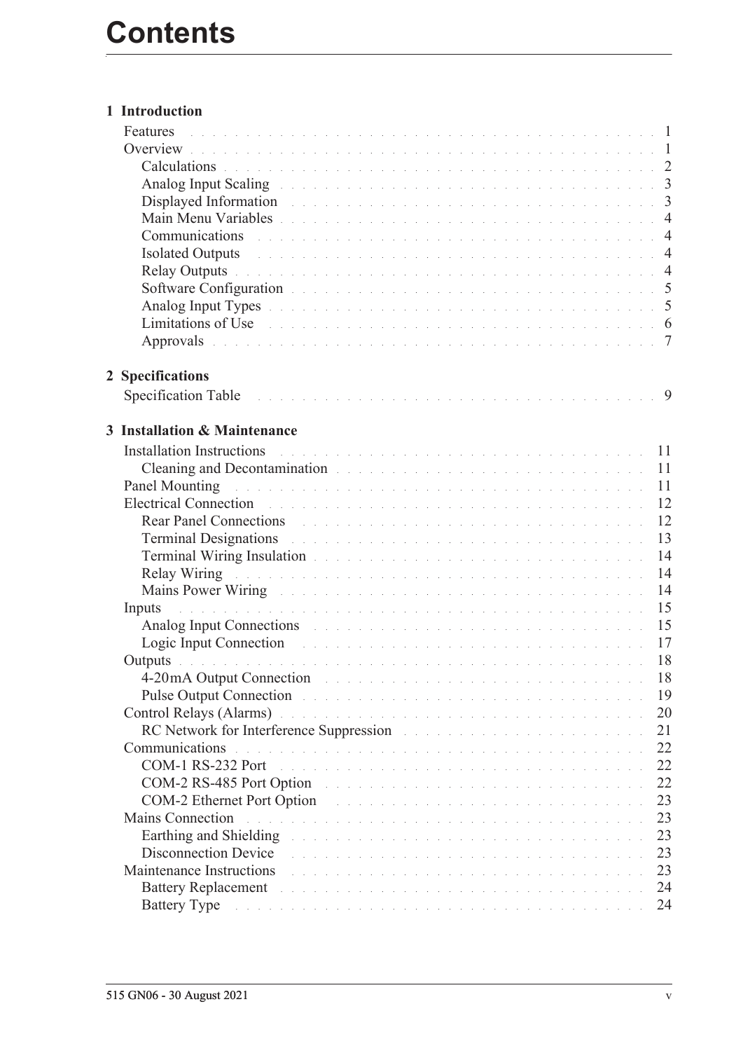# Contents

**1 Introduction**

- Features . . . 1
- Overview . . . 1
  - Calculations . . . 2
  - Analog Input Scaling . . . 3
  - Displayed Information . . . 3
  - Main Menu Variables . . . 4
  - Communications . . . 4
  - Isolated Outputs . . . 4
  - Relay Outputs . . . 4
  - Software Configuration . . . 5
  - Analog Input Types . . . 5
  - Limitations of Use . . . 6
  - Approvals . . . 7

**2 Specifications**

- Specification Table . . . 9

**3 Installation & Maintenance**

- Installation Instructions . . . 11
  - Cleaning and Decontamination . . . 11
- Panel Mounting . . . 11
- Electrical Connection . . . 12
  - Rear Panel Connections . . . 12
  - Terminal Designations . . . 13
  - Terminal Wiring Insulation . . . 14
  - Relay Wiring . . . 14
  - Mains Power Wiring . . . 14
- Inputs . . . 15
  - Analog Input Connections . . . 15
  - Logic Input Connection . . . 17
- Outputs . . . 18
  - 4-20mA Output Connection . . . 18
  - Pulse Output Connection . . . 19
- Control Relays (Alarms) . . . 20
  - RC Network for Interference Suppression . . . 21
- Communications . . . 22
  - COM-1 RS-232 Port . . . 22
  - COM-2 RS-485 Port Option . . . 22
  - COM-2 Ethernet Port Option . . . 23
- Mains Connection . . . 23
  - Earthing and Shielding . . . 23
  - Disconnection Device . . . 23
- Maintenance Instructions . . . 23
  - Battery Replacement . . . 24
  - Battery Type . . . 24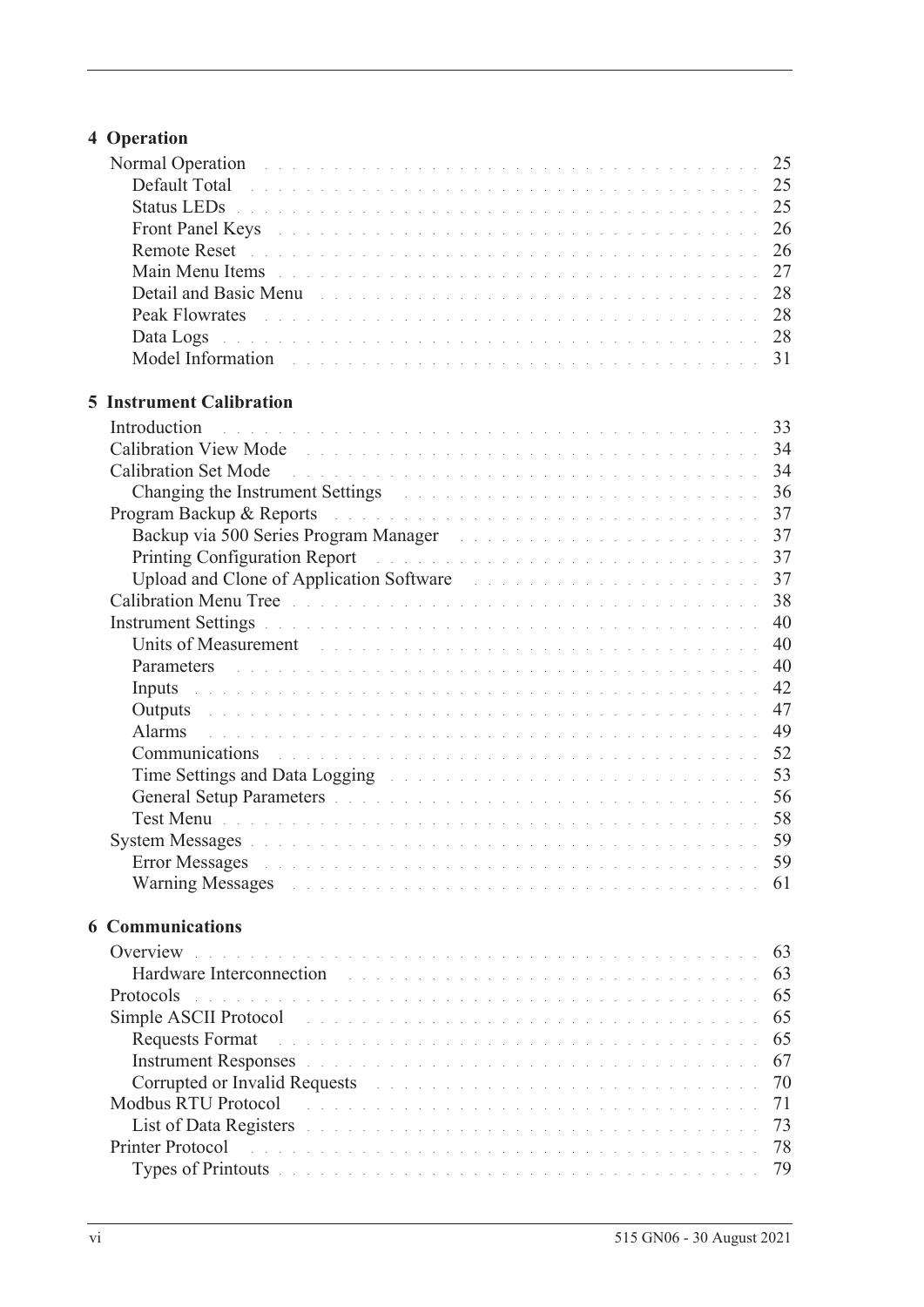## 4 Operation

- Normal Operation . . . . . 25
  - Default Total . . . . . 25
  - Status LEDs . . . . . 25
  - Front Panel Keys . . . . . 26
  - Remote Reset . . . . . 26
  - Main Menu Items . . . . . 27
  - Detail and Basic Menu . . . . . 28
  - Peak Flowrates . . . . . 28
  - Data Logs . . . . . 28
  - Model Information . . . . . 31

## 5 Instrument Calibration

- Introduction . . . . . 33
- Calibration View Mode . . . . . 34
- Calibration Set Mode . . . . . 34
  - Changing the Instrument Settings . . . . . 36
- Program Backup & Reports . . . . . 37
  - Backup via 500 Series Program Manager . . . . . 37
  - Printing Configuration Report . . . . . 37
  - Upload and Clone of Application Software . . . . . 37
- Calibration Menu Tree . . . . . 38
- Instrument Settings . . . . . 40
  - Units of Measurement . . . . . 40
  - Parameters . . . . . 40
  - Inputs . . . . . 42
  - Outputs . . . . . 47
  - Alarms . . . . . 49
  - Communications . . . . . 52
  - Time Settings and Data Logging . . . . . 53
  - General Setup Parameters . . . . . 56
  - Test Menu . . . . . 58
- System Messages . . . . . 59
  - Error Messages . . . . . 59
  - Warning Messages . . . . . 61

## 6 Communications

- Overview . . . . . 63
  - Hardware Interconnection . . . . . 63
- Protocols . . . . . 65
- Simple ASCII Protocol . . . . . 65
  - Requests Format . . . . . 65
  - Instrument Responses . . . . . 67
  - Corrupted or Invalid Requests . . . . . 70
- Modbus RTU Protocol . . . . . 71
  - List of Data Registers . . . . . 73
- Printer Protocol . . . . . 78
  - Types of Printouts . . . . . 79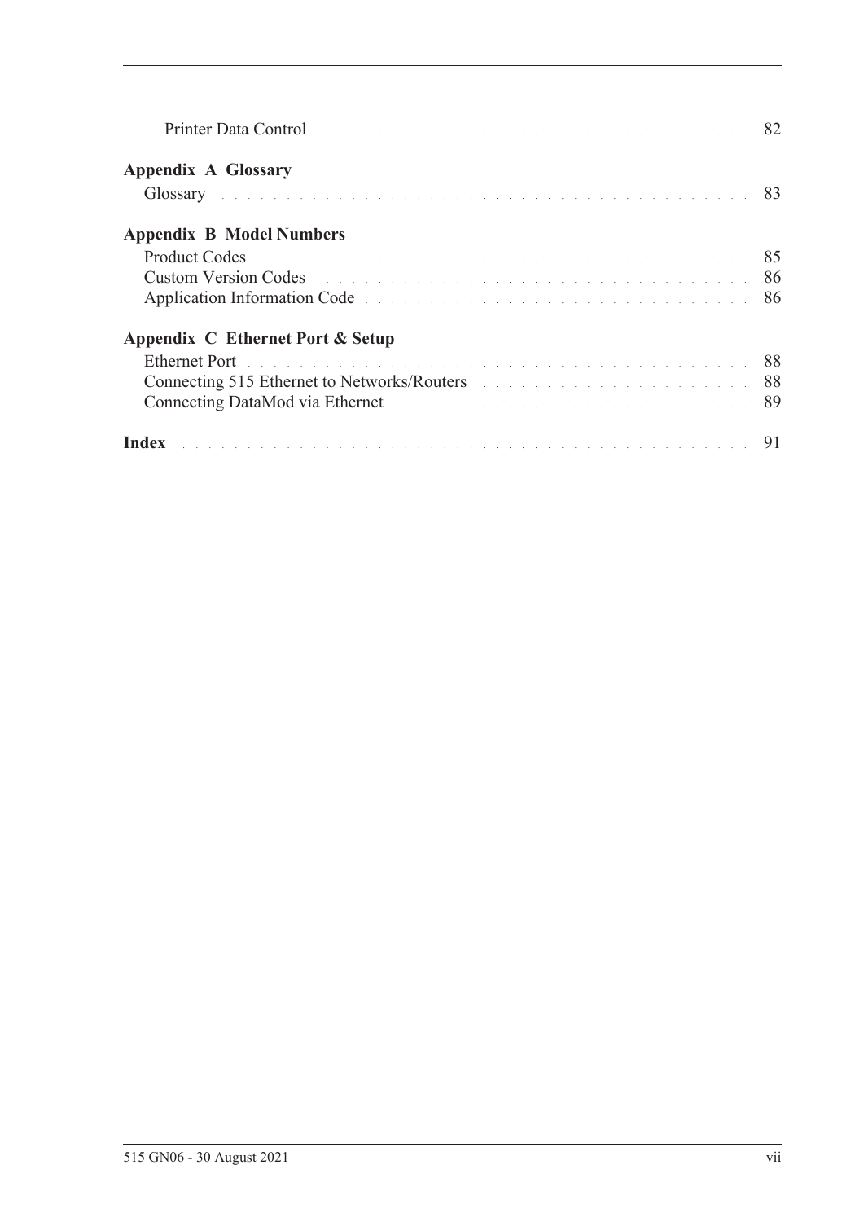Printer Data Control . . . . . . . . . . . . . . . . . . . . . . . . . . . . . . . . . . 82

**Appendix A Glossary**

Glossary . . . . . . . . . . . . . . . . . . . . . . . . . . . . . . . . . . . . . . . . . . 83

**Appendix B Model Numbers**

Product Codes . . . . . . . . . . . . . . . . . . . . . . . . . . . . . . . . . . . . . . 85
Custom Version Codes . . . . . . . . . . . . . . . . . . . . . . . . . . . . . . . . . 86
Application Information Code . . . . . . . . . . . . . . . . . . . . . . . . . . . . . 86

**Appendix C Ethernet Port & Setup**

Ethernet Port . . . . . . . . . . . . . . . . . . . . . . . . . . . . . . . . . . . . . . . 88
Connecting 515 Ethernet to Networks/Routers . . . . . . . . . . . . . . . . . . . 88
Connecting DataMod via Ethernet . . . . . . . . . . . . . . . . . . . . . . . . . . 89

**Index** . . . . . . . . . . . . . . . . . . . . . . . . . . . . . . . . . . . . . . . . . . . 91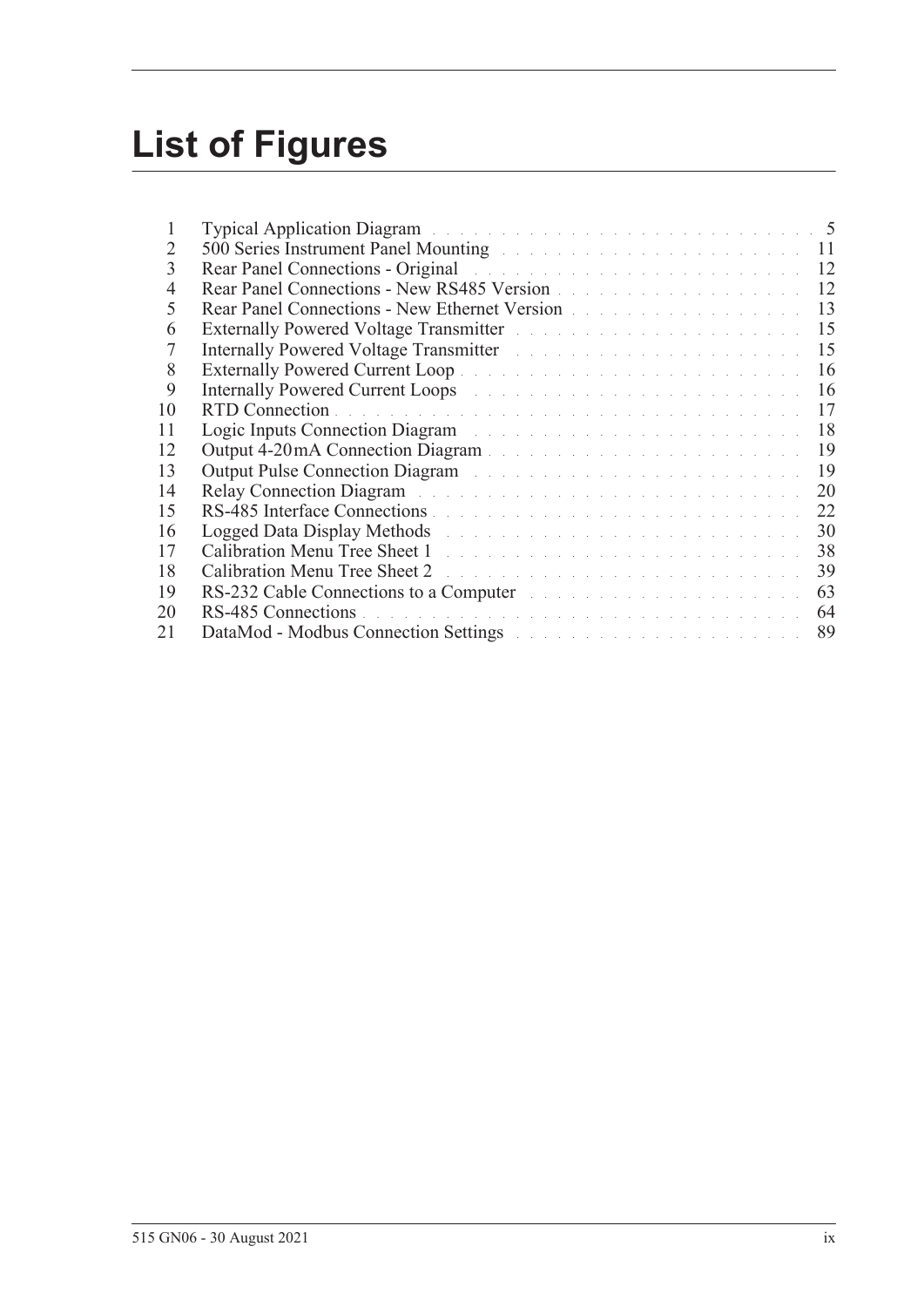# List of Figures

| | | |
|---|---|---|
| 1 | Typical Application Diagram | 5 |
| 2 | 500 Series Instrument Panel Mounting | 11 |
| 3 | Rear Panel Connections - Original | 12 |
| 4 | Rear Panel Connections - New RS485 Version | 12 |
| 5 | Rear Panel Connections - New Ethernet Version | 13 |
| 6 | Externally Powered Voltage Transmitter | 15 |
| 7 | Internally Powered Voltage Transmitter | 15 |
| 8 | Externally Powered Current Loop | 16 |
| 9 | Internally Powered Current Loops | 16 |
| 10 | RTD Connection | 17 |
| 11 | Logic Inputs Connection Diagram | 18 |
| 12 | Output 4-20 mA Connection Diagram | 19 |
| 13 | Output Pulse Connection Diagram | 19 |
| 14 | Relay Connection Diagram | 20 |
| 15 | RS-485 Interface Connections | 22 |
| 16 | Logged Data Display Methods | 30 |
| 17 | Calibration Menu Tree Sheet 1 | 38 |
| 18 | Calibration Menu Tree Sheet 2 | 39 |
| 19 | RS-232 Cable Connections to a Computer | 63 |
| 20 | RS-485 Connections | 64 |
| 21 | DataMod - Modbus Connection Settings | 89 |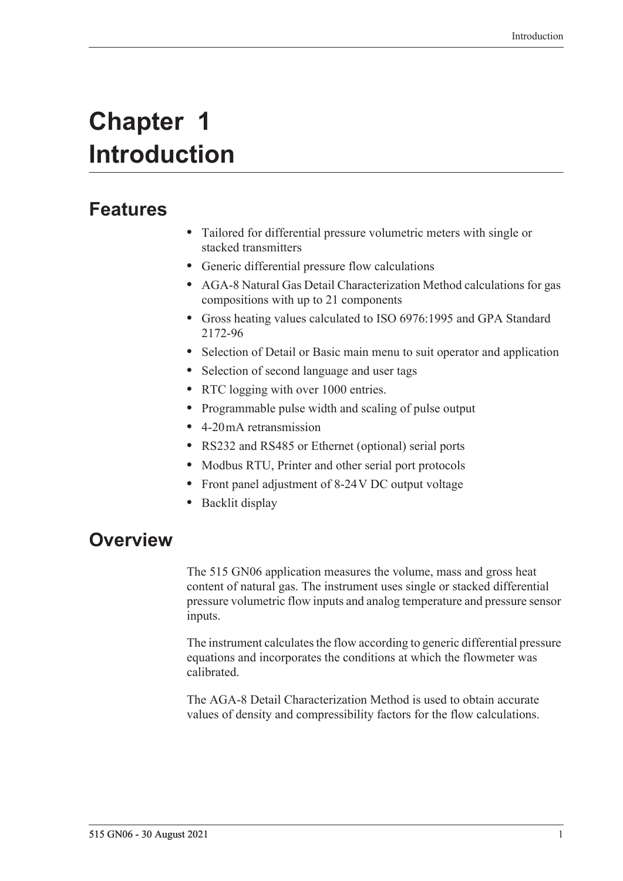# Chapter 1 Introduction

## Features

- Tailored for differential pressure volumetric meters with single or stacked transmitters
- Generic differential pressure flow calculations
- AGA-8 Natural Gas Detail Characterization Method calculations for gas compositions with up to 21 components
- Gross heating values calculated to ISO 6976:1995 and GPA Standard 2172-96
- Selection of Detail or Basic main menu to suit operator and application
- Selection of second language and user tags
- RTC logging with over 1000 entries.
- Programmable pulse width and scaling of pulse output
- 4-20 mA retransmission
- RS232 and RS485 or Ethernet (optional) serial ports
- Modbus RTU, Printer and other serial port protocols
- Front panel adjustment of 8-24 V DC output voltage
- Backlit display

## Overview

The 515 GN06 application measures the volume, mass and gross heat content of natural gas. The instrument uses single or stacked differential pressure volumetric flow inputs and analog temperature and pressure sensor inputs.

The instrument calculates the flow according to generic differential pressure equations and incorporates the conditions at which the flowmeter was calibrated.

The AGA-8 Detail Characterization Method is used to obtain accurate values of density and compressibility factors for the flow calculations.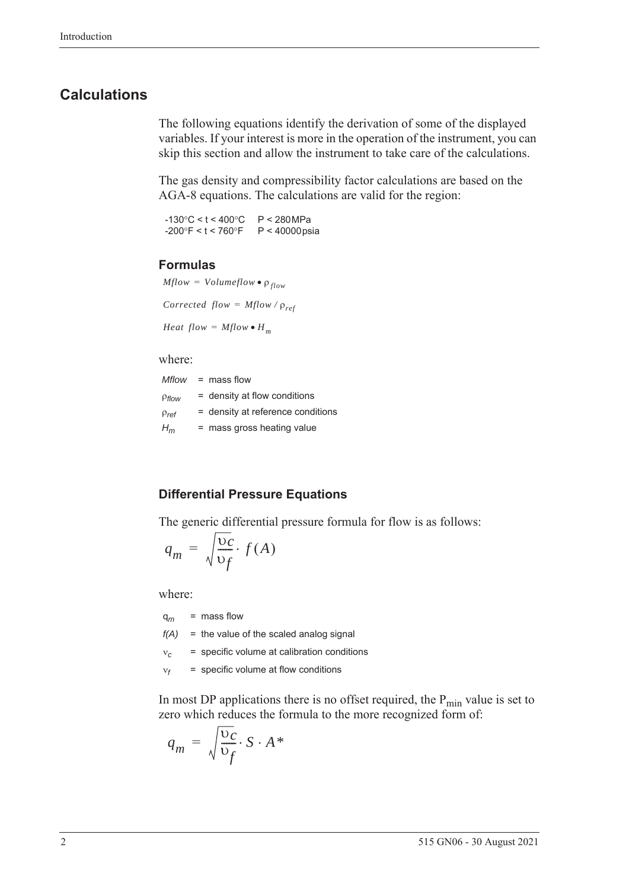## Calculations

The following equations identify the derivation of some of the displayed variables. If your interest is more in the operation of the instrument, you can skip this section and allow the instrument to take care of the calculations.

The gas density and compressibility factor calculations are based on the AGA-8 equations. The calculations are valid for the region:

-130°C < t < 400°C    P < 280 MPa
-200°F < t < 760°F    P < 40000 psia

### Formulas

$$Mflow = Volumeflow \bullet \rho_{flow}$$

$$Corrected\ \ flow = Mflow / \rho_{ref}$$

$$Heat\ \ flow = Mflow \bullet H_m$$

where:

$Mflow$ = mass flow
$\rho_{flow}$ = density at flow conditions
$\rho_{ref}$ = density at reference conditions
$H_m$ = mass gross heating value

### Differential Pressure Equations

The generic differential pressure formula for flow is as follows:

$$q_m = \sqrt{\frac{\upsilon_c}{\upsilon_f}} \cdot f(A)$$

where:

$q_m$ = mass flow
$f(A)$ = the value of the scaled analog signal
$\nu_c$ = specific volume at calibration conditions
$\nu_f$ = specific volume at flow conditions

In most DP applications there is no offset required, the $P_{min}$ value is set to zero which reduces the formula to the more recognized form of:

$$q_m = \sqrt{\frac{\upsilon_c}{\upsilon_f}} \cdot S \cdot A^*$$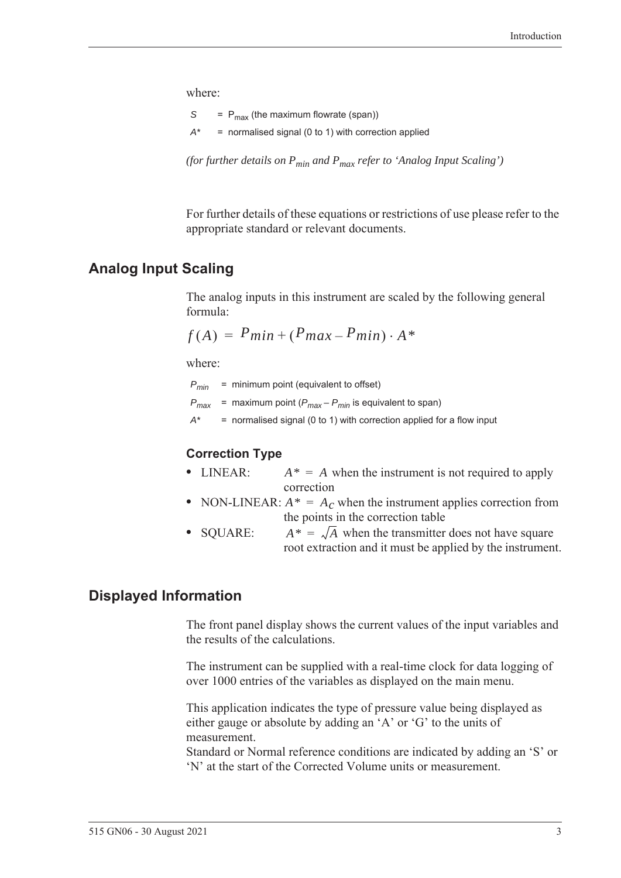where:

$S$ = $P_{max}$ (the maximum flowrate (span))

$A*$ = normalised signal (0 to 1) with correction applied

*(for further details on $P_{min}$ and $P_{max}$ refer to 'Analog Input Scaling')*

For further details of these equations or restrictions of use please refer to the appropriate standard or relevant documents.

## Analog Input Scaling

The analog inputs in this instrument are scaled by the following general formula:

$$f(A) = P_{min} + (P_{max} - P_{min}) \cdot A^*$$

where:

$P_{min}$ = minimum point (equivalent to offset)

$P_{max}$ = maximum point ($P_{max} - P_{min}$ is equivalent to span)

$A*$ = normalised signal (0 to 1) with correction applied for a flow input

### Correction Type

- LINEAR: $A^* = A$ when the instrument is not required to apply correction
- NON-LINEAR: $A^* = A_C$ when the instrument applies correction from the points in the correction table
- SQUARE: $A^* = \sqrt{A}$ when the transmitter does not have square root extraction and it must be applied by the instrument.

## Displayed Information

The front panel display shows the current values of the input variables and the results of the calculations.

The instrument can be supplied with a real-time clock for data logging of over 1000 entries of the variables as displayed on the main menu.

This application indicates the type of pressure value being displayed as either gauge or absolute by adding an 'A' or 'G' to the units of measurement.
Standard or Normal reference conditions are indicated by adding an 'S' or 'N' at the start of the Corrected Volume units or measurement.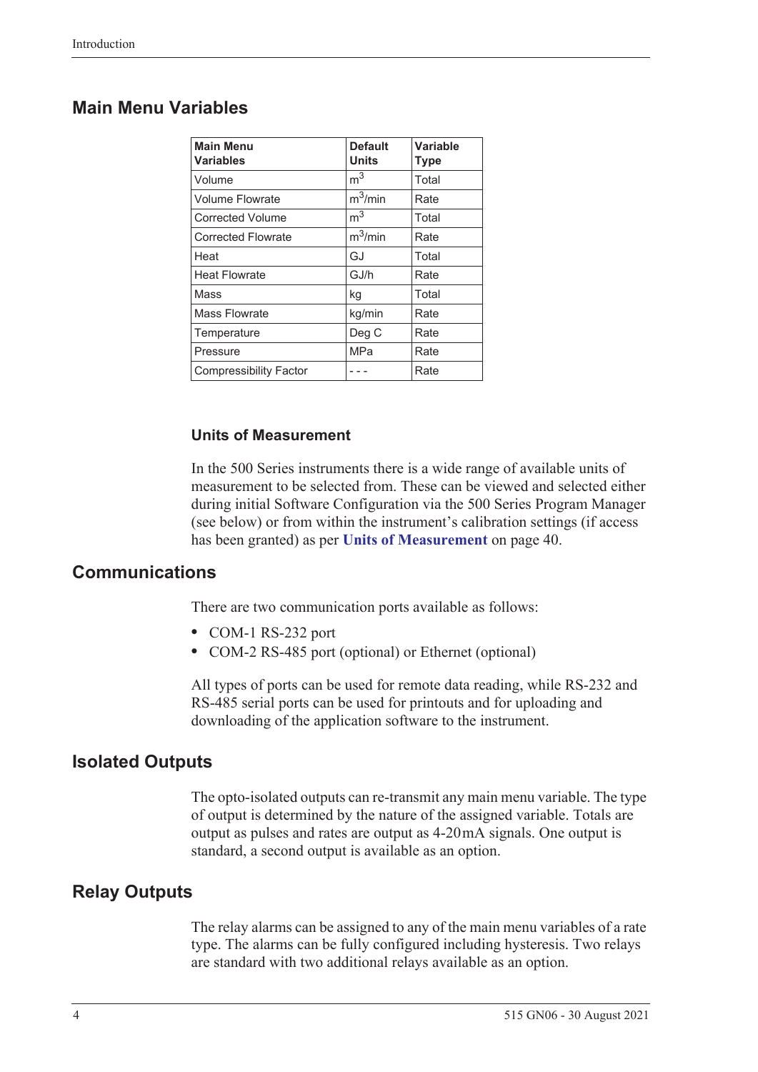## Main Menu Variables

| Main Menu Variables | Default Units | Variable Type |
|---|---|---|
| Volume | $m^3$ | Total |
| Volume Flowrate | $m^3$/min | Rate |
| Corrected Volume | $m^3$ | Total |
| Corrected Flowrate | $m^3$/min | Rate |
| Heat | GJ | Total |
| Heat Flowrate | GJ/h | Rate |
| Mass | kg | Total |
| Mass Flowrate | kg/min | Rate |
| Temperature | Deg C | Rate |
| Pressure | MPa | Rate |
| Compressibility Factor | - - - | Rate |

### Units of Measurement

In the 500 Series instruments there is a wide range of available units of measurement to be selected from. These can be viewed and selected either during initial Software Configuration via the 500 Series Program Manager (see below) or from within the instrument's calibration settings (if access has been granted) as per **Units of Measurement** on page 40.

## Communications

There are two communication ports available as follows:

- COM-1 RS-232 port
- COM-2 RS-485 port (optional) or Ethernet (optional)

All types of ports can be used for remote data reading, while RS-232 and RS-485 serial ports can be used for printouts and for uploading and downloading of the application software to the instrument.

## Isolated Outputs

The opto-isolated outputs can re-transmit any main menu variable. The type of output is determined by the nature of the assigned variable. Totals are output as pulses and rates are output as 4-20 mA signals. One output is standard, a second output is available as an option.

## Relay Outputs

The relay alarms can be assigned to any of the main menu variables of a rate type. The alarms can be fully configured including hysteresis. Two relays are standard with two additional relays available as an option.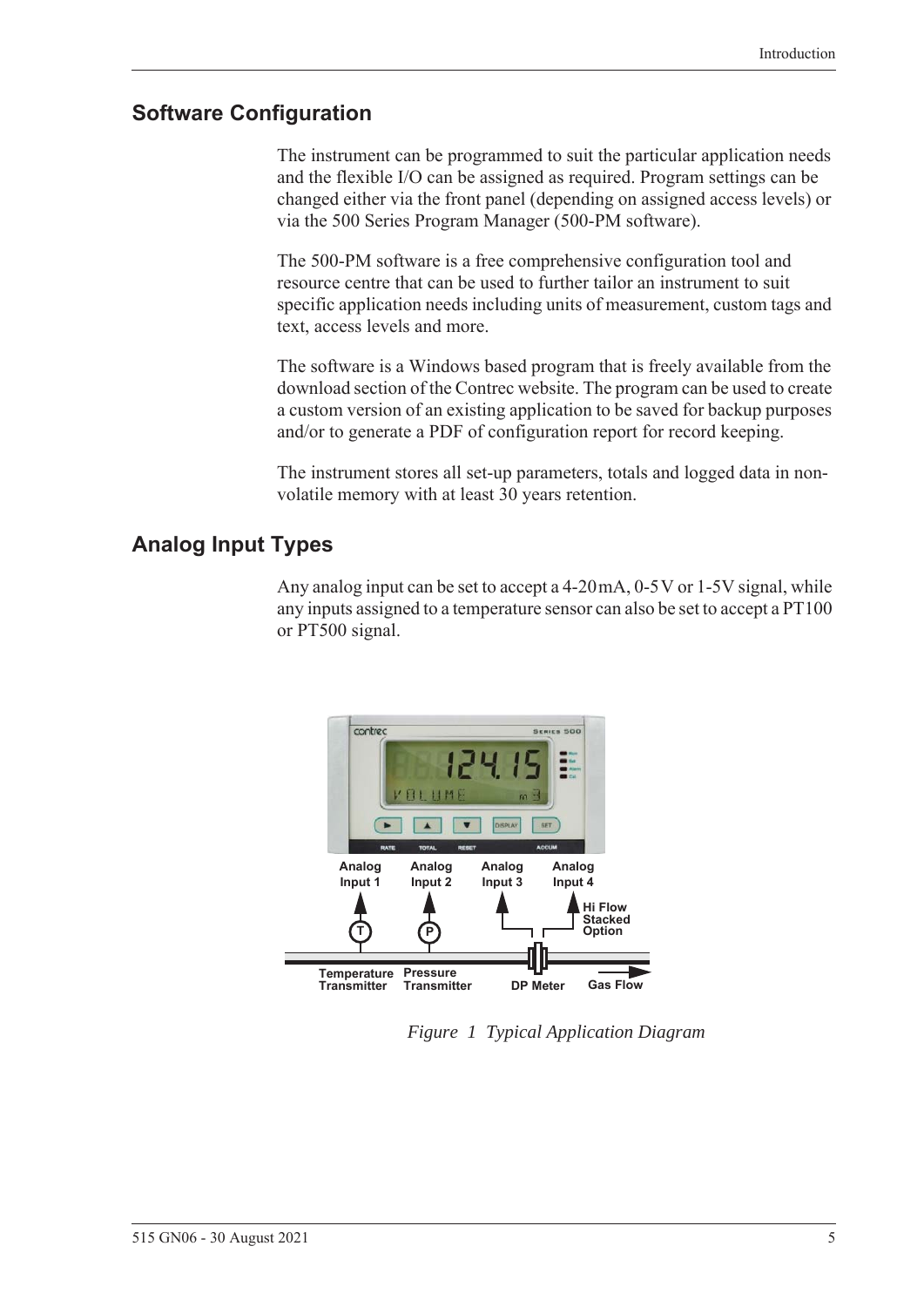## Software Configuration

The instrument can be programmed to suit the particular application needs and the flexible I/O can be assigned as required. Program settings can be changed either via the front panel (depending on assigned access levels) or via the 500 Series Program Manager (500-PM software).

The 500-PM software is a free comprehensive configuration tool and resource centre that can be used to further tailor an instrument to suit specific application needs including units of measurement, custom tags and text, access levels and more.

The software is a Windows based program that is freely available from the download section of the Contrec website. The program can be used to create a custom version of an existing application to be saved for backup purposes and/or to generate a PDF of configuration report for record keeping.

The instrument stores all set-up parameters, totals and logged data in non-volatile memory with at least 30 years retention.

## Analog Input Types

Any analog input can be set to accept a 4-20mA, 0-5V or 1-5V signal, while any inputs assigned to a temperature sensor can also be set to accept a PT100 or PT500 signal.

*Figure 1 Typical Application Diagram*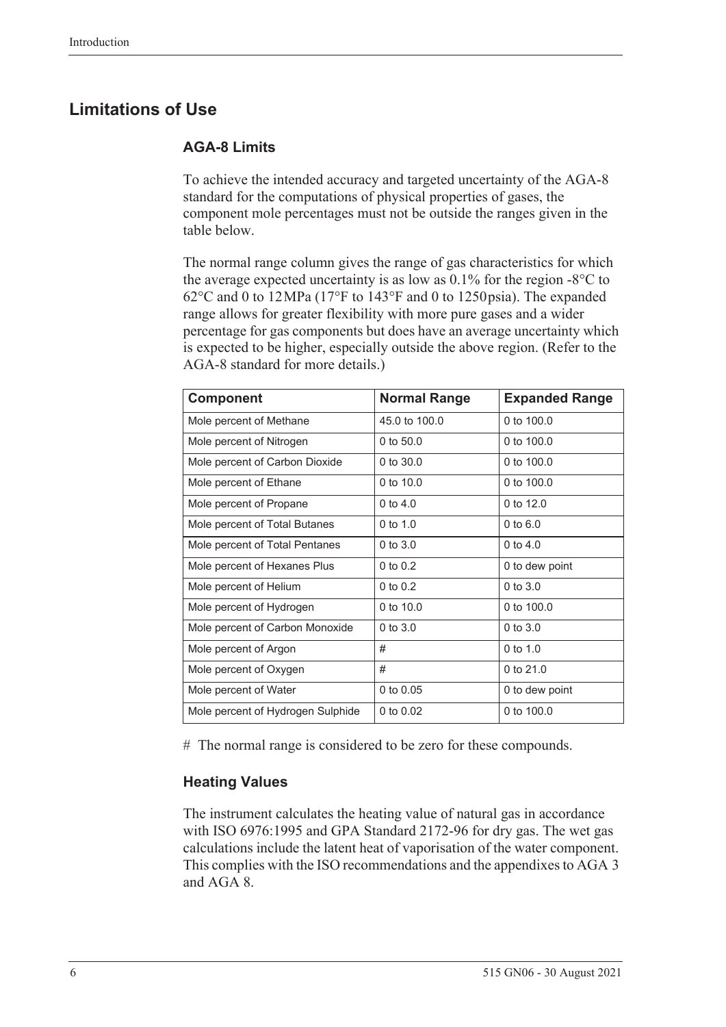## Limitations of Use

### AGA-8 Limits

To achieve the intended accuracy and targeted uncertainty of the AGA-8 standard for the computations of physical properties of gases, the component mole percentages must not be outside the ranges given in the table below.

The normal range column gives the range of gas characteristics for which the average expected uncertainty is as low as 0.1% for the region -8°C to 62°C and 0 to 12 MPa (17°F to 143°F and 0 to 1250 psia). The expanded range allows for greater flexibility with more pure gases and a wider percentage for gas components but does have an average uncertainty which is expected to be higher, especially outside the above region. (Refer to the AGA-8 standard for more details.)

| Component | Normal Range | Expanded Range |
|---|---|---|
| Mole percent of Methane | 45.0 to 100.0 | 0 to 100.0 |
| Mole percent of Nitrogen | 0 to 50.0 | 0 to 100.0 |
| Mole percent of Carbon Dioxide | 0 to 30.0 | 0 to 100.0 |
| Mole percent of Ethane | 0 to 10.0 | 0 to 100.0 |
| Mole percent of Propane | 0 to 4.0 | 0 to 12.0 |
| Mole percent of Total Butanes | 0 to 1.0 | 0 to 6.0 |
| Mole percent of Total Pentanes | 0 to 3.0 | 0 to 4.0 |
| Mole percent of Hexanes Plus | 0 to 0.2 | 0 to dew point |
| Mole percent of Helium | 0 to 0.2 | 0 to 3.0 |
| Mole percent of Hydrogen | 0 to 10.0 | 0 to 100.0 |
| Mole percent of Carbon Monoxide | 0 to 3.0 | 0 to 3.0 |
| Mole percent of Argon | # | 0 to 1.0 |
| Mole percent of Oxygen | # | 0 to 21.0 |
| Mole percent of Water | 0 to 0.05 | 0 to dew point |
| Mole percent of Hydrogen Sulphide | 0 to 0.02 | 0 to 100.0 |

# The normal range is considered to be zero for these compounds.

### Heating Values

The instrument calculates the heating value of natural gas in accordance with ISO 6976:1995 and GPA Standard 2172-96 for dry gas. The wet gas calculations include the latent heat of vaporisation of the water component. This complies with the ISO recommendations and the appendixes to AGA 3 and AGA 8.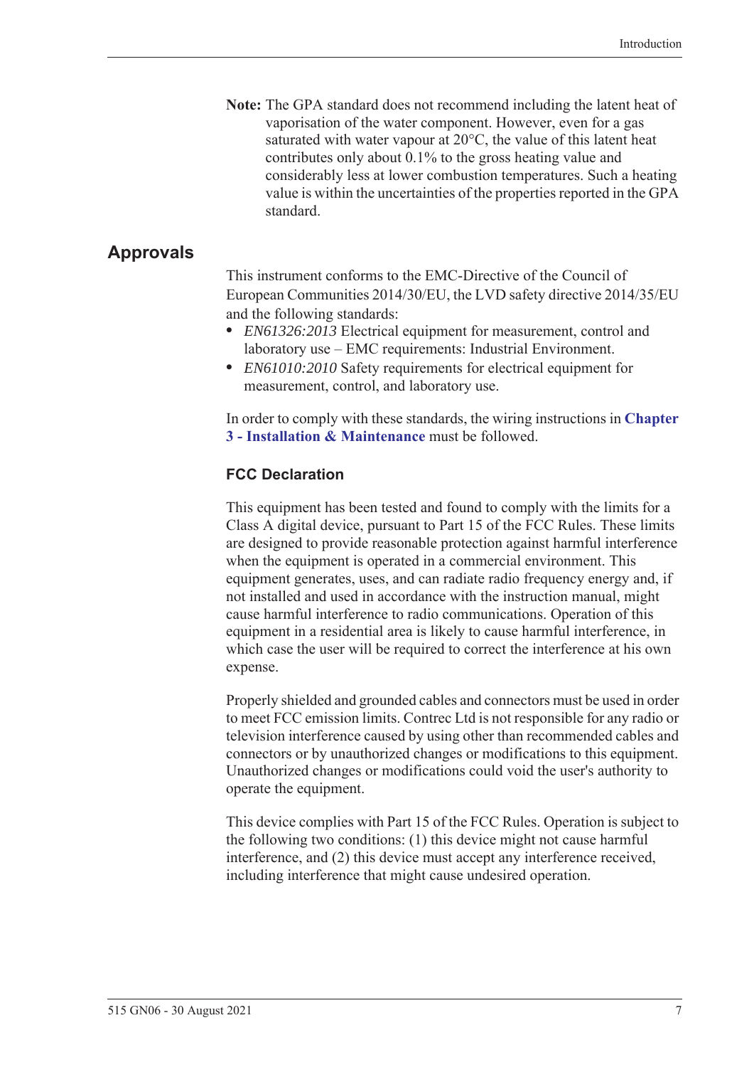**Note:** The GPA standard does not recommend including the latent heat of vaporisation of the water component. However, even for a gas saturated with water vapour at 20°C, the value of this latent heat contributes only about 0.1% to the gross heating value and considerably less at lower combustion temperatures. Such a heating value is within the uncertainties of the properties reported in the GPA standard.

## Approvals

This instrument conforms to the EMC-Directive of the Council of European Communities 2014/30/EU, the LVD safety directive 2014/35/EU and the following standards:

- *EN61326:2013* Electrical equipment for measurement, control and laboratory use – EMC requirements: Industrial Environment.
- *EN61010:2010* Safety requirements for electrical equipment for measurement, control, and laboratory use.

In order to comply with these standards, the wiring instructions in **Chapter 3 - Installation & Maintenance** must be followed.

### FCC Declaration

This equipment has been tested and found to comply with the limits for a Class A digital device, pursuant to Part 15 of the FCC Rules. These limits are designed to provide reasonable protection against harmful interference when the equipment is operated in a commercial environment. This equipment generates, uses, and can radiate radio frequency energy and, if not installed and used in accordance with the instruction manual, might cause harmful interference to radio communications. Operation of this equipment in a residential area is likely to cause harmful interference, in which case the user will be required to correct the interference at his own expense.

Properly shielded and grounded cables and connectors must be used in order to meet FCC emission limits. Contrec Ltd is not responsible for any radio or television interference caused by using other than recommended cables and connectors or by unauthorized changes or modifications to this equipment. Unauthorized changes or modifications could void the user's authority to operate the equipment.

This device complies with Part 15 of the FCC Rules. Operation is subject to the following two conditions: (1) this device might not cause harmful interference, and (2) this device must accept any interference received, including interference that might cause undesired operation.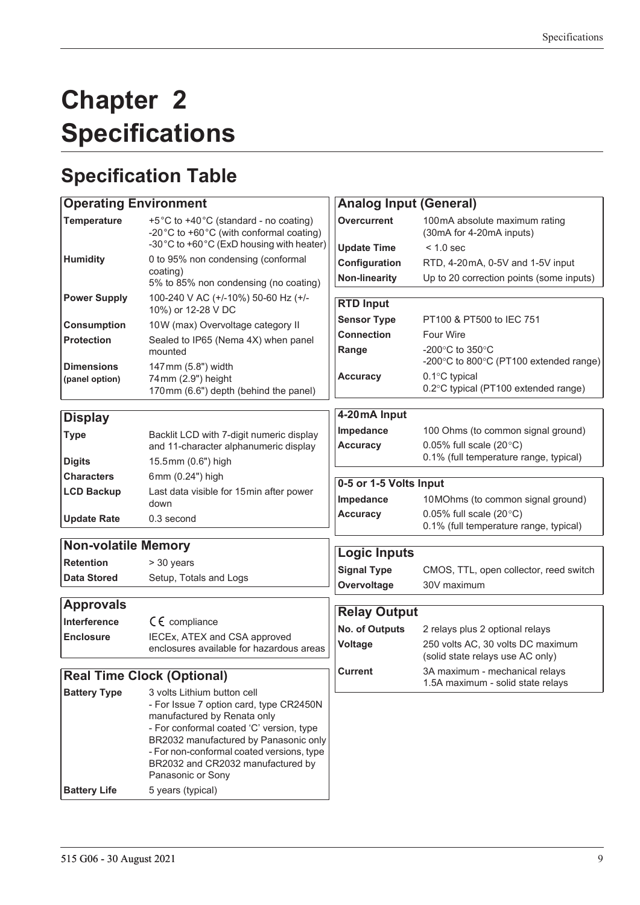# Chapter 2 Specifications

## Specification Table

| Operating Environment | |
|---|---|
| **Temperature** | +5°C to +40°C (standard - no coating)<br>-20°C to +60°C (with conformal coating)<br>-30°C to +60°C (ExD housing with heater) |
| **Humidity** | 0 to 95% non condensing (conformal coating)<br>5% to 85% non condensing (no coating) |
| **Power Supply** | 100-240 V AC (+/-10%) 50-60 Hz (+/-10%) or 12-28 V DC |
| **Consumption** | 10W (max) Overvoltage category II |
| **Protection** | Sealed to IP65 (Nema 4X) when panel mounted |
| **Dimensions (panel option)** | 147mm (5.8") width<br>74mm (2.9") height<br>170mm (6.6") depth (behind the panel) |

| Display | |
|---|---|
| **Type** | Backlit LCD with 7-digit numeric display and 11-character alphanumeric display |
| **Digits** | 15.5mm (0.6") high |
| **Characters** | 6mm (0.24") high |
| **LCD Backup** | Last data visible for 15min after power down |
| **Update Rate** | 0.3 second |

| Non-volatile Memory | |
|---|---|
| **Retention** | > 30 years |
| **Data Stored** | Setup, Totals and Logs |

| Approvals | |
|---|---|
| **Interference** | CE compliance |
| **Enclosure** | IECEx, ATEX and CSA approved enclosures available for hazardous areas |

| Real Time Clock (Optional) | |
|---|---|
| **Battery Type** | 3 volts Lithium button cell<br>- For Issue 7 option card, type CR2450N manufactured by Renata only<br>- For conformal coated 'C' version, type BR2032 manufactured by Panasonic only<br>- For non-conformal coated versions, type BR2032 and CR2032 manufactured by Panasonic or Sony |
| **Battery Life** | 5 years (typical) |

| Analog Input (General) | |
|---|---|
| **Overcurrent** | 100mA absolute maximum rating (30mA for 4-20mA inputs) |
| **Update Time** | < 1.0 sec |
| **Configuration** | RTD, 4-20mA, 0-5V and 1-5V input |
| **Non-linearity** | Up to 20 correction points (some inputs) |

| RTD Input | |
|---|---|
| **Sensor Type** | PT100 & PT500 to IEC 751 |
| **Connection** | Four Wire |
| **Range** | -200°C to 350°C<br>-200°C to 800°C (PT100 extended range) |
| **Accuracy** | 0.1°C typical<br>0.2°C typical (PT100 extended range) |

| 4-20mA Input | |
|---|---|
| **Impedance** | 100 Ohms (to common signal ground) |
| **Accuracy** | 0.05% full scale (20°C)<br>0.1% (full temperature range, typical) |

| 0-5 or 1-5 Volts Input | |
|---|---|
| **Impedance** | 10MOhms (to common signal ground) |
| **Accuracy** | 0.05% full scale (20°C)<br>0.1% (full temperature range, typical) |

| Logic Inputs | |
|---|---|
| **Signal Type** | CMOS, TTL, open collector, reed switch |
| **Overvoltage** | 30V maximum |

| Relay Output | |
|---|---|
| **No. of Outputs** | 2 relays plus 2 optional relays |
| **Voltage** | 250 volts AC, 30 volts DC maximum (solid state relays use AC only) |
| **Current** | 3A maximum - mechanical relays<br>1.5A maximum - solid state relays |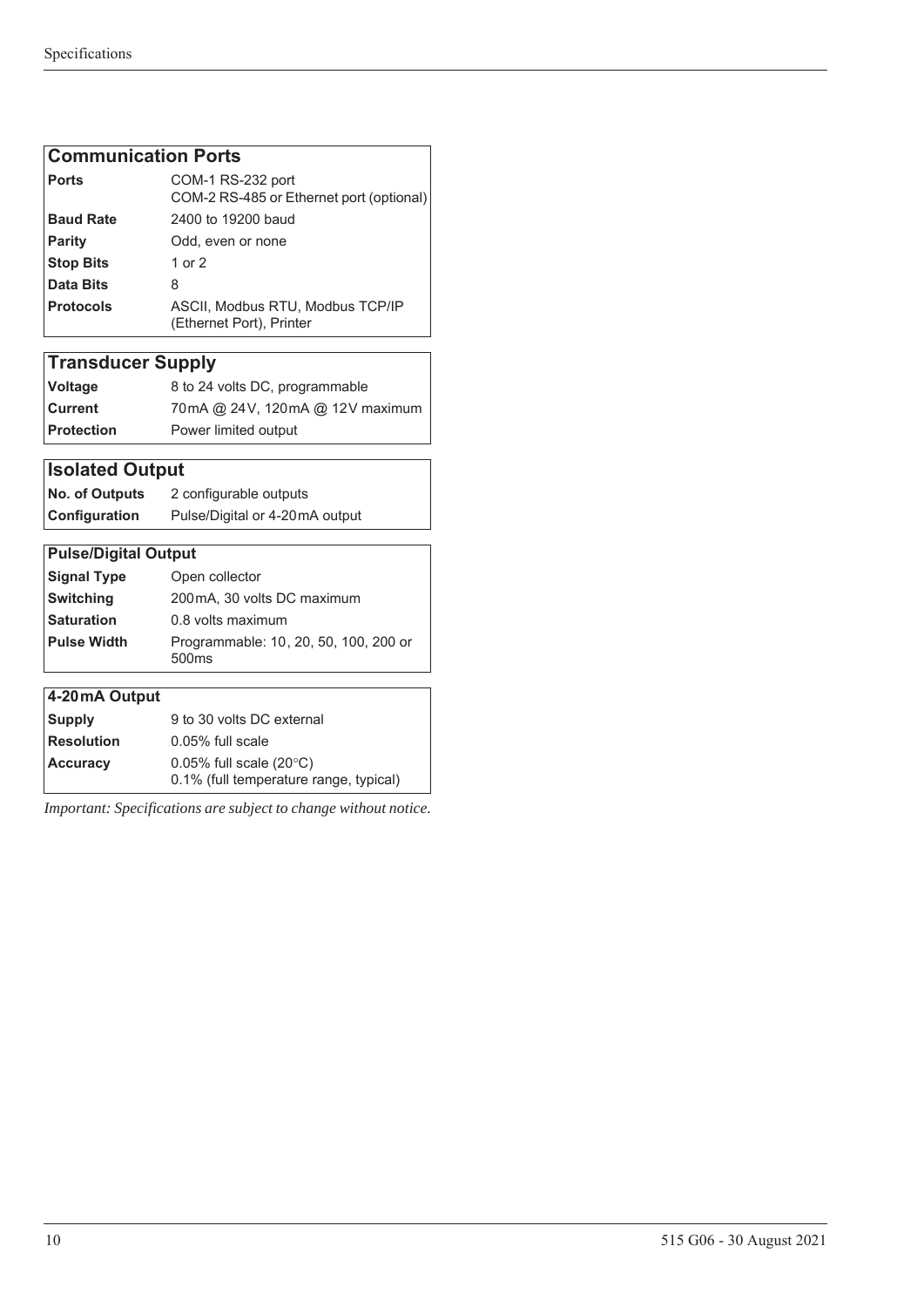| Communication Ports | |
|---|---|
| **Ports** | COM-1 RS-232 port<br>COM-2 RS-485 or Ethernet port (optional) |
| **Baud Rate** | 2400 to 19200 baud |
| **Parity** | Odd, even or none |
| **Stop Bits** | 1 or 2 |
| **Data Bits** | 8 |
| **Protocols** | ASCII, Modbus RTU, Modbus TCP/IP (Ethernet Port), Printer |

| Transducer Supply | |
|---|---|
| **Voltage** | 8 to 24 volts DC, programmable |
| **Current** | 70mA @ 24V, 120mA @ 12V maximum |
| **Protection** | Power limited output |

| Isolated Output | |
|---|---|
| **No. of Outputs** | 2 configurable outputs |
| **Configuration** | Pulse/Digital or 4-20mA output |

| Pulse/Digital Output | |
|---|---|
| **Signal Type** | Open collector |
| **Switching** | 200mA, 30 volts DC maximum |
| **Saturation** | 0.8 volts maximum |
| **Pulse Width** | Programmable: 10, 20, 50, 100, 200 or 500ms |

| 4-20mA Output | |
|---|---|
| **Supply** | 9 to 30 volts DC external |
| **Resolution** | 0.05% full scale |
| **Accuracy** | 0.05% full scale (20°C)<br>0.1% (full temperature range, typical) |

*Important: Specifications are subject to change without notice.*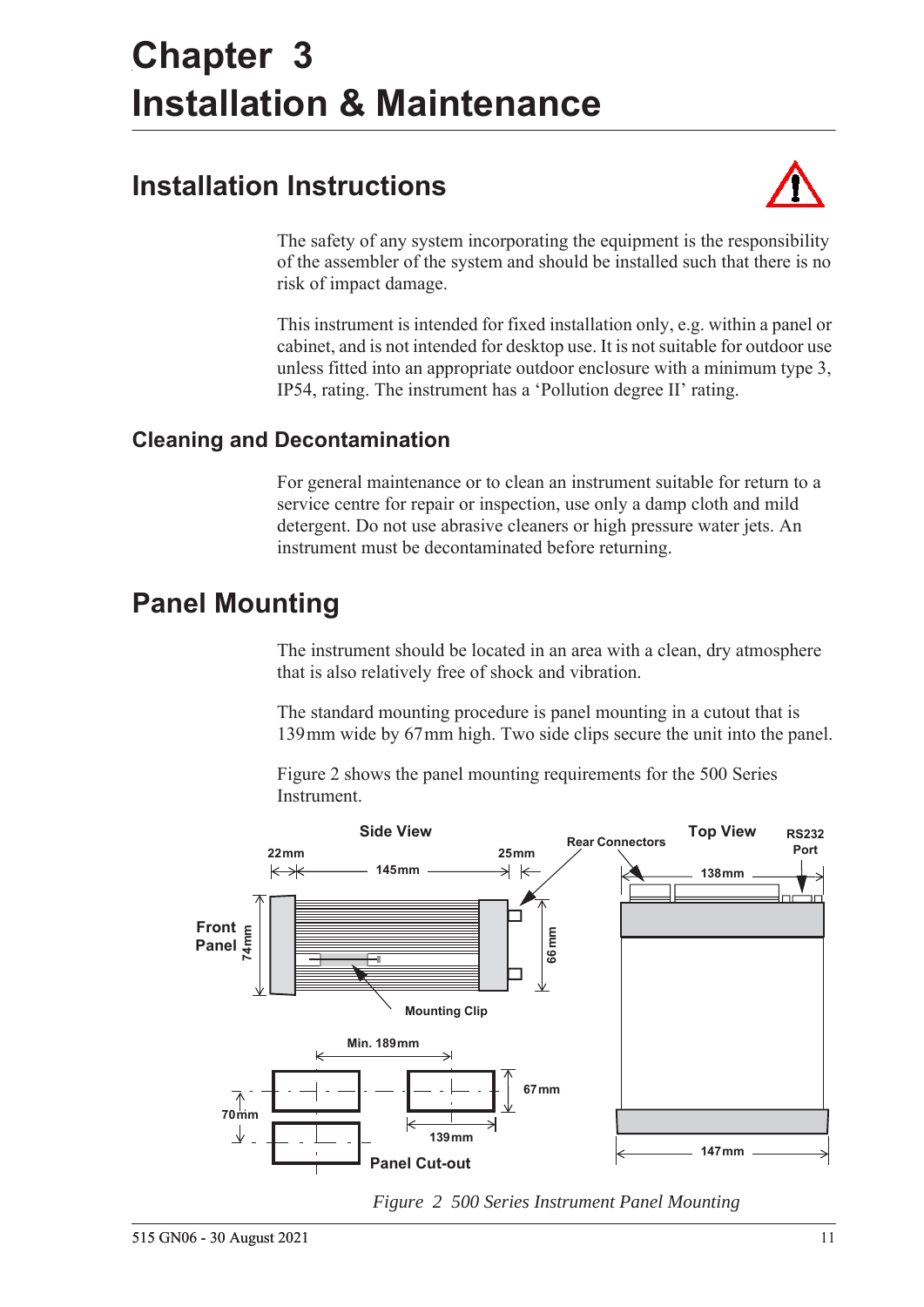# Chapter 3
# Installation & Maintenance

## Installation Instructions

The safety of any system incorporating the equipment is the responsibility of the assembler of the system and should be installed such that there is no risk of impact damage.

This instrument is intended for fixed installation only, e.g. within a panel or cabinet, and is not intended for desktop use. It is not suitable for outdoor use unless fitted into an appropriate outdoor enclosure with a minimum type 3, IP54, rating. The instrument has a 'Pollution degree II' rating.

### Cleaning and Decontamination

For general maintenance or to clean an instrument suitable for return to a service centre for repair or inspection, use only a damp cloth and mild detergent. Do not use abrasive cleaners or high pressure water jets. An instrument must be decontaminated before returning.

## Panel Mounting

The instrument should be located in an area with a clean, dry atmosphere that is also relatively free of shock and vibration.

The standard mounting procedure is panel mounting in a cutout that is 139 mm wide by 67 mm high. Two side clips secure the unit into the panel.

Figure 2 shows the panel mounting requirements for the 500 Series Instrument.

*Figure 2 500 Series Instrument Panel Mounting*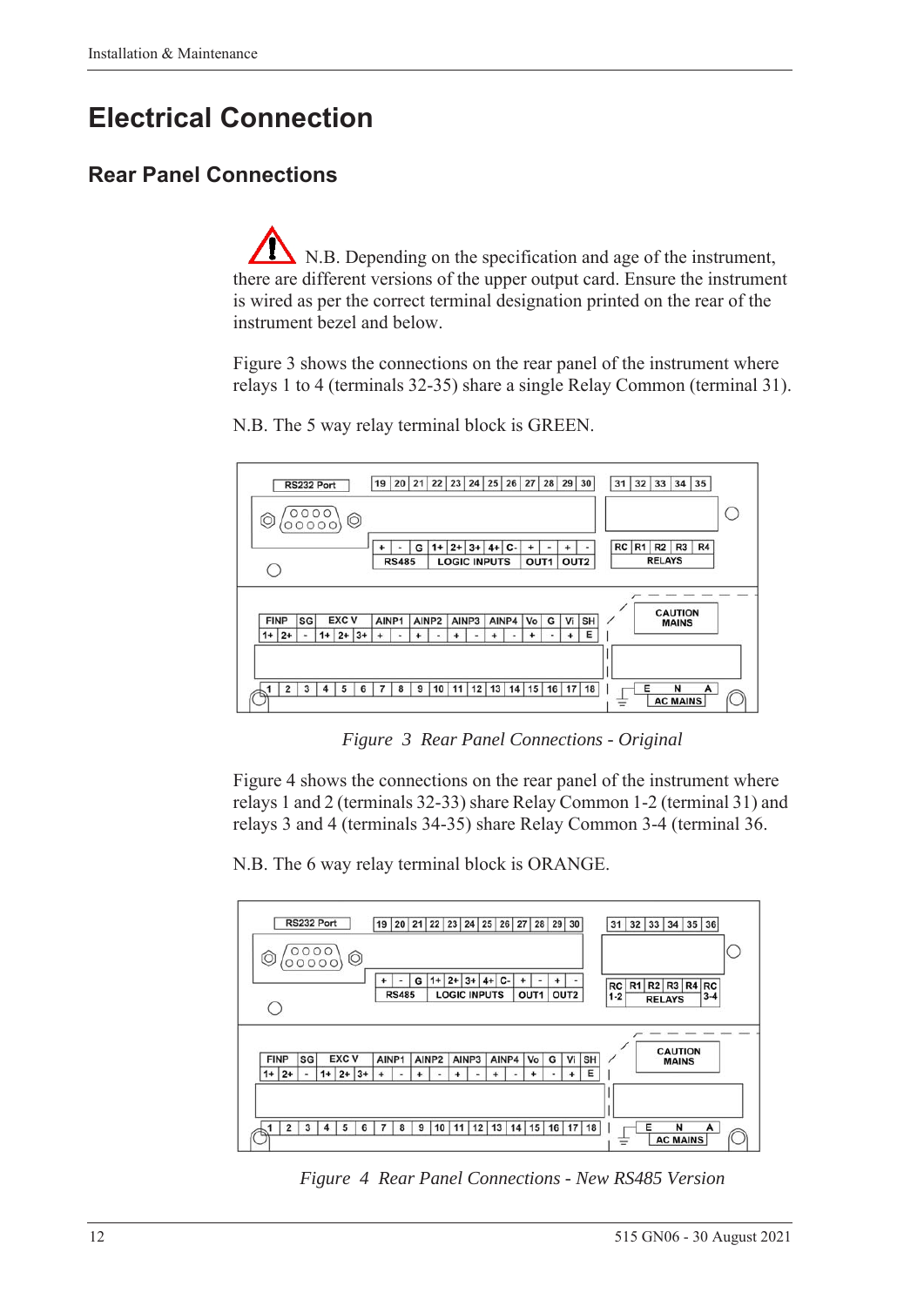# Electrical Connection

## Rear Panel Connections

N.B. Depending on the specification and age of the instrument, there are different versions of the upper output card. Ensure the instrument is wired as per the correct terminal designation printed on the rear of the instrument bezel and below.

Figure 3 shows the connections on the rear panel of the instrument where relays 1 to 4 (terminals 32-35) share a single Relay Common (terminal 31).

N.B. The 5 way relay terminal block is GREEN.

*Figure 3 Rear Panel Connections - Original*

Figure 4 shows the connections on the rear panel of the instrument where relays 1 and 2 (terminals 32-33) share Relay Common 1-2 (terminal 31) and relays 3 and 4 (terminals 34-35) share Relay Common 3-4 (terminal 36.

N.B. The 6 way relay terminal block is ORANGE.

*Figure 4 Rear Panel Connections - New RS485 Version*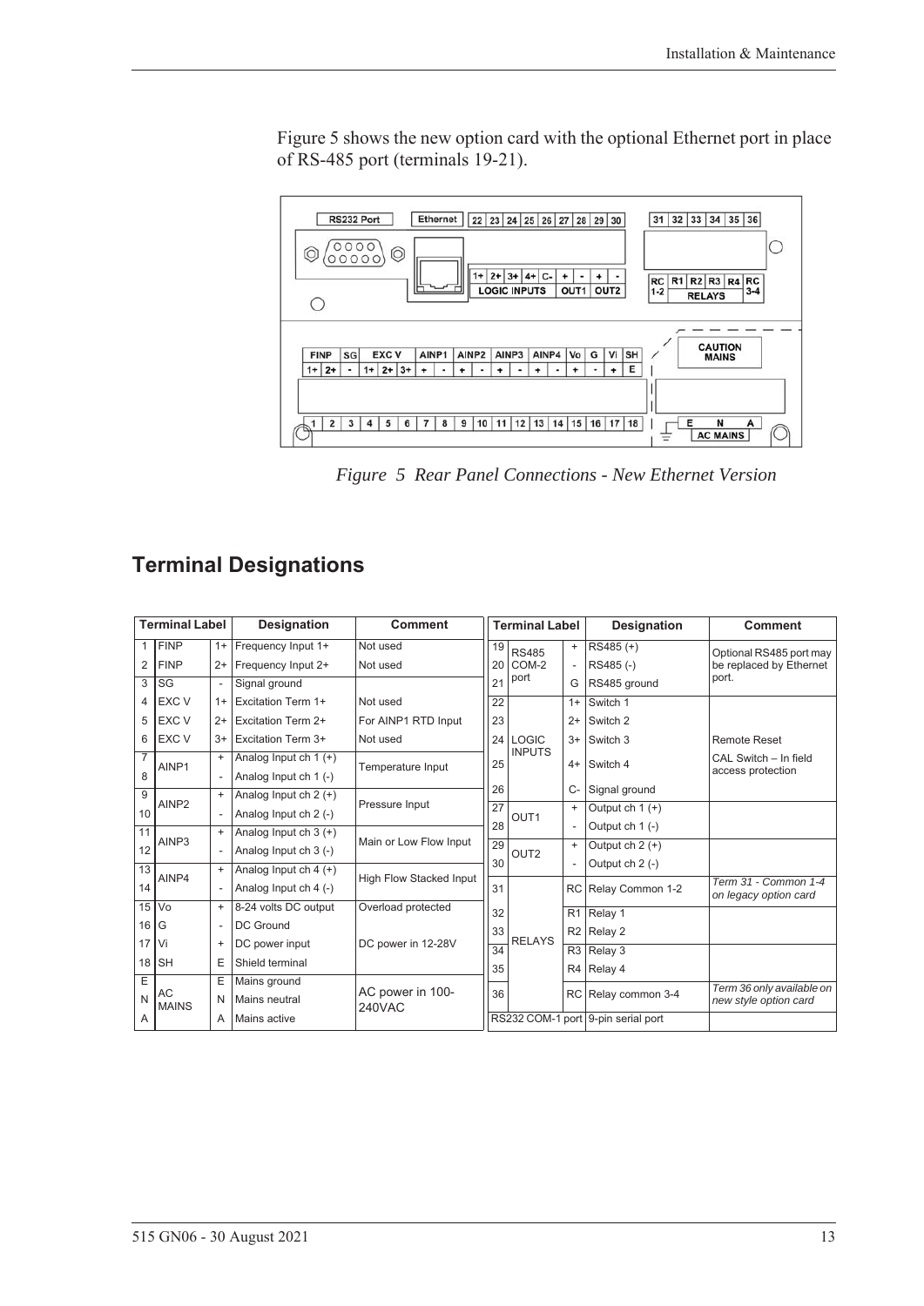Figure 5 shows the new option card with the optional Ethernet port in place of RS-485 port (terminals 19-21).

*Figure 5 Rear Panel Connections - New Ethernet Version*

## Terminal Designations

| Terminal Label | | | Designation | Comment |
|---|---|---|---|---|
| 1 | FINP | 1+ | Frequency Input 1+ | Not used |
| 2 | FINP | 2+ | Frequency Input 2+ | Not used |
| 3 | SG | - | Signal ground | |
| 4 | EXC V | 1+ | Excitation Term 1+ | Not used |
| 5 | EXC V | 2+ | Excitation Term 2+ | For AINP1 RTD Input |
| 6 | EXC V | 3+ | Excitation Term 3+ | Not used |
| 7 | AINP1 | + | Analog Input ch 1 (+) | Temperature Input |
| 8 | | - | Analog Input ch 1 (-) | |
| 9 | AINP2 | + | Analog Input ch 2 (+) | Pressure Input |
| 10 | | - | Analog Input ch 2 (-) | |
| 11 | AINP3 | + | Analog Input ch 3 (+) | Main or Low Flow Input |
| 12 | | - | Analog Input ch 3 (-) | |
| 13 | AINP4 | + | Analog Input ch 4 (+) | High Flow Stacked Input |
| 14 | | - | Analog Input ch 4 (-) | |
| 15 | Vo | + | 8-24 volts DC output | Overload protected |
| 16 | G | - | DC Ground | |
| 17 | Vi | + | DC power input | DC power in 12-28V |
| 18 | SH | E | Shield terminal | |
| E | AC MAINS | E | Mains ground | AC power in 100-240VAC |
| N | | N | Mains neutral | |
| A | | A | Mains active | |

| Terminal Label | | | Designation | Comment |
|---|---|---|---|---|
| 19 | RS485 COM-2 port | + | RS485 (+) | Optional RS485 port may be replaced by Ethernet port. |
| 20 | | - | RS485 (-) | |
| 21 | | G | RS485 ground | |
| 22 | LOGIC INPUTS | 1+ | Switch 1 | |
| 23 | | 2+ | Switch 2 | |
| 24 | | 3+ | Switch 3 | Remote Reset |
| 25 | | 4+ | Switch 4 | CAL Switch – In field access protection |
| 26 | | C- | Signal ground | |
| 27 | OUT1 | + | Output ch 1 (+) | |
| 28 | | - | Output ch 1 (-) | |
| 29 | OUT2 | + | Output ch 2 (+) | |
| 30 | | - | Output ch 2 (-) | |
| 31 | RELAYS | RC | Relay Common 1-2 | *Term 31 - Common 1-4 on legacy option card* |
| 32 | | R1 | Relay 1 | |
| 33 | | R2 | Relay 2 | |
| 34 | | R3 | Relay 3 | |
| 35 | | R4 | Relay 4 | |
| 36 | | RC | Relay common 3-4 | *Term 36 only available on new style option card* |
| RS232 COM-1 port | | | 9-pin serial port | |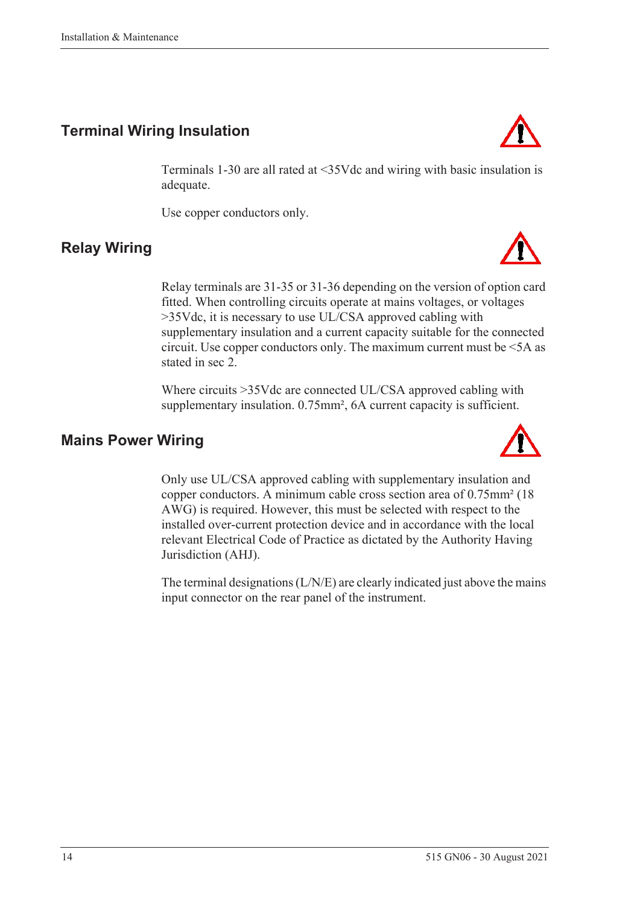## Terminal Wiring Insulation

Terminals 1-30 are all rated at <35Vdc and wiring with basic insulation is adequate.

Use copper conductors only.

## Relay Wiring

Relay terminals are 31-35 or 31-36 depending on the version of option card fitted. When controlling circuits operate at mains voltages, or voltages >35Vdc, it is necessary to use UL/CSA approved cabling with supplementary insulation and a current capacity suitable for the connected circuit. Use copper conductors only. The maximum current must be <5A as stated in sec 2.

Where circuits >35Vdc are connected UL/CSA approved cabling with supplementary insulation. 0.75mm², 6A current capacity is sufficient.

## Mains Power Wiring

Only use UL/CSA approved cabling with supplementary insulation and copper conductors. A minimum cable cross section area of 0.75mm² (18 AWG) is required. However, this must be selected with respect to the installed over-current protection device and in accordance with the local relevant Electrical Code of Practice as dictated by the Authority Having Jurisdiction (AHJ).

The terminal designations (L/N/E) are clearly indicated just above the mains input connector on the rear panel of the instrument.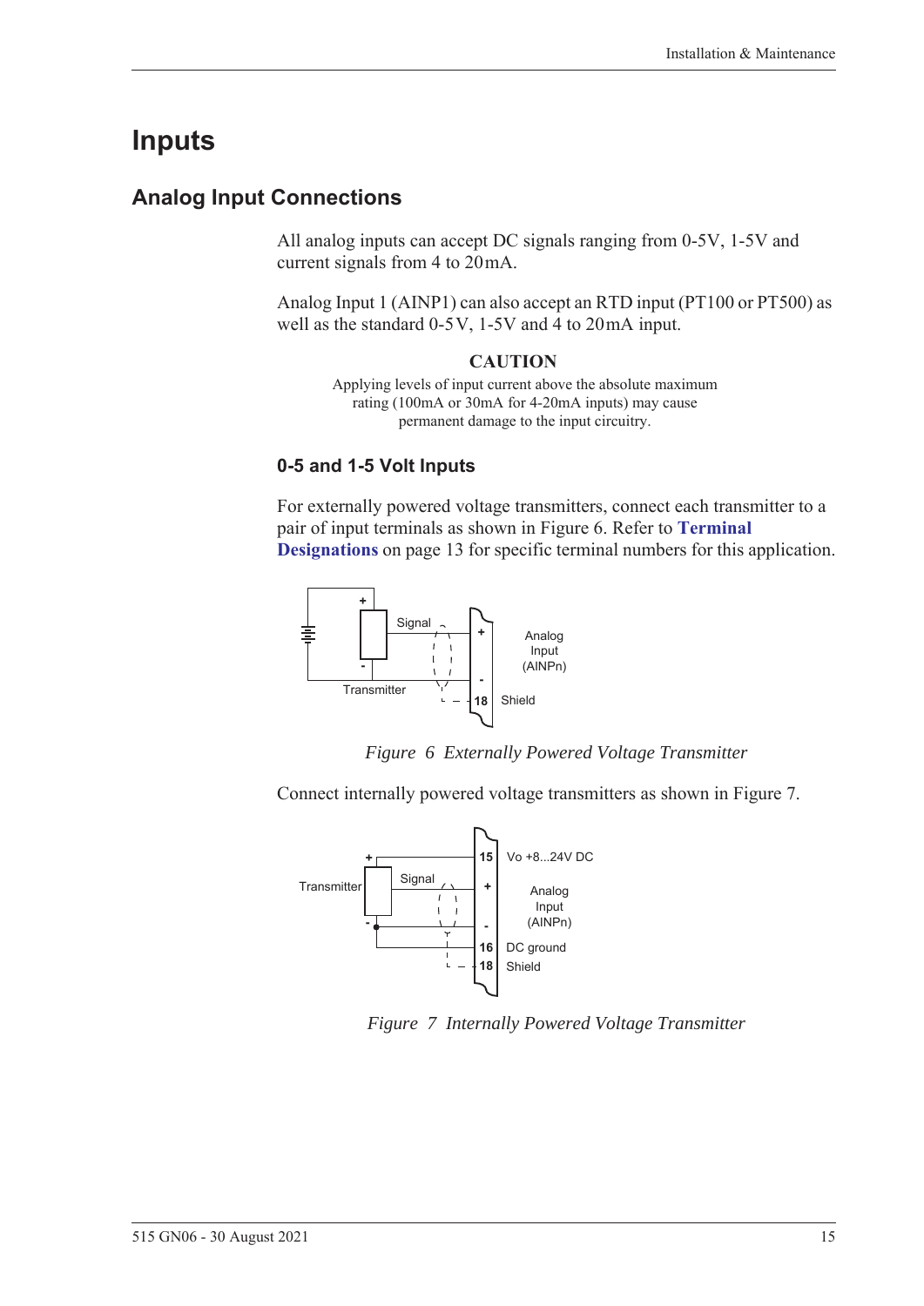# Inputs

## Analog Input Connections

All analog inputs can accept DC signals ranging from 0-5V, 1-5V and current signals from 4 to 20 mA.

Analog Input 1 (AINP1) can also accept an RTD input (PT100 or PT500) as well as the standard 0-5 V, 1-5V and 4 to 20 mA input.

**CAUTION**

Applying levels of input current above the absolute maximum rating (100mA or 30mA for 4-20mA inputs) may cause permanent damage to the input circuitry.

### 0-5 and 1-5 Volt Inputs

For externally powered voltage transmitters, connect each transmitter to a pair of input terminals as shown in Figure 6. Refer to **Terminal Designations** on page 13 for specific terminal numbers for this application.

*Figure 6 Externally Powered Voltage Transmitter*

Connect internally powered voltage transmitters as shown in Figure 7.

*Figure 7 Internally Powered Voltage Transmitter*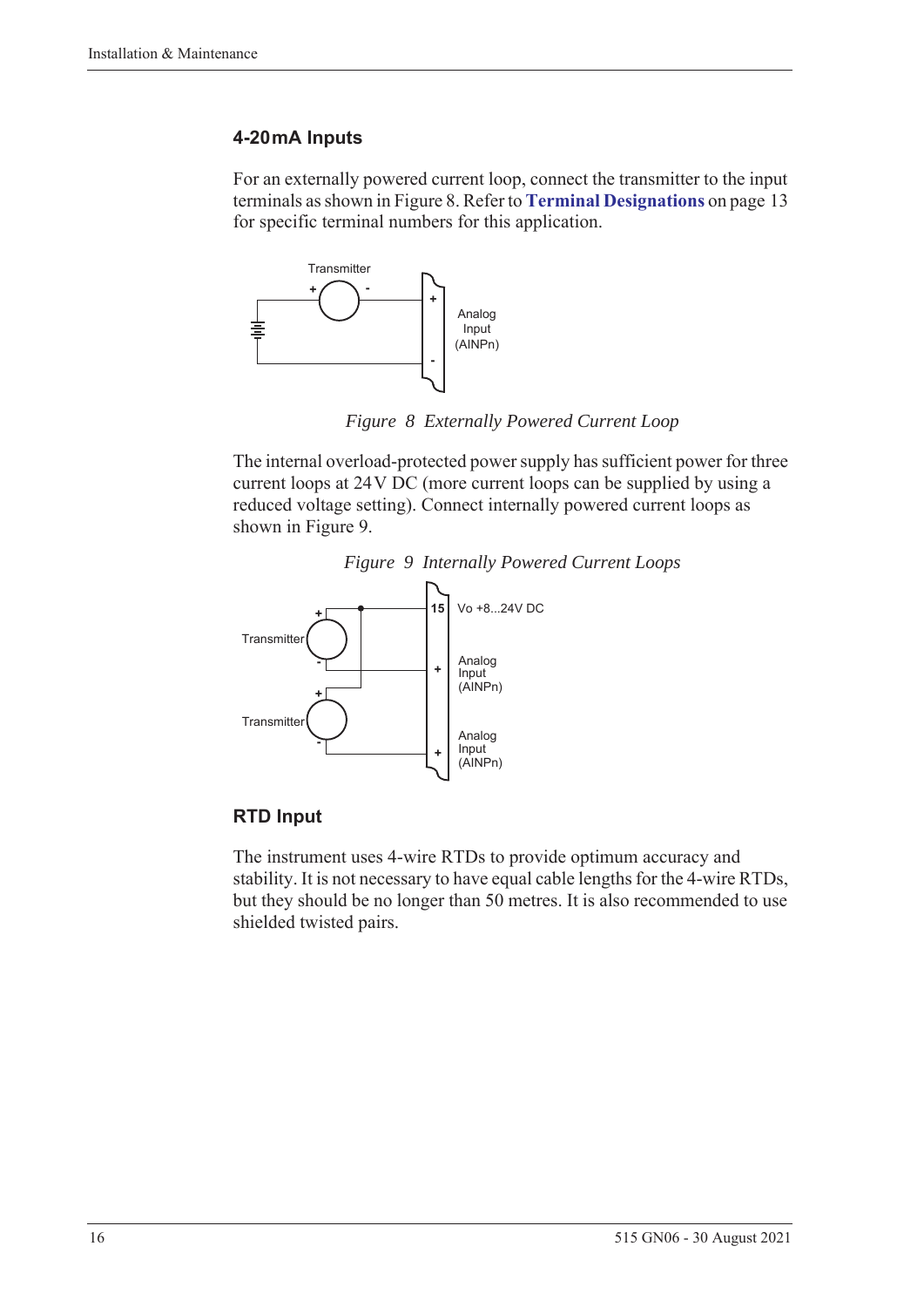### 4-20 mA Inputs

For an externally powered current loop, connect the transmitter to the input terminals as shown in Figure 8. Refer to **Terminal Designations** on page 13 for specific terminal numbers for this application.

*Figure 8 Externally Powered Current Loop*

The internal overload-protected power supply has sufficient power for three current loops at 24 V DC (more current loops can be supplied by using a reduced voltage setting). Connect internally powered current loops as shown in Figure 9.

*Figure 9 Internally Powered Current Loops*

### RTD Input

The instrument uses 4-wire RTDs to provide optimum accuracy and stability. It is not necessary to have equal cable lengths for the 4-wire RTDs, but they should be no longer than 50 metres. It is also recommended to use shielded twisted pairs.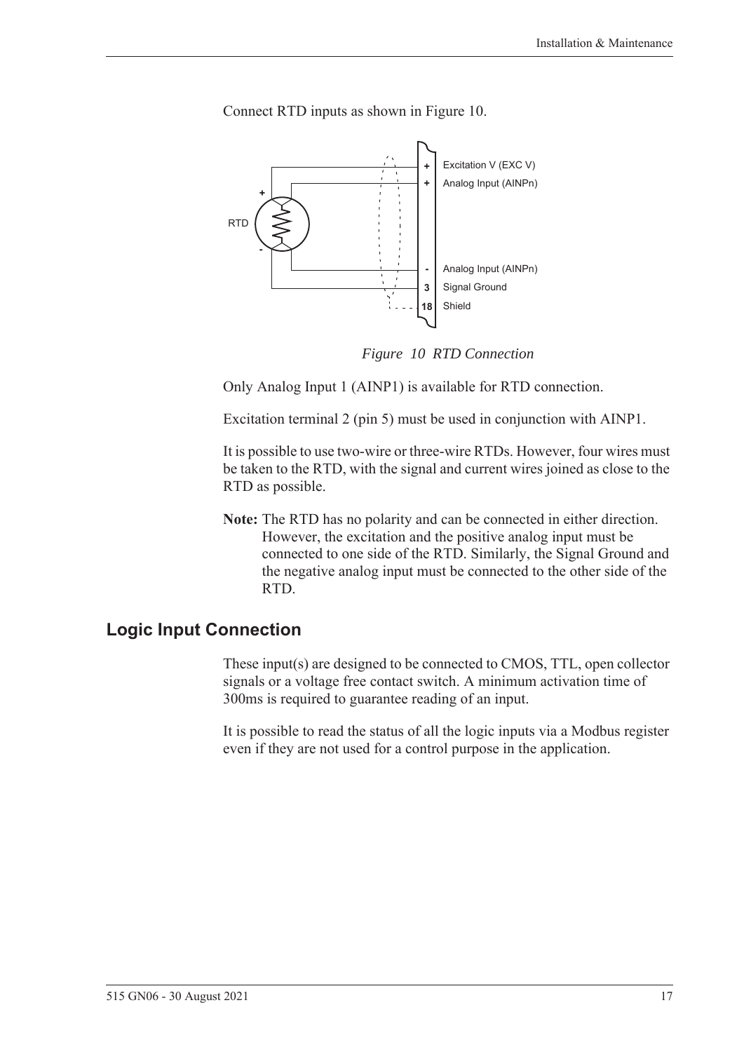Connect RTD inputs as shown in Figure 10.

*Figure 10 RTD Connection*

Only Analog Input 1 (AINP1) is available for RTD connection.

Excitation terminal 2 (pin 5) must be used in conjunction with AINP1.

It is possible to use two-wire or three-wire RTDs. However, four wires must be taken to the RTD, with the signal and current wires joined as close to the RTD as possible.

**Note:** The RTD has no polarity and can be connected in either direction. However, the excitation and the positive analog input must be connected to one side of the RTD. Similarly, the Signal Ground and the negative analog input must be connected to the other side of the RTD.

## Logic Input Connection

These input(s) are designed to be connected to CMOS, TTL, open collector signals or a voltage free contact switch. A minimum activation time of 300ms is required to guarantee reading of an input.

It is possible to read the status of all the logic inputs via a Modbus register even if they are not used for a control purpose in the application.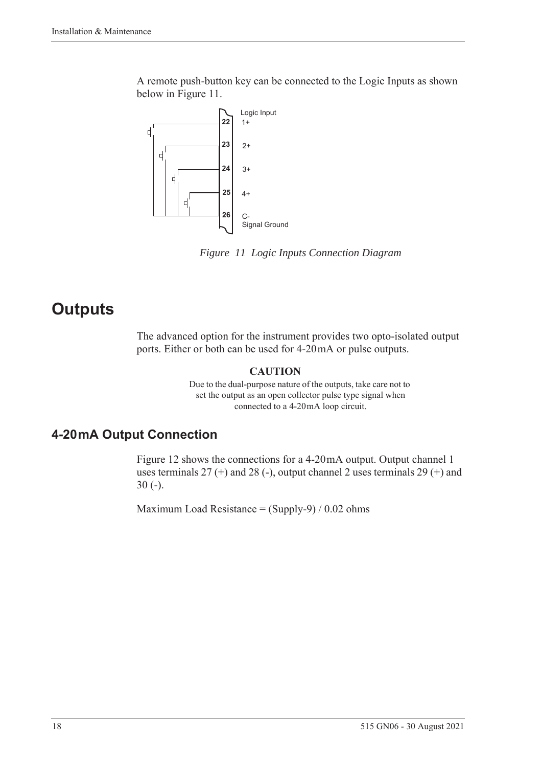A remote push-button key can be connected to the Logic Inputs as shown below in Figure 11.

*Figure 11 Logic Inputs Connection Diagram*

# Outputs

The advanced option for the instrument provides two opto-isolated output ports. Either or both can be used for 4-20 mA or pulse outputs.

**CAUTION**

Due to the dual-purpose nature of the outputs, take care not to set the output as an open collector pulse type signal when connected to a 4-20 mA loop circuit.

## 4-20 mA Output Connection

Figure 12 shows the connections for a 4-20 mA output. Output channel 1 uses terminals 27 (+) and 28 (-), output channel 2 uses terminals 29 (+) and 30 (-).

Maximum Load Resistance = (Supply-9) / 0.02 ohms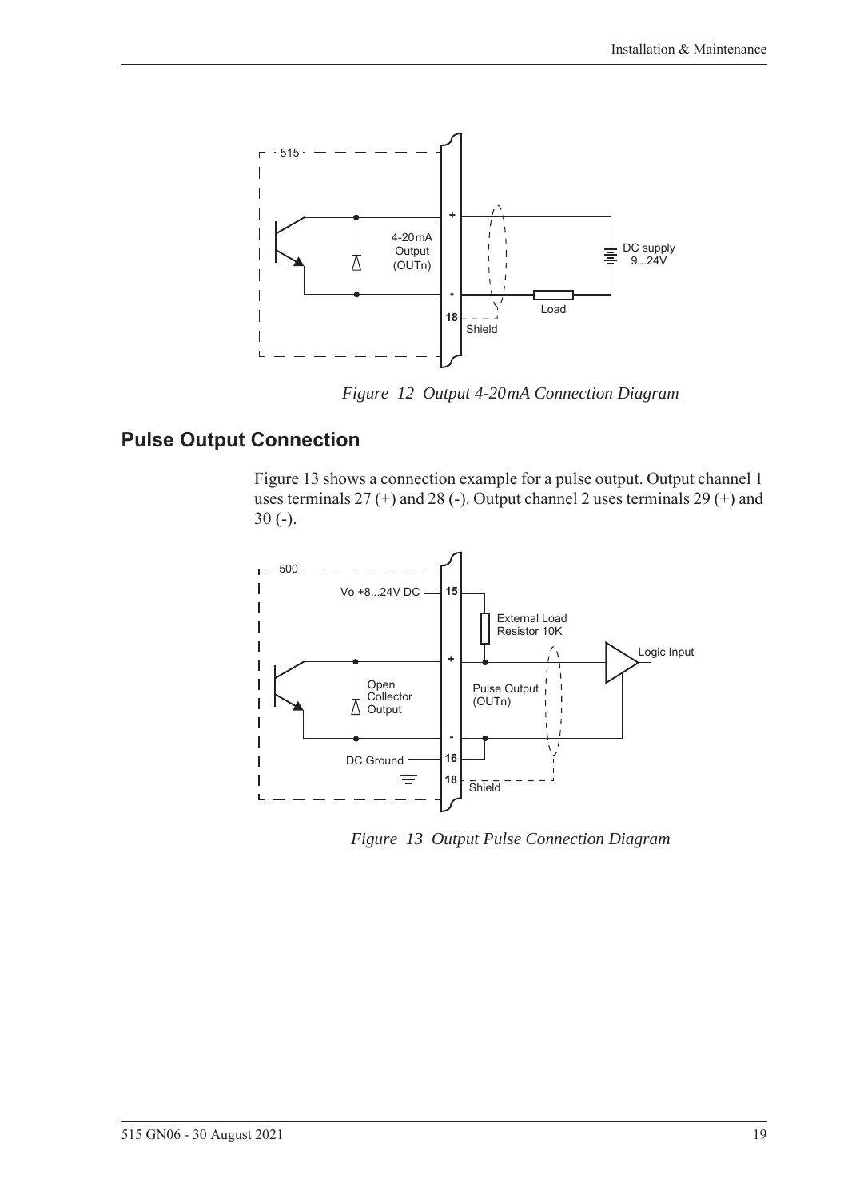*Figure 12 Output 4-20mA Connection Diagram*

## Pulse Output Connection

Figure 13 shows a connection example for a pulse output. Output channel 1 uses terminals 27 (+) and 28 (-). Output channel 2 uses terminals 29 (+) and 30 (-).

*Figure 13 Output Pulse Connection Diagram*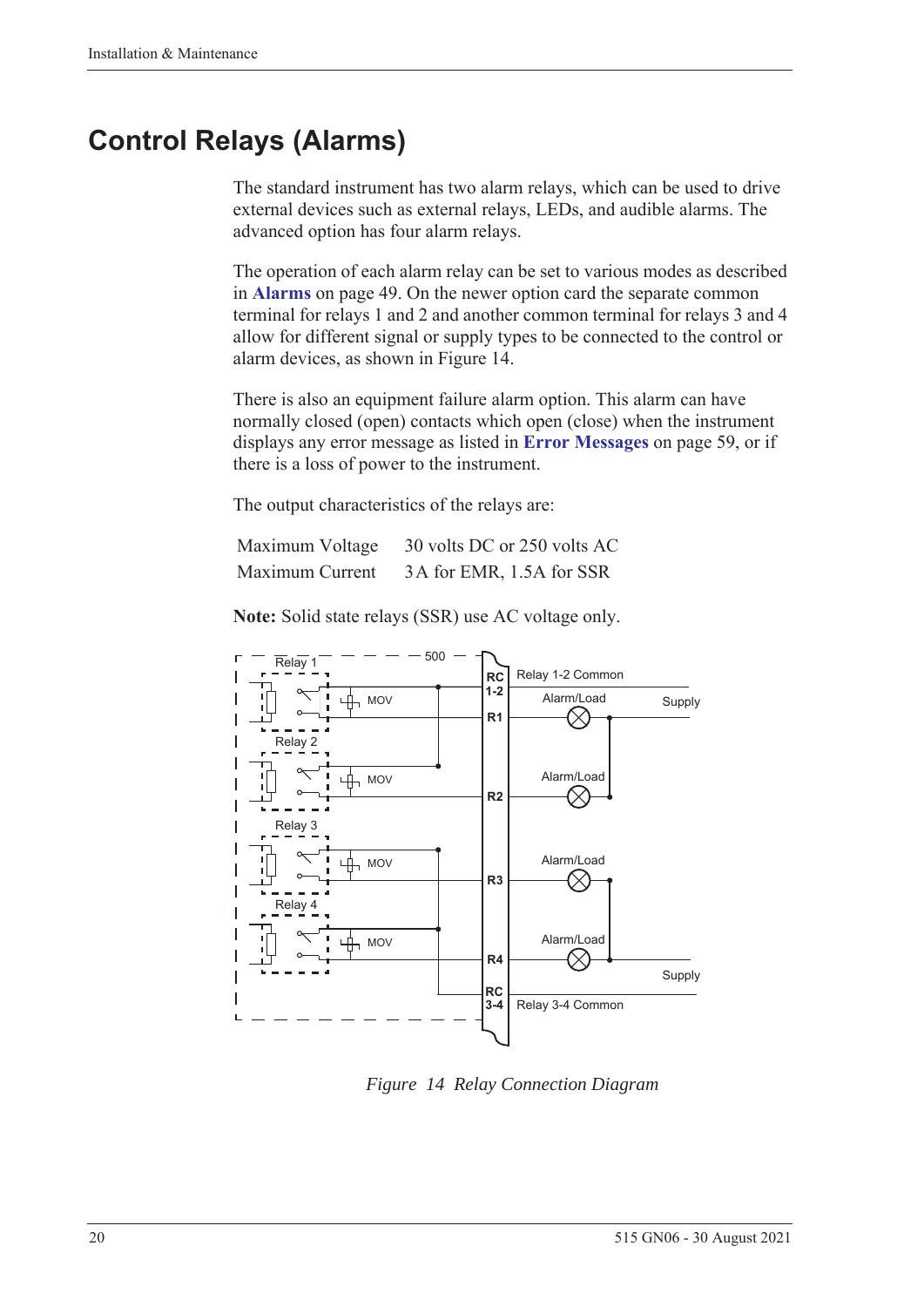# Control Relays (Alarms)

The standard instrument has two alarm relays, which can be used to drive external devices such as external relays, LEDs, and audible alarms. The advanced option has four alarm relays.

The operation of each alarm relay can be set to various modes as described in **Alarms** on page 49. On the newer option card the separate common terminal for relays 1 and 2 and another common terminal for relays 3 and 4 allow for different signal or supply types to be connected to the control or alarm devices, as shown in Figure 14.

There is also an equipment failure alarm option. This alarm can have normally closed (open) contacts which open (close) when the instrument displays any error message as listed in **Error Messages** on page 59, or if there is a loss of power to the instrument.

The output characteristics of the relays are:

| | |
|---|---|
| Maximum Voltage | 30 volts DC or 250 volts AC |
| Maximum Current | 3 A for EMR, 1.5A for SSR |

**Note:** Solid state relays (SSR) use AC voltage only.

*Figure 14 Relay Connection Diagram*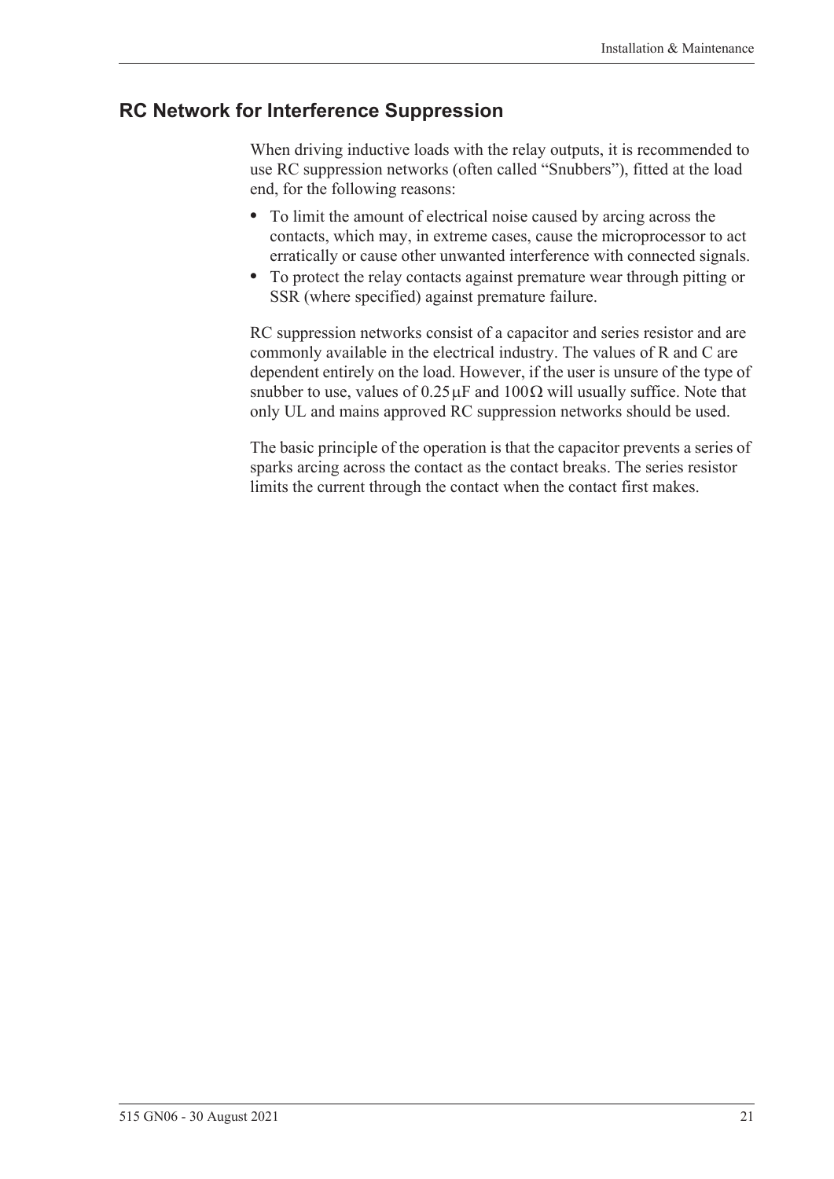## RC Network for Interference Suppression

When driving inductive loads with the relay outputs, it is recommended to use RC suppression networks (often called "Snubbers"), fitted at the load end, for the following reasons:

- To limit the amount of electrical noise caused by arcing across the contacts, which may, in extreme cases, cause the microprocessor to act erratically or cause other unwanted interference with connected signals.
- To protect the relay contacts against premature wear through pitting or SSR (where specified) against premature failure.

RC suppression networks consist of a capacitor and series resistor and are commonly available in the electrical industry. The values of R and C are dependent entirely on the load. However, if the user is unsure of the type of snubber to use, values of $0.25\,\mu F$ and $100\,\Omega$ will usually suffice. Note that only UL and mains approved RC suppression networks should be used.

The basic principle of the operation is that the capacitor prevents a series of sparks arcing across the contact as the contact breaks. The series resistor limits the current through the contact when the contact first makes.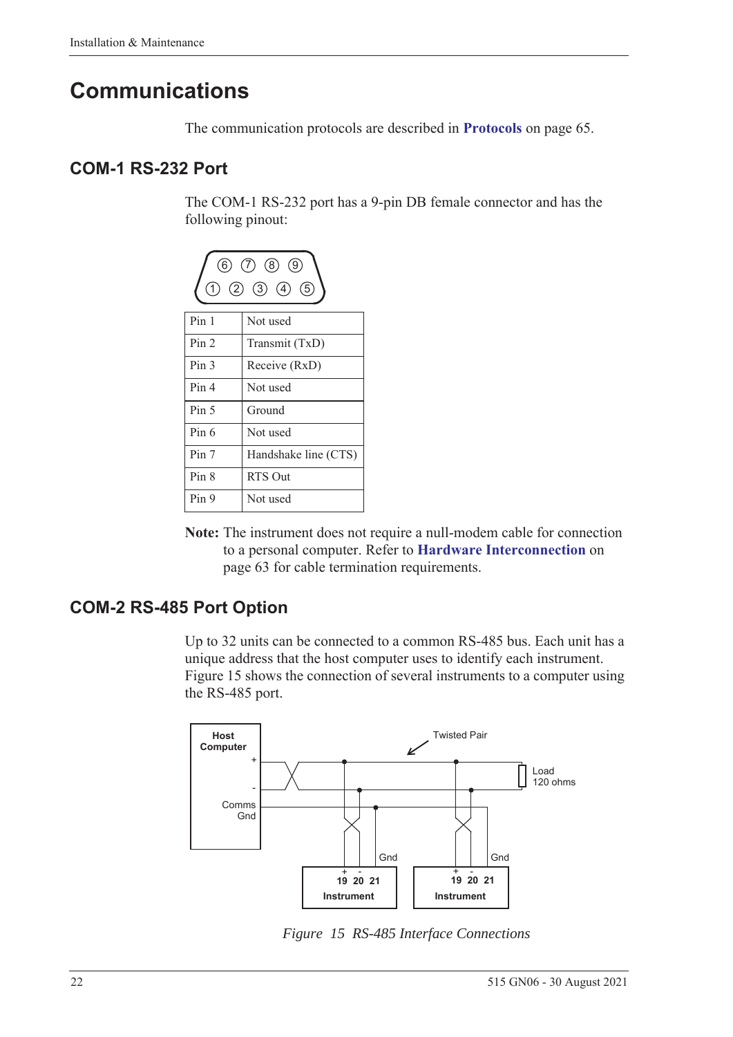# Communications

The communication protocols are described in **Protocols** on page 65.

## COM-1 RS-232 Port

The COM-1 RS-232 port has a 9-pin DB female connector and has the following pinout:

| Pin | Function |
|---|---|
| Pin 1 | Not used |
| Pin 2 | Transmit (TxD) |
| Pin 3 | Receive (RxD) |
| Pin 4 | Not used |
| Pin 5 | Ground |
| Pin 6 | Not used |
| Pin 7 | Handshake line (CTS) |
| Pin 8 | RTS Out |
| Pin 9 | Not used |

**Note:** The instrument does not require a null-modem cable for connection to a personal computer. Refer to **Hardware Interconnection** on page 63 for cable termination requirements.

## COM-2 RS-485 Port Option

Up to 32 units can be connected to a common RS-485 bus. Each unit has a unique address that the host computer uses to identify each instrument. Figure 15 shows the connection of several instruments to a computer using the RS-485 port.

*Figure 15 RS-485 Interface Connections*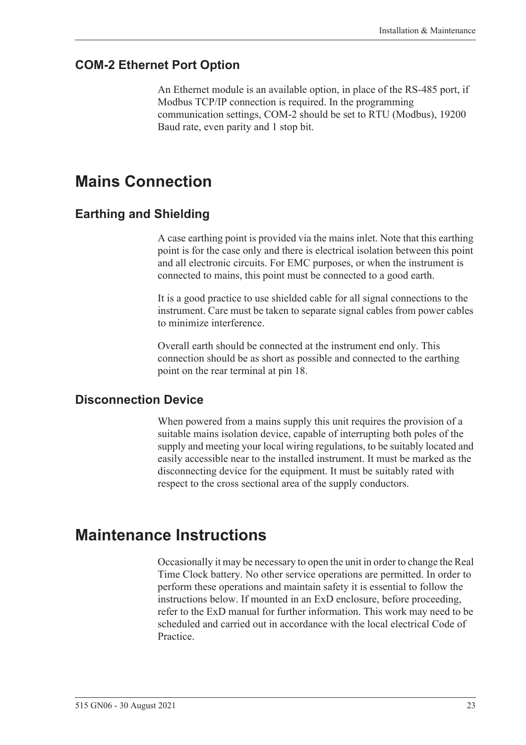### COM-2 Ethernet Port Option

An Ethernet module is an available option, in place of the RS-485 port, if Modbus TCP/IP connection is required. In the programming communication settings, COM-2 should be set to RTU (Modbus), 19200 Baud rate, even parity and 1 stop bit.

## Mains Connection

### Earthing and Shielding

A case earthing point is provided via the mains inlet. Note that this earthing point is for the case only and there is electrical isolation between this point and all electronic circuits. For EMC purposes, or when the instrument is connected to mains, this point must be connected to a good earth.

It is a good practice to use shielded cable for all signal connections to the instrument. Care must be taken to separate signal cables from power cables to minimize interference.

Overall earth should be connected at the instrument end only. This connection should be as short as possible and connected to the earthing point on the rear terminal at pin 18.

### Disconnection Device

When powered from a mains supply this unit requires the provision of a suitable mains isolation device, capable of interrupting both poles of the supply and meeting your local wiring regulations, to be suitably located and easily accessible near to the installed instrument. It must be marked as the disconnecting device for the equipment. It must be suitably rated with respect to the cross sectional area of the supply conductors.

## Maintenance Instructions

Occasionally it may be necessary to open the unit in order to change the Real Time Clock battery. No other service operations are permitted. In order to perform these operations and maintain safety it is essential to follow the instructions below. If mounted in an ExD enclosure, before proceeding, refer to the ExD manual for further information. This work may need to be scheduled and carried out in accordance with the local electrical Code of Practice.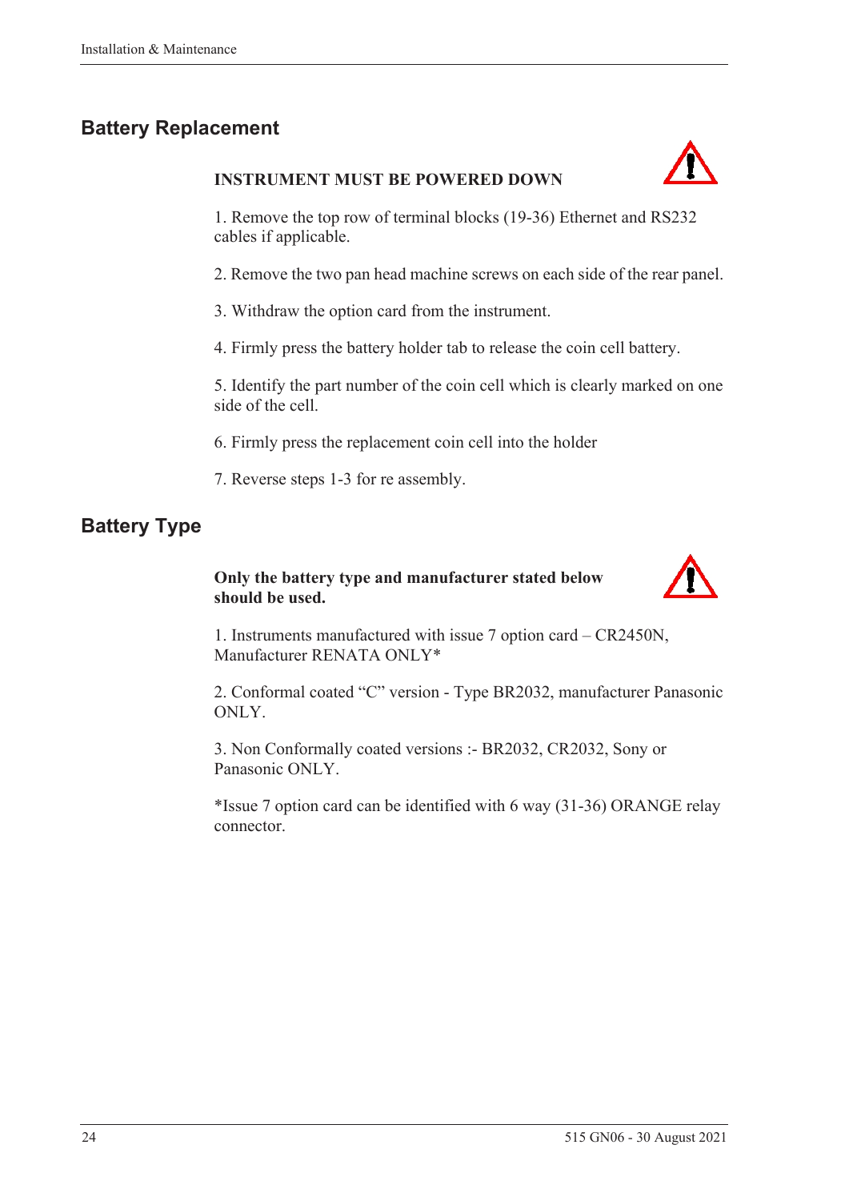## Battery Replacement

**INSTRUMENT MUST BE POWERED DOWN**

1. Remove the top row of terminal blocks (19-36) Ethernet and RS232 cables if applicable.

2. Remove the two pan head machine screws on each side of the rear panel.

3. Withdraw the option card from the instrument.

4. Firmly press the battery holder tab to release the coin cell battery.

5. Identify the part number of the coin cell which is clearly marked on one side of the cell.

6. Firmly press the replacement coin cell into the holder

7. Reverse steps 1-3 for re assembly.

## Battery Type

**Only the battery type and manufacturer stated below should be used.**

1. Instruments manufactured with issue 7 option card – CR2450N, Manufacturer RENATA ONLY*

2. Conformal coated “C” version - Type BR2032, manufacturer Panasonic ONLY.

3. Non Conformally coated versions :- BR2032, CR2032, Sony or Panasonic ONLY.

*Issue 7 option card can be identified with 6 way (31-36) ORANGE relay connector.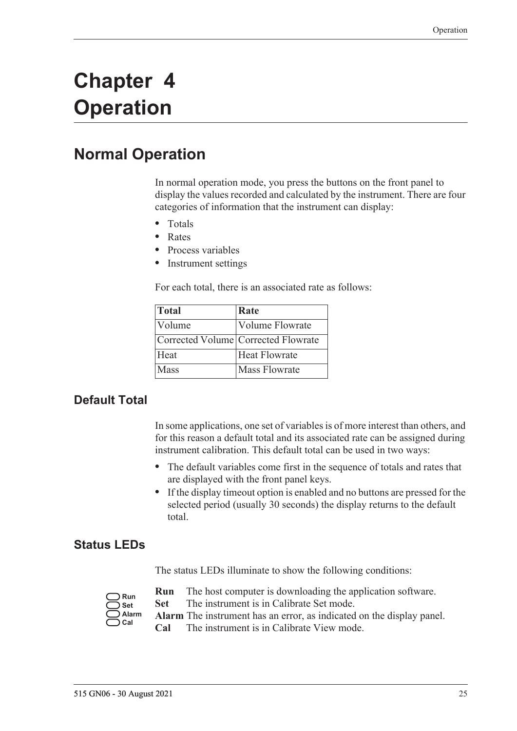# Chapter 4 Operation

## Normal Operation

In normal operation mode, you press the buttons on the front panel to display the values recorded and calculated by the instrument. There are four categories of information that the instrument can display:

- Totals
- Rates
- Process variables
- Instrument settings

For each total, there is an associated rate as follows:

| Total | Rate |
|---|---|
| Volume | Volume Flowrate |
| Corrected Volume | Corrected Flowrate |
| Heat | Heat Flowrate |
| Mass | Mass Flowrate |

### Default Total

In some applications, one set of variables is of more interest than others, and for this reason a default total and its associated rate can be assigned during instrument calibration. This default total can be used in two ways:

- The default variables come first in the sequence of totals and rates that are displayed with the front panel keys.
- If the display timeout option is enabled and no buttons are pressed for the selected period (usually 30 seconds) the display returns to the default total.

### Status LEDs

The status LEDs illuminate to show the following conditions:

**Run** The host computer is downloading the application software.
**Set** The instrument is in Calibrate Set mode.
**Alarm** The instrument has an error, as indicated on the display panel.
**Cal** The instrument is in Calibrate View mode.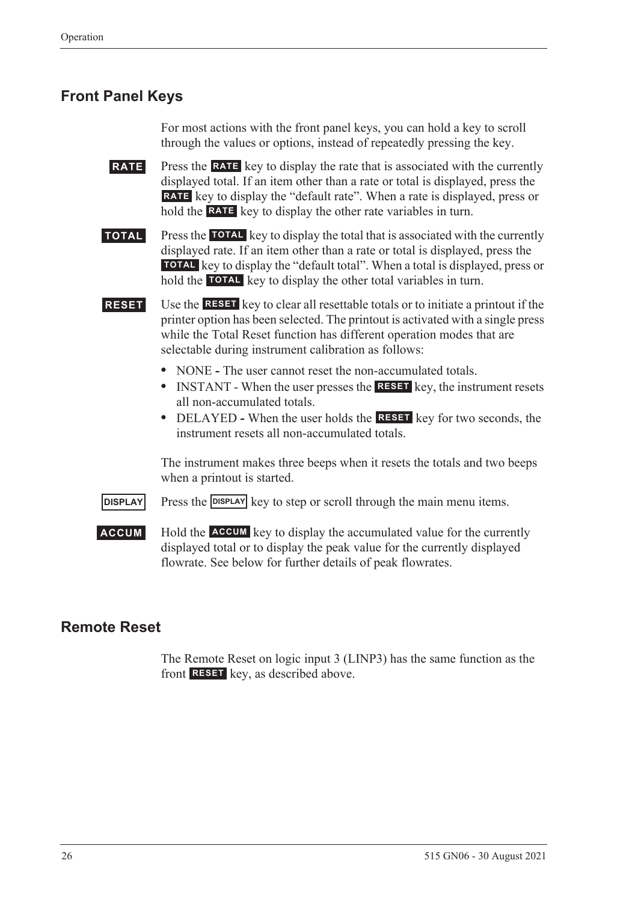## Front Panel Keys

For most actions with the front panel keys, you can hold a key to scroll through the values or options, instead of repeatedly pressing the key.

**RATE** Press the **RATE** key to display the rate that is associated with the currently displayed total. If an item other than a rate or total is displayed, press the **RATE** key to display the "default rate". When a rate is displayed, press or hold the **RATE** key to display the other rate variables in turn.

**TOTAL** Press the **TOTAL** key to display the total that is associated with the currently displayed rate. If an item other than a rate or total is displayed, press the **TOTAL** key to display the "default total". When a total is displayed, press or hold the **TOTAL** key to display the other total variables in turn.

**RESET** Use the **RESET** key to clear all resettable totals or to initiate a printout if the printer option has been selected. The printout is activated with a single press while the Total Reset function has different operation modes that are selectable during instrument calibration as follows:

- NONE **-** The user cannot reset the non-accumulated totals.
- INSTANT - When the user presses the **RESET** key, the instrument resets all non-accumulated totals.
- DELAYED **-** When the user holds the **RESET** key for two seconds, the instrument resets all non-accumulated totals.

The instrument makes three beeps when it resets the totals and two beeps when a printout is started.

**DISPLAY** Press the **DISPLAY** key to step or scroll through the main menu items.

**ACCUM** Hold the **ACCUM** key to display the accumulated value for the currently displayed total or to display the peak value for the currently displayed flowrate. See below for further details of peak flowrates.

## Remote Reset

The Remote Reset on logic input 3 (LINP3) has the same function as the front **RESET** key, as described above.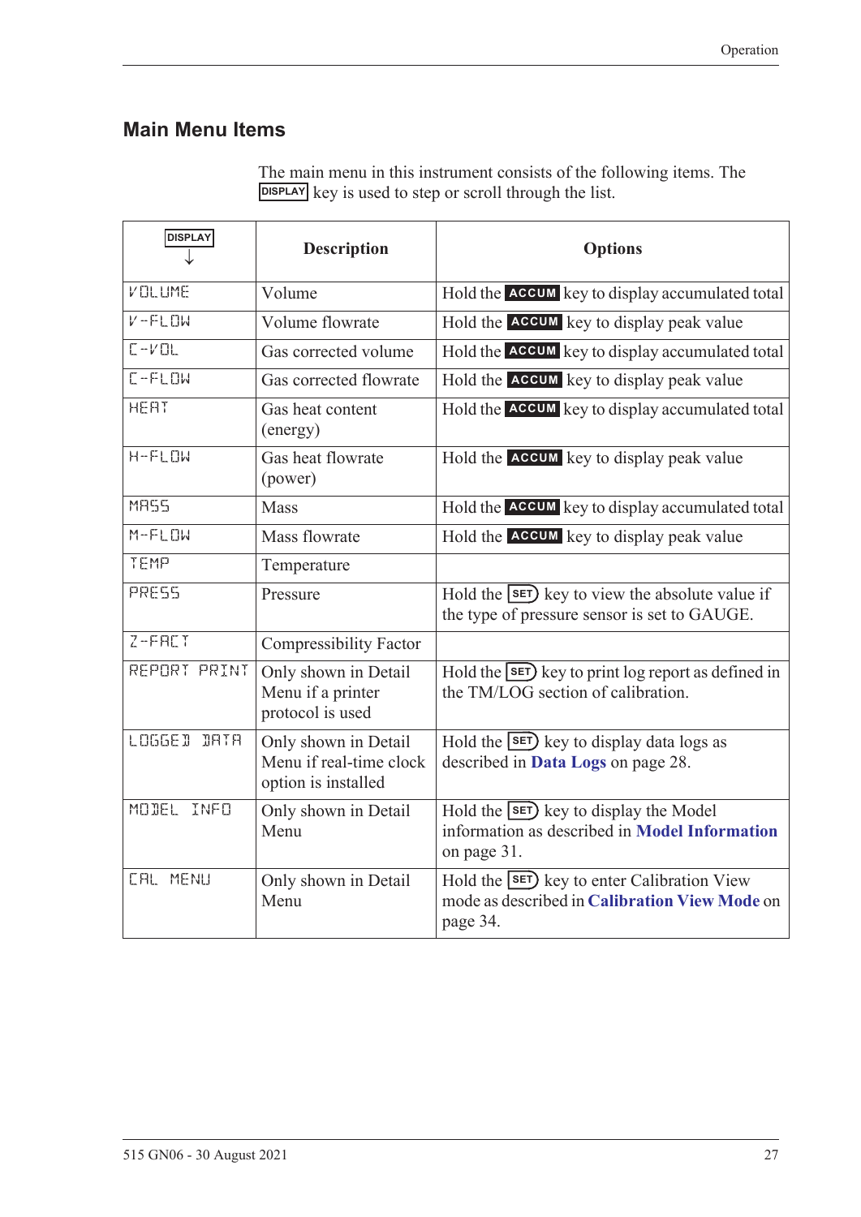## Main Menu Items

The main menu in this instrument consists of the following items. The DISPLAY key is used to step or scroll through the list.

| DISPLAY ↓ | Description | Options |
|---|---|---|
| VOLUME | Volume | Hold the ACCUM key to display accumulated total |
| V-FLOW | Volume flowrate | Hold the ACCUM key to display peak value |
| C-VOL | Gas corrected volume | Hold the ACCUM key to display accumulated total |
| C-FLOW | Gas corrected flowrate | Hold the ACCUM key to display peak value |
| HEAT | Gas heat content (energy) | Hold the ACCUM key to display accumulated total |
| H-FLOW | Gas heat flowrate (power) | Hold the ACCUM key to display peak value |
| MASS | Mass | Hold the ACCUM key to display accumulated total |
| M-FLOW | Mass flowrate | Hold the ACCUM key to display peak value |
| TEMP | Temperature | |
| PRESS | Pressure | Hold the SET key to view the absolute value if the type of pressure sensor is set to GAUGE. |
| Z-FACT | Compressibility Factor | |
| REPORT PRINT | Only shown in Detail Menu if a printer protocol is used | Hold the SET key to print log report as defined in the TM/LOG section of calibration. |
| LOGGED DATA | Only shown in Detail Menu if real-time clock option is installed | Hold the SET key to display data logs as described in **Data Logs** on page 28. |
| MODEL INFO | Only shown in Detail Menu | Hold the SET key to display the Model information as described in **Model Information** on page 31. |
| CAL MENU | Only shown in Detail Menu | Hold the SET key to enter Calibration View mode as described in **Calibration View Mode** on page 34. |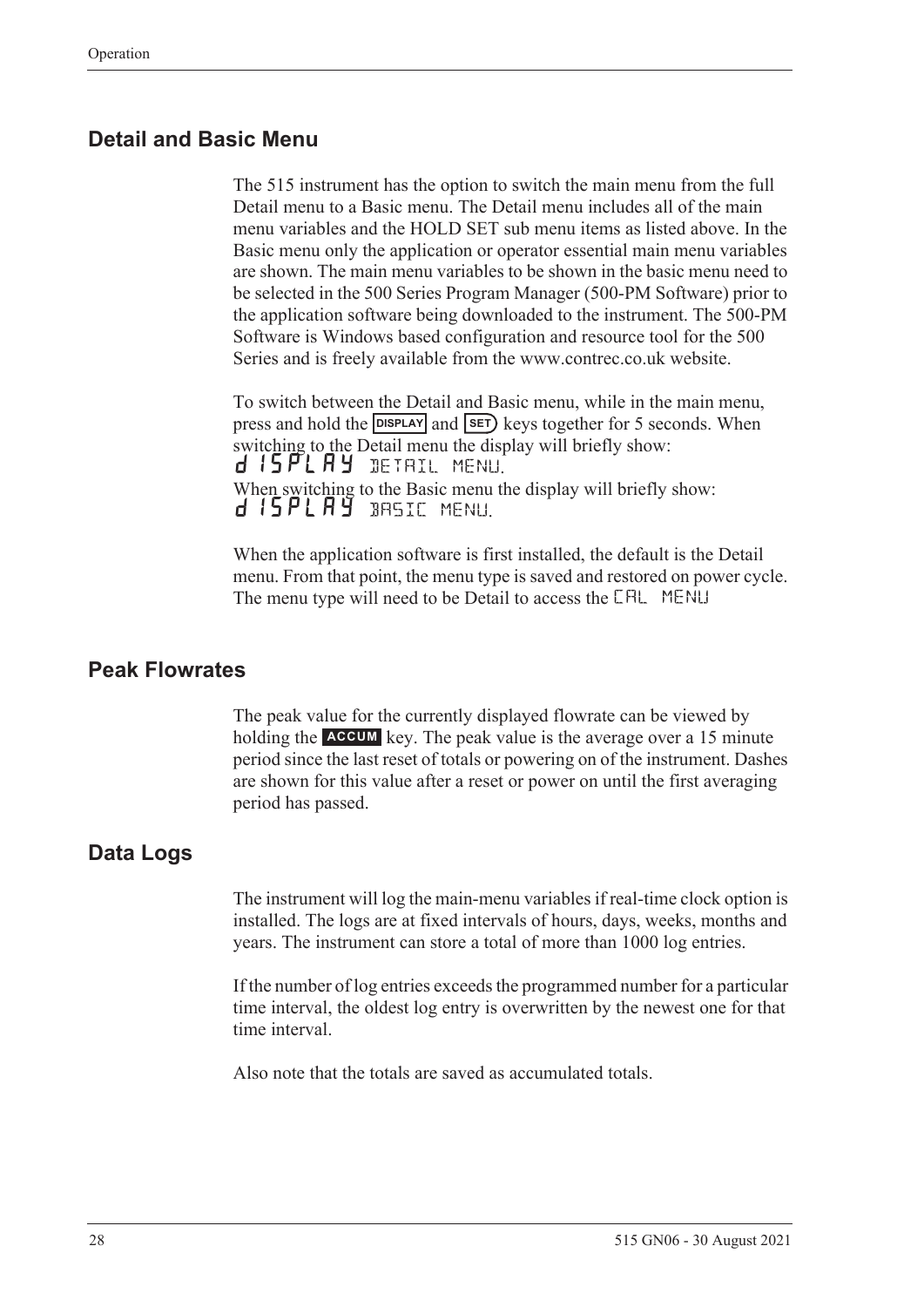## Detail and Basic Menu

The 515 instrument has the option to switch the main menu from the full Detail menu to a Basic menu. The Detail menu includes all of the main menu variables and the HOLD SET sub menu items as listed above. In the Basic menu only the application or operator essential main menu variables are shown. The main menu variables to be shown in the basic menu need to be selected in the 500 Series Program Manager (500-PM Software) prior to the application software being downloaded to the instrument. The 500-PM Software is Windows based configuration and resource tool for the 500 Series and is freely available from the www.contrec.co.uk website.

To switch between the Detail and Basic menu, while in the main menu, press and hold the DISPLAY and SET keys together for 5 seconds. When switching to the Detail menu the display will briefly show:
dISPLAY DETAIL MENU.
When switching to the Basic menu the display will briefly show:
dISPLAY BASIC MENU.

When the application software is first installed, the default is the Detail menu. From that point, the menu type is saved and restored on power cycle. The menu type will need to be Detail to access the CAL MENU

## Peak Flowrates

The peak value for the currently displayed flowrate can be viewed by holding the ACCUM key. The peak value is the average over a 15 minute period since the last reset of totals or powering on of the instrument. Dashes are shown for this value after a reset or power on until the first averaging period has passed.

## Data Logs

The instrument will log the main-menu variables if real-time clock option is installed. The logs are at fixed intervals of hours, days, weeks, months and years. The instrument can store a total of more than 1000 log entries.

If the number of log entries exceeds the programmed number for a particular time interval, the oldest log entry is overwritten by the newest one for that time interval.

Also note that the totals are saved as accumulated totals.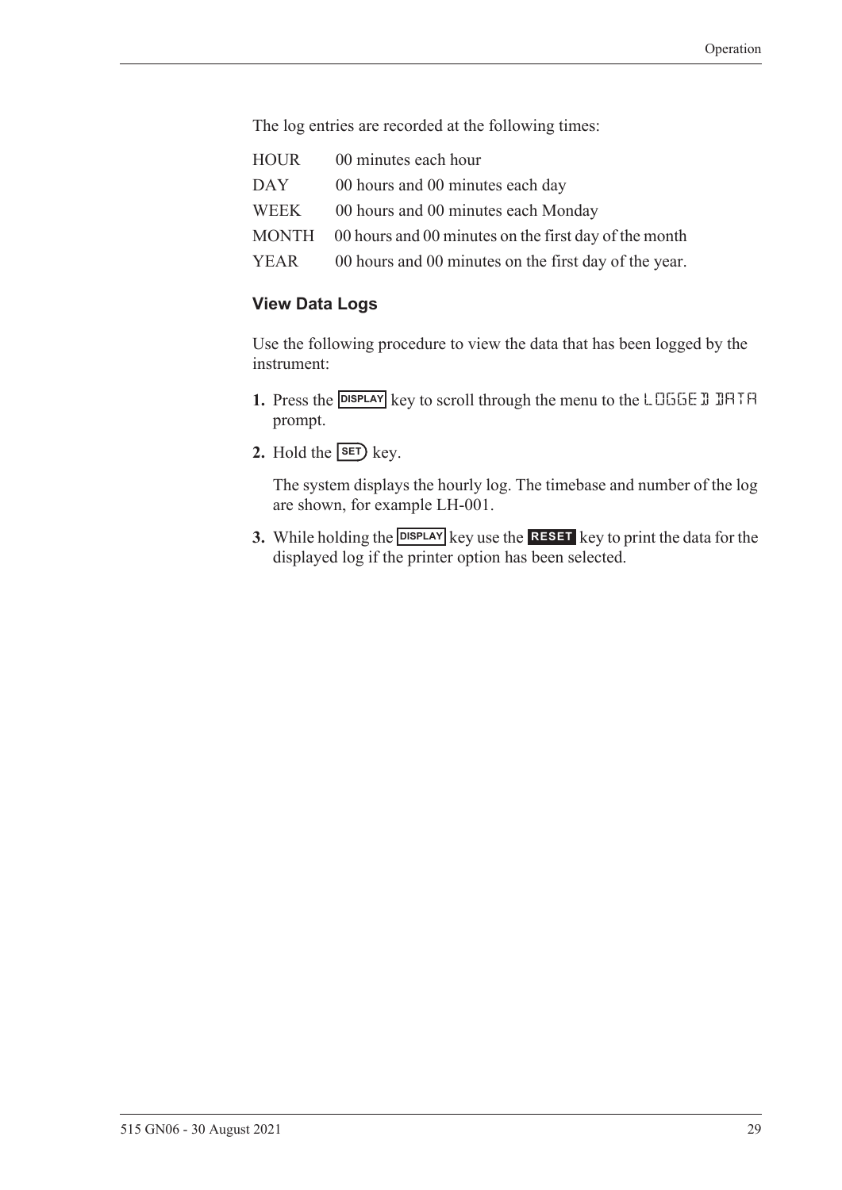The log entries are recorded at the following times:

| | |
|---|---|
| HOUR | 00 minutes each hour |
| DAY | 00 hours and 00 minutes each day |
| WEEK | 00 hours and 00 minutes each Monday |
| MONTH | 00 hours and 00 minutes on the first day of the month |
| YEAR | 00 hours and 00 minutes on the first day of the year. |

### View Data Logs

Use the following procedure to view the data that has been logged by the instrument:

1. Press the DISPLAY key to scroll through the menu to the LOGGED DATA prompt.
2. Hold the SET key.

   The system displays the hourly log. The timebase and number of the log are shown, for example LH-001.

3. While holding the DISPLAY key use the RESET key to print the data for the displayed log if the printer option has been selected.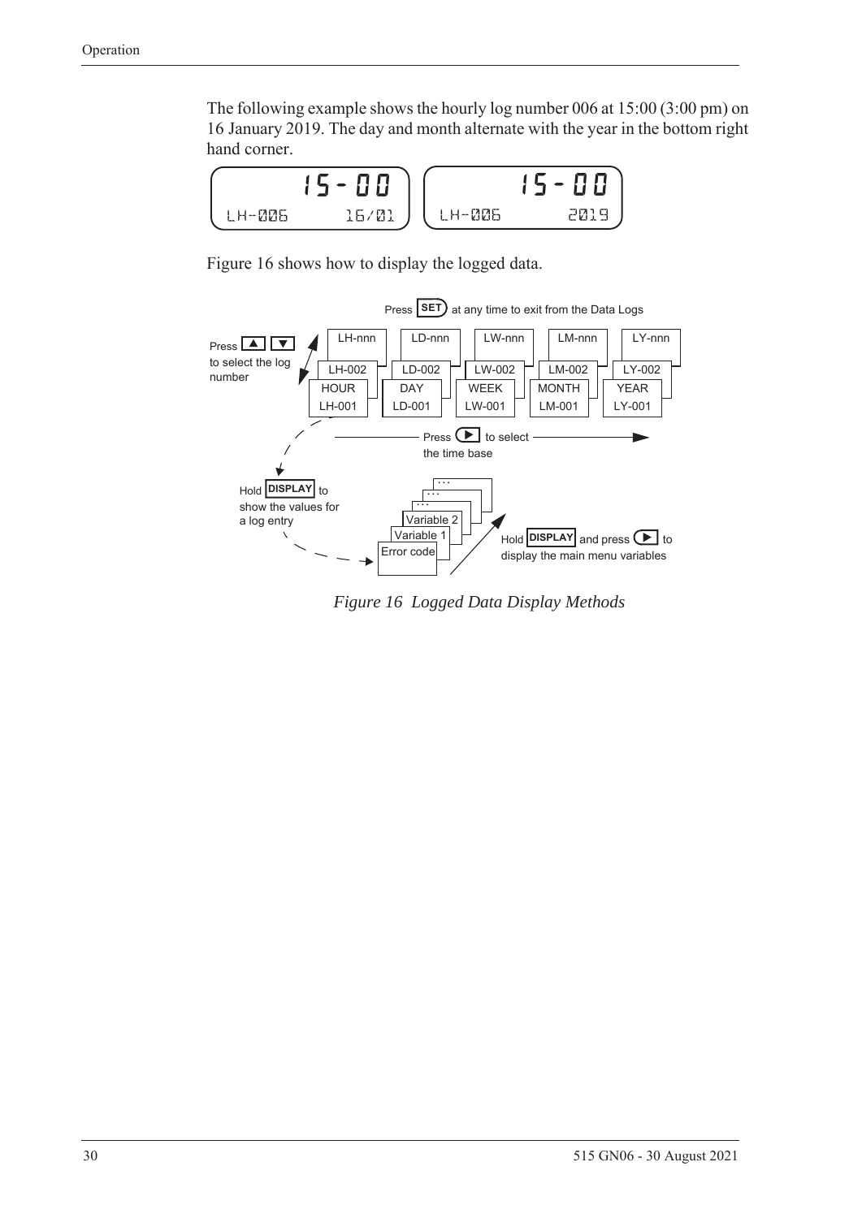The following example shows the hourly log number 006 at 15:00 (3:00 pm) on 16 January 2019. The day and month alternate with the year in the bottom right hand corner.

```
     15-00          15-00
LH-006  16/01   LH-006   2019
```

Figure 16 shows how to display the logged data.

*Figure 16 Logged Data Display Methods*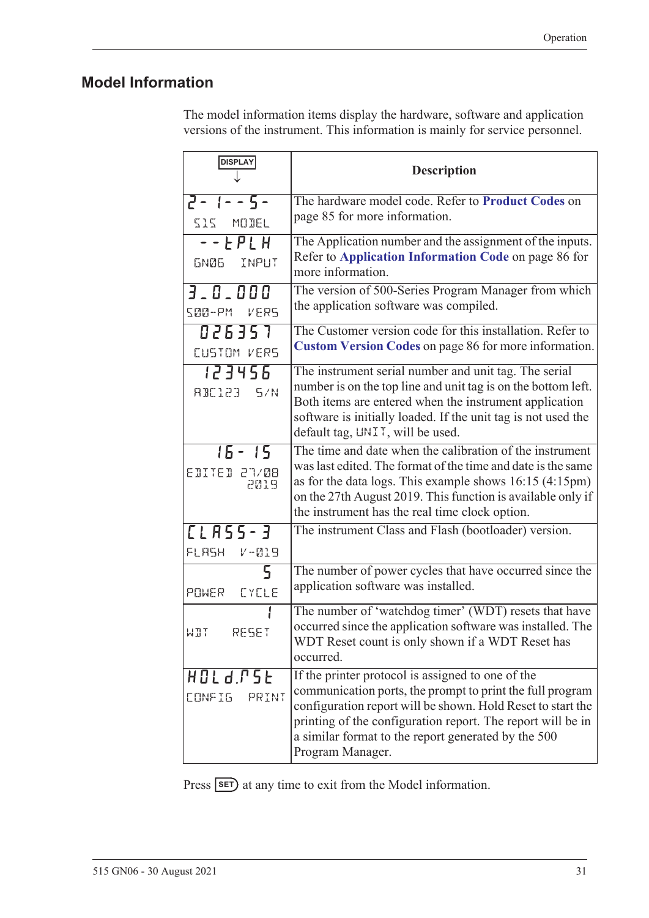## Model Information

The model information items display the hardware, software and application versions of the instrument. This information is mainly for service personnel.

| DISPLAY ↓ | Description |
|---|---|
| 2- 1--5- <br> 515 MODEL | The hardware model code. Refer to **Product Codes** on page 85 for more information. |
| --EPLH <br> GN06 INPUT | The Application number and the assignment of the inputs. Refer to **Application Information Code** on page 86 for more information. |
| 3_0_000 <br> 500-PM VERS | The version of 500-Series Program Manager from which the application software was compiled. |
| 026357 <br> CUSTOM VERS | The Customer version code for this installation. Refer to **Custom Version Codes** on page 86 for more information. |
| 123456 <br> ABC123 S/N | The instrument serial number and unit tag. The serial number is on the top line and unit tag is on the bottom left. Both items are entered when the instrument application software is initially loaded. If the unit tag is not used the default tag, UNIT, will be used. |
| 16- 15 <br> EDITED 27/08 2019 | The time and date when the calibration of the instrument was last edited. The format of the time and date is the same as for the data logs. This example shows 16:15 (4:15pm) on the 27th August 2019. This function is available only if the instrument has the real time clock option. |
| CLASS-3 <br> FLASH V-019 | The instrument Class and Flash (bootloader) version. |
| 5 <br> POWER CYCLE | The number of power cycles that have occurred since the application software was installed. |
| 1 <br> WDT RESET | The number of 'watchdog timer' (WDT) resets that have occurred since the application software was installed. The WDT Reset count is only shown if a WDT Reset has occurred. |
| HOLd.rSt <br> CONFIG PRINT | If the printer protocol is assigned to one of the communication ports, the prompt to print the full program configuration report will be shown. Hold Reset to start the printing of the configuration report. The report will be in a similar format to the report generated by the 500 Program Manager. |

Press SET at any time to exit from the Model information.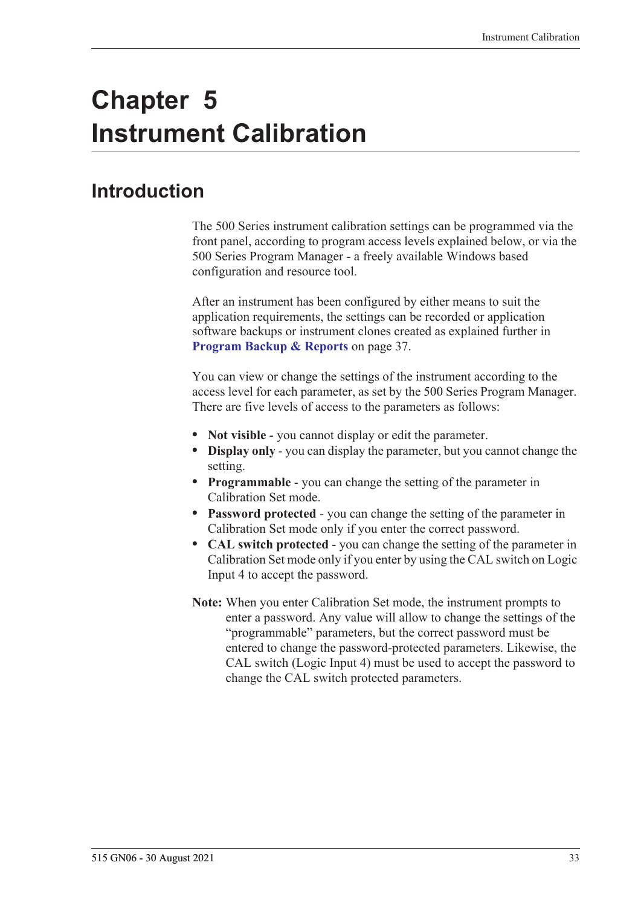# Chapter 5 Instrument Calibration

## Introduction

The 500 Series instrument calibration settings can be programmed via the front panel, according to program access levels explained below, or via the 500 Series Program Manager - a freely available Windows based configuration and resource tool.

After an instrument has been configured by either means to suit the application requirements, the settings can be recorded or application software backups or instrument clones created as explained further in **Program Backup & Reports** on page 37.

You can view or change the settings of the instrument according to the access level for each parameter, as set by the 500 Series Program Manager. There are five levels of access to the parameters as follows:

- **Not visible** - you cannot display or edit the parameter.
- **Display only** - you can display the parameter, but you cannot change the setting.
- **Programmable** - you can change the setting of the parameter in Calibration Set mode.
- **Password protected** - you can change the setting of the parameter in Calibration Set mode only if you enter the correct password.
- **CAL switch protected** - you can change the setting of the parameter in Calibration Set mode only if you enter by using the CAL switch on Logic Input 4 to accept the password.

**Note:** When you enter Calibration Set mode, the instrument prompts to enter a password. Any value will allow to change the settings of the "programmable" parameters, but the correct password must be entered to change the password-protected parameters. Likewise, the CAL switch (Logic Input 4) must be used to accept the password to change the CAL switch protected parameters.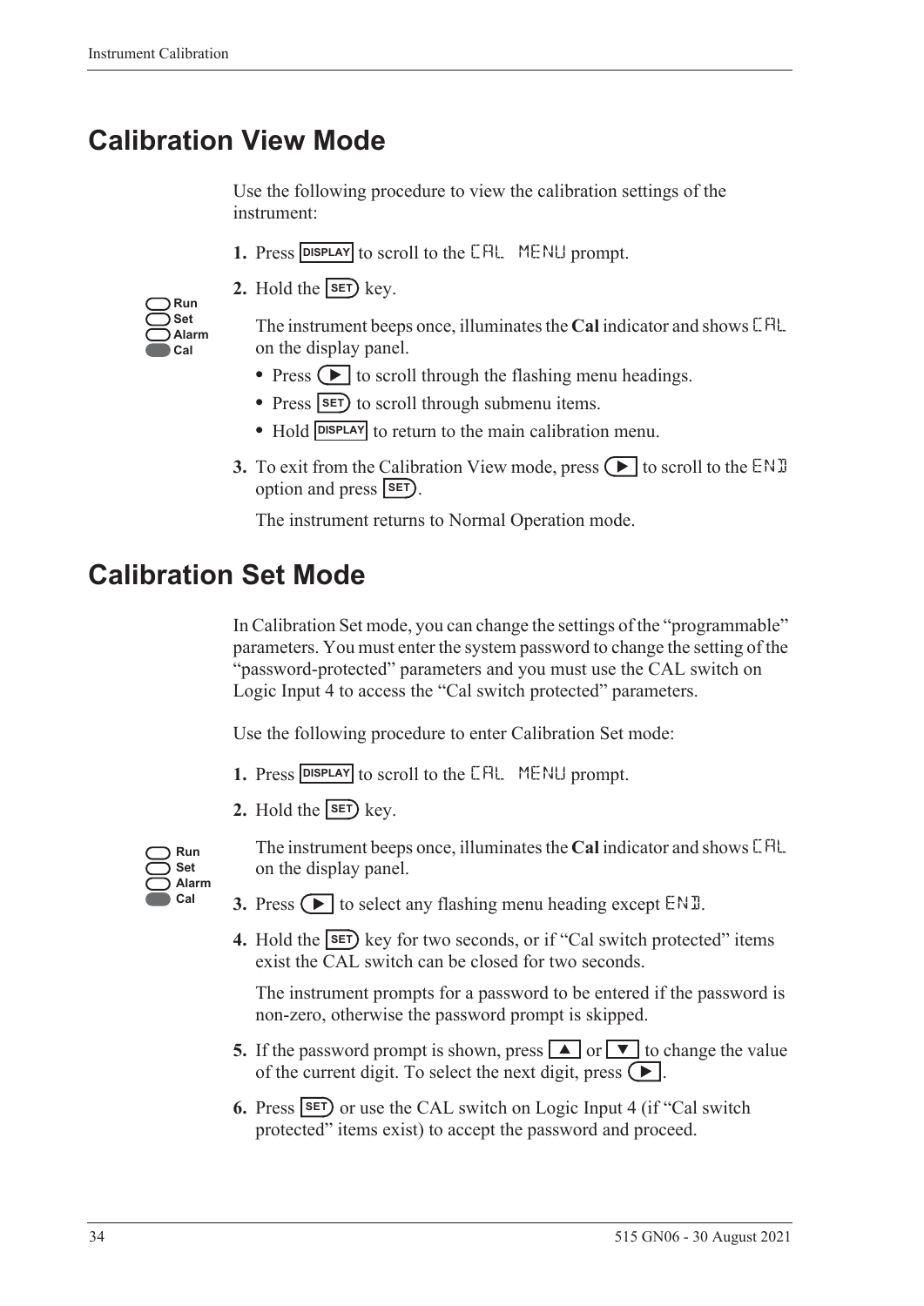# Calibration View Mode

Use the following procedure to view the calibration settings of the instrument:

1. Press **DISPLAY** to scroll to the CAL MENU prompt.
2. Hold the **SET** key.

   Run
   Set
   Alarm
   Cal

   The instrument beeps once, illuminates the **Cal** indicator and shows CAL on the display panel.

   - Press ▶ to scroll through the flashing menu headings.
   - Press **SET** to scroll through submenu items.
   - Hold **DISPLAY** to return to the main calibration menu.

3. To exit from the Calibration View mode, press ▶ to scroll to the END option and press **SET**.

   The instrument returns to Normal Operation mode.

# Calibration Set Mode

In Calibration Set mode, you can change the settings of the "programmable" parameters. You must enter the system password to change the setting of the "password-protected" parameters and you must use the CAL switch on Logic Input 4 to access the "Cal switch protected" parameters.

Use the following procedure to enter Calibration Set mode:

1. Press **DISPLAY** to scroll to the CAL MENU prompt.
2. Hold the **SET** key.

   Run
   Set
   Alarm
   Cal

   The instrument beeps once, illuminates the **Cal** indicator and shows CAL on the display panel.

3. Press ▶ to select any flashing menu heading except END.
4. Hold the **SET** key for two seconds, or if "Cal switch protected" items exist the CAL switch can be closed for two seconds.

   The instrument prompts for a password to be entered if the password is non-zero, otherwise the password prompt is skipped.

5. If the password prompt is shown, press ▲ or ▼ to change the value of the current digit. To select the next digit, press ▶.
6. Press **SET** or use the CAL switch on Logic Input 4 (if "Cal switch protected" items exist) to accept the password and proceed.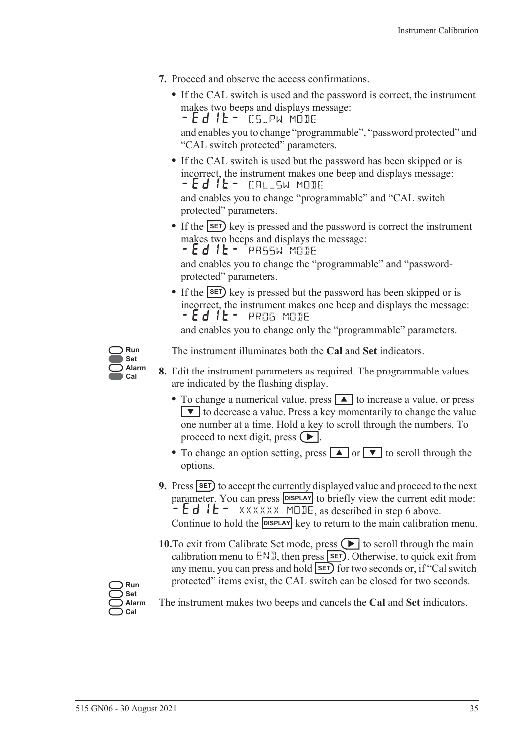7. Proceed and observe the access confirmations.

   - If the CAL switch is used and the password is correct, the instrument makes two beeps and displays message:
     -Edit- CS_PW MODE
     and enables you to change "programmable", "password protected" and "CAL switch protected" parameters.
   - If the CAL switch is used but the password has been skipped or is incorrect, the instrument makes one beep and displays message:
     -Edit- CAL_SW MODE
     and enables you to change "programmable" and "CAL switch protected" parameters.
   - If the SET key is pressed and the password is correct the instrument makes two beeps and displays the message:
     -Edit- PASSW MODE
     and enables you to change the "programmable" and "password-protected" parameters.
   - If the SET key is pressed but the password has been skipped or is incorrect, the instrument makes one beep and displays the message:
     -Edit- PROG MODE
     and enables you to change only the "programmable" parameters.

Run Set Alarm Cal

The instrument illuminates both the **Cal** and **Set** indicators.

8. Edit the instrument parameters as required. The programmable values are indicated by the flashing display.

   - To change a numerical value, press ▲ to increase a value, or press ▼ to decrease a value. Press a key momentarily to change the value one number at a time. Hold a key to scroll through the numbers. To proceed to next digit, press ▶.
   - To change an option setting, press ▲ or ▼ to scroll through the options.

9. Press SET to accept the currently displayed value and proceed to the next parameter. You can press DISPLAY to briefly view the current edit mode: -Edit- XXXXXX MODE, as described in step 6 above. Continue to hold the DISPLAY key to return to the main calibration menu.

10. To exit from Calibrate Set mode, press ▶ to scroll through the main calibration menu to END, then press SET. Otherwise, to quick exit from any menu, you can press and hold SET for two seconds or, if "Cal switch protected" items exist, the CAL switch can be closed for two seconds.

Run Set Alarm Cal

The instrument makes two beeps and cancels the **Cal** and **Set** indicators.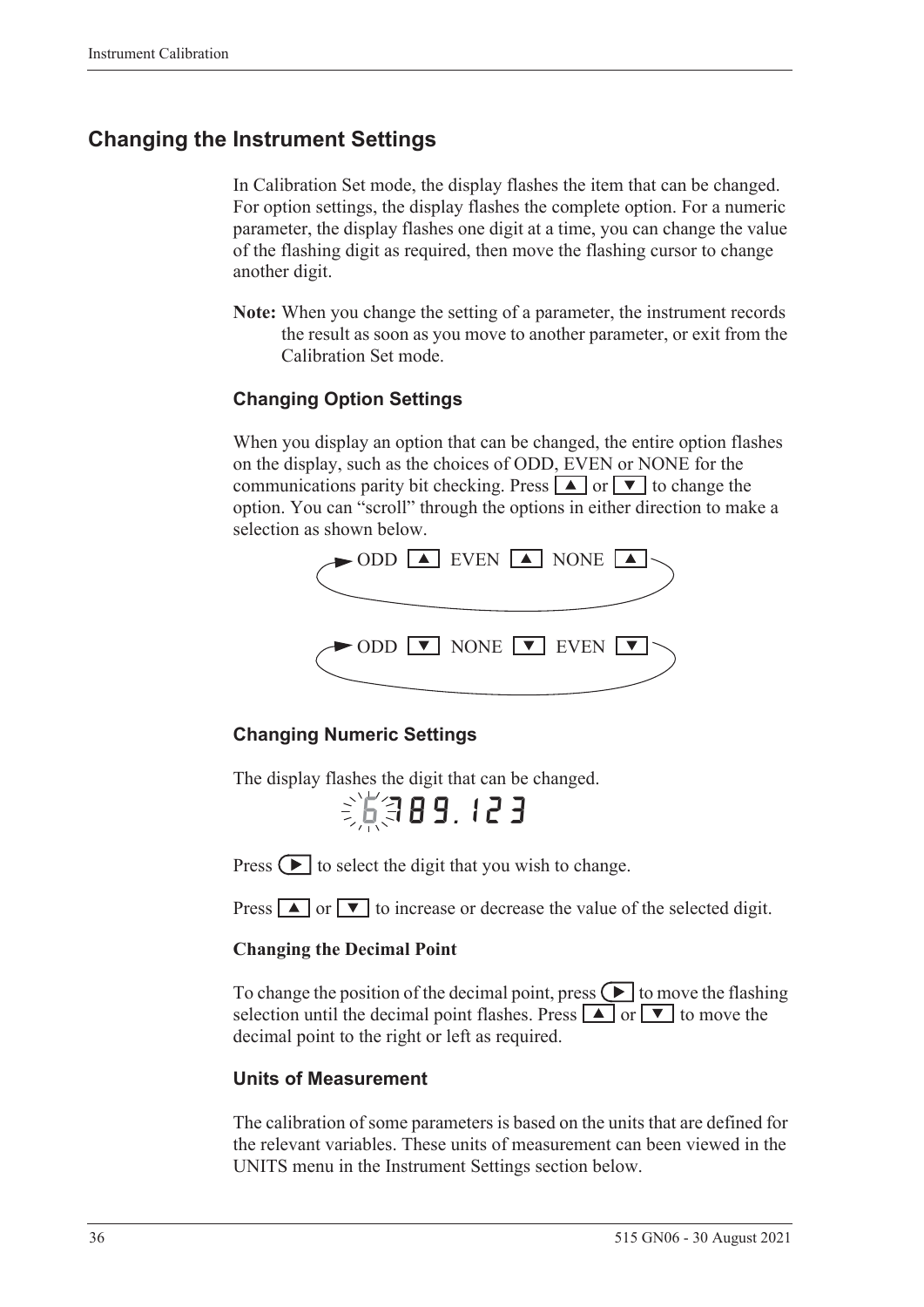## Changing the Instrument Settings

In Calibration Set mode, the display flashes the item that can be changed. For option settings, the display flashes the complete option. For a numeric parameter, the display flashes one digit at a time, you can change the value of the flashing digit as required, then move the flashing cursor to change another digit.

**Note:** When you change the setting of a parameter, the instrument records the result as soon as you move to another parameter, or exit from the Calibration Set mode.

### Changing Option Settings

When you display an option that can be changed, the entire option flashes on the display, such as the choices of ODD, EVEN or NONE for the communications parity bit checking. Press ▲ or ▼ to change the option. You can "scroll" through the options in either direction to make a selection as shown below.

ODD ▲ EVEN ▲ NONE ▲

ODD ▼ NONE ▼ EVEN ▼

### Changing Numeric Settings

The display flashes the digit that can be changed.

6789.123

Press ▶ to select the digit that you wish to change.

Press ▲ or ▼ to increase or decrease the value of the selected digit.

**Changing the Decimal Point**

To change the position of the decimal point, press ▶ to move the flashing selection until the decimal point flashes. Press ▲ or ▼ to move the decimal point to the right or left as required.

### Units of Measurement

The calibration of some parameters is based on the units that are defined for the relevant variables. These units of measurement can been viewed in the UNITS menu in the Instrument Settings section below.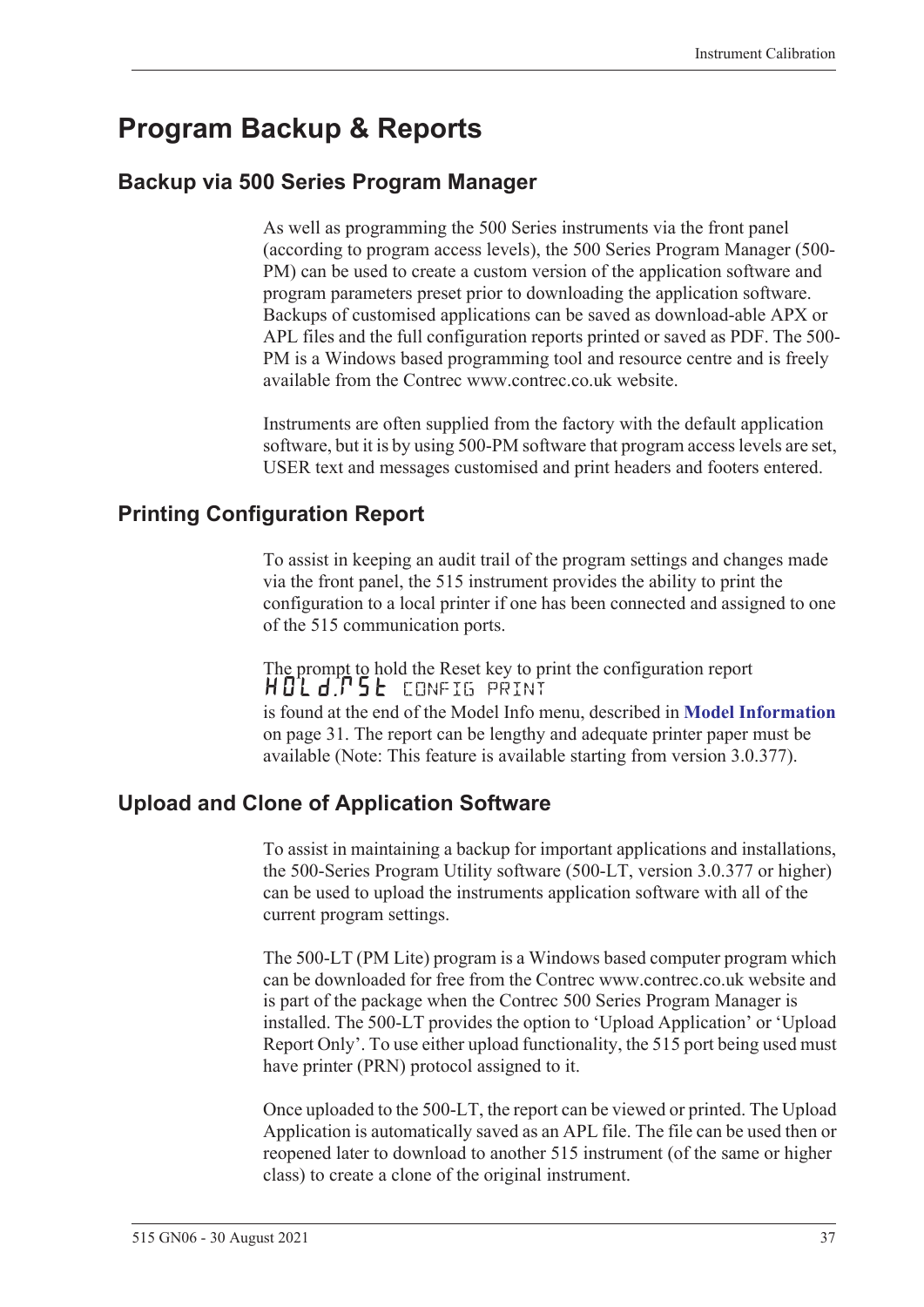# Program Backup & Reports

## Backup via 500 Series Program Manager

As well as programming the 500 Series instruments via the front panel (according to program access levels), the 500 Series Program Manager (500-PM) can be used to create a custom version of the application software and program parameters preset prior to downloading the application software. Backups of customised applications can be saved as download-able APX or APL files and the full configuration reports printed or saved as PDF. The 500-PM is a Windows based programming tool and resource centre and is freely available from the Contrec www.contrec.co.uk website.

Instruments are often supplied from the factory with the default application software, but it is by using 500-PM software that program access levels are set, USER text and messages customised and print headers and footers entered.

## Printing Configuration Report

To assist in keeping an audit trail of the program settings and changes made via the front panel, the 515 instrument provides the ability to print the configuration to a local printer if one has been connected and assigned to one of the 515 communication ports.

The prompt to hold the Reset key to print the configuration report

HOLd.rSt CONFIG PRINT

is found at the end of the Model Info menu, described in **Model Information** on page 31. The report can be lengthy and adequate printer paper must be available (Note: This feature is available starting from version 3.0.377).

## Upload and Clone of Application Software

To assist in maintaining a backup for important applications and installations, the 500-Series Program Utility software (500-LT, version 3.0.377 or higher) can be used to upload the instruments application software with all of the current program settings.

The 500-LT (PM Lite) program is a Windows based computer program which can be downloaded for free from the Contrec www.contrec.co.uk website and is part of the package when the Contrec 500 Series Program Manager is installed. The 500-LT provides the option to 'Upload Application' or 'Upload Report Only'. To use either upload functionality, the 515 port being used must have printer (PRN) protocol assigned to it.

Once uploaded to the 500-LT, the report can be viewed or printed. The Upload Application is automatically saved as an APL file. The file can be used then or reopened later to download to another 515 instrument (of the same or higher class) to create a clone of the original instrument.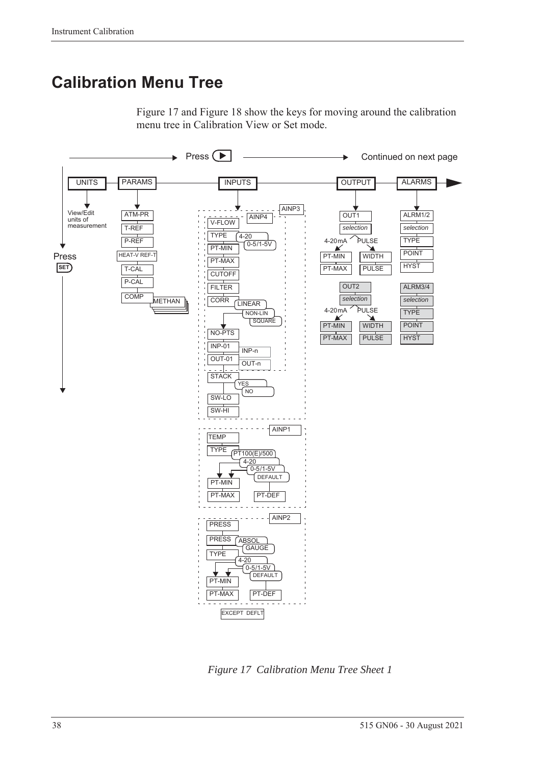# Calibration Menu Tree

Figure 17 and Figure 18 show the keys for moving around the calibration menu tree in Calibration View or Set mode.

Press ▶ → Continued on next page

UNITS — PARAMS — INPUTS — OUTPUT — ALARMS

Press SET

UNITS: View/Edit units of measurement

PARAMS: ATM-PR, T-REF, P-REF, HEAT-V REF-T, T-CAL, P-CAL, COMP (METHAN)

INPUTS:

AINP3 / AINP4: V-FLOW, TYPE (4-20, 0-5/1-5V), PT-MIN, PT-MAX, CUTOFF, FILTER, CORR (LINEAR, NON-LIN, SQUARE), NO-PTS, INP-01 (INP-n), OUT-01 (OUT-n), STACK (YES, NO), SW-LO, SW-HI

AINP1: TEMP, TYPE (PT100(E)/500, 4-20, 0-5/1-5V, DEFAULT), PT-MIN, PT-MAX, PT-DEF

AINP2: PRESS, PRESS (ABSOL, GAUGE), TYPE (4-20, 0-5/1-5V, DEFAULT), PT-MIN, PT-MAX, PT-DEF

EXCEPT DEFLT

OUTPUT:

OUT1: selection — 4-20mA: PT-MIN, PT-MAX; PULSE: WIDTH, PULSE

OUT2: selection — 4-20mA: PT-MIN, PT-MAX; PULSE: WIDTH, PULSE

ALARMS:

ALRM1/2: selection, TYPE, POINT, HYST

ALRM3/4: selection, TYPE, POINT, HYST

*Figure 17 Calibration Menu Tree Sheet 1*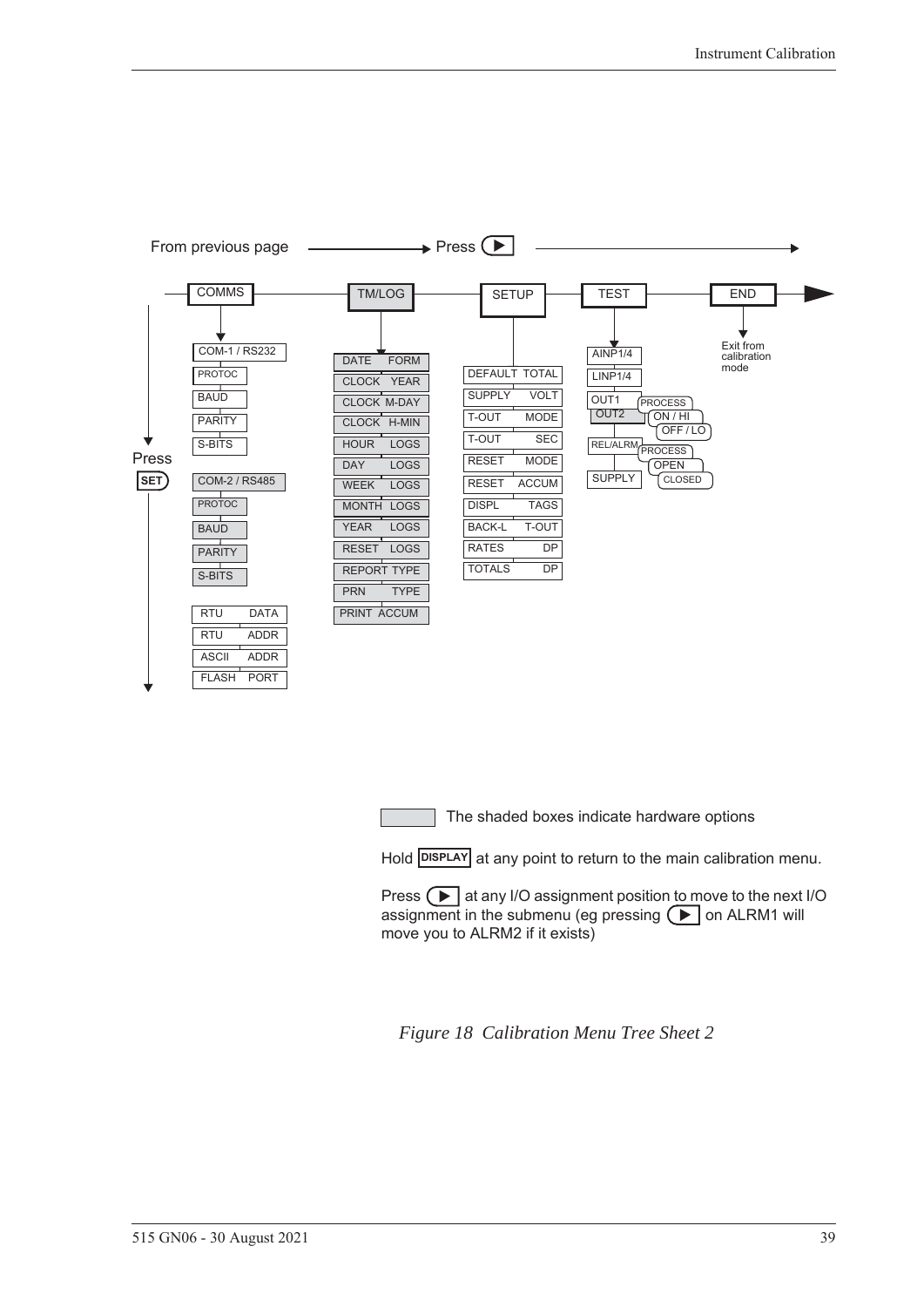From previous page → Press ▶

COMMS → TM/LOG → SETUP → TEST → END

**COMMS** (Press SET):
- COM-1 / RS232
  - PROTOC
  - BAUD
  - PARITY
  - S-BITS
- COM-2 / RS485
  - PROTOC
  - BAUD
  - PARITY
  - S-BITS
- RTU DATA
- RTU ADDR
- ASCII ADDR
- FLASH PORT

**TM/LOG**:
- DATE FORM
- CLOCK YEAR
- CLOCK M-DAY
- CLOCK H-MIN
- HOUR LOGS
- DAY LOGS
- WEEK LOGS
- MONTH LOGS
- YEAR LOGS
- RESET LOGS
- REPORT TYPE
- PRN TYPE
- PRINT ACCUM

**SETUP**:
- DEFAULT TOTAL
- SUPPLY VOLT
- T-OUT MODE
- T-OUT SEC
- RESET MODE
- RESET ACCUM
- DISPL TAGS
- BACK-L T-OUT
- RATES DP
- TOTALS DP

**TEST**:
- AINP1/4
- LINP1/4
- OUT1 / OUT2
  - PROCESS
  - ON / HI
  - OFF / LO
- REL/ALRM
  - PROCESS
  - OPEN
  - CLOSED
- SUPPLY

**END**: Exit from calibration mode

The shaded boxes indicate hardware options

Hold **DISPLAY** at any point to return to the main calibration menu.

Press ▶ at any I/O assignment position to move to the next I/O assignment in the submenu (eg pressing ▶ on ALRM1 will move you to ALRM2 if it exists)

*Figure 18 Calibration Menu Tree Sheet 2*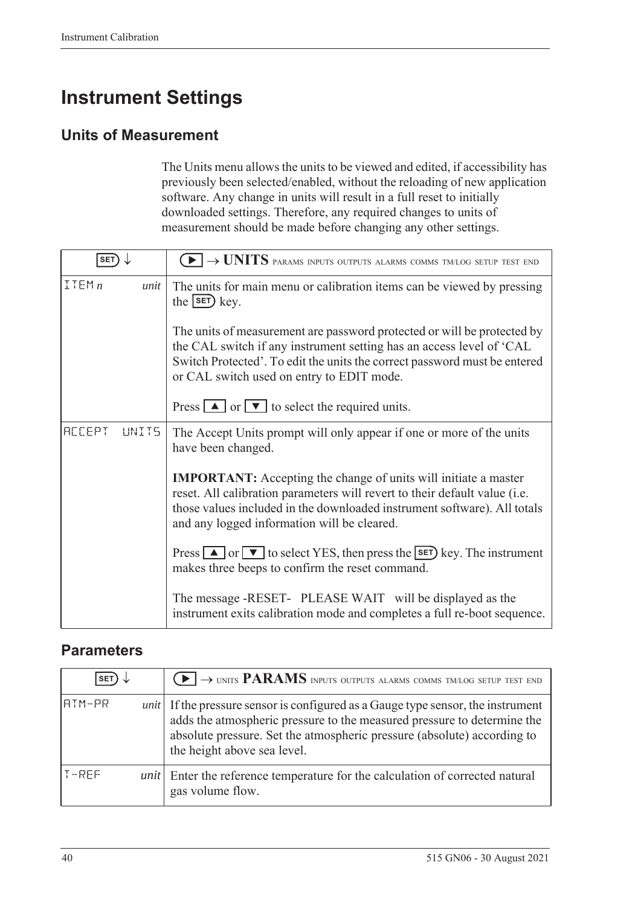# Instrument Settings

## Units of Measurement

The Units menu allows the units to be viewed and edited, if accessibility has previously been selected/enabled, without the reloading of new application software. Any change in units will result in a full reset to initially downloaded settings. Therefore, any required changes to units of measurement should be made before changing any other settings.

| SET ↓ | ▶ → **UNITS** PARAMS INPUTS OUTPUTS ALARMS COMMS TM/LOG SETUP TEST END |
|---|---|
| ITEM *n* *unit* | The units for main menu or calibration items can be viewed by pressing the SET key.<br><br>The units of measurement are password protected or will be protected by the CAL switch if any instrument setting has an access level of 'CAL Switch Protected'. To edit the units the correct password must be entered or CAL switch used on entry to EDIT mode.<br><br>Press ▲ or ▼ to select the required units. |
| ACCEPT UNITS | The Accept Units prompt will only appear if one or more of the units have been changed.<br><br>**IMPORTANT:** Accepting the change of units will initiate a master reset. All calibration parameters will revert to their default value (i.e. those values included in the downloaded instrument software). All totals and any logged information will be cleared.<br><br>Press ▲ or ▼ to select YES, then press the SET key. The instrument makes three beeps to confirm the reset command.<br><br>The message -RESET- PLEASE WAIT will be displayed as the instrument exits calibration mode and completes a full re-boot sequence. |

## Parameters

| SET ↓ | ▶ → UNITS **PARAMS** INPUTS OUTPUTS ALARMS COMMS TM/LOG SETUP TEST END |
|---|---|
| ATM-PR *unit* | If the pressure sensor is configured as a Gauge type sensor, the instrument adds the atmospheric pressure to the measured pressure to determine the absolute pressure. Set the atmospheric pressure (absolute) according to the height above sea level. |
| T-REF *unit* | Enter the reference temperature for the calculation of corrected natural gas volume flow. |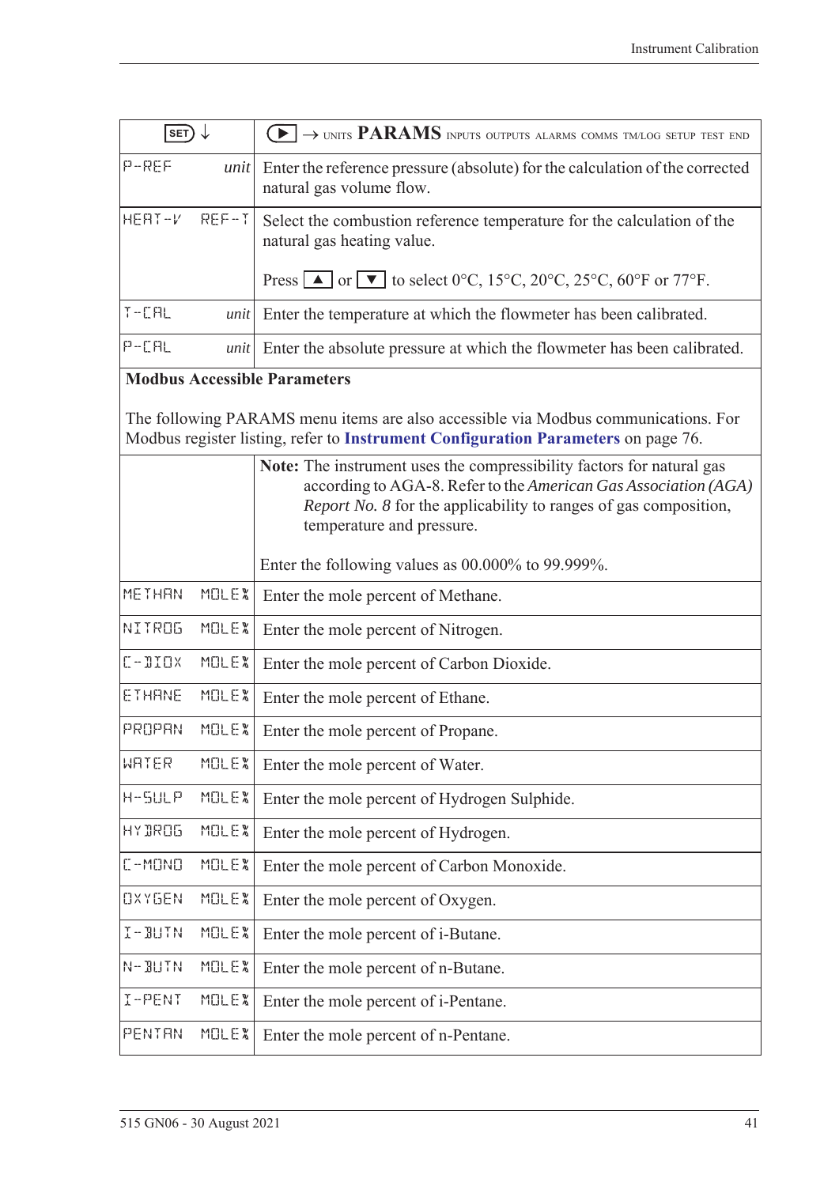| SET ↓ | ▶ → UNITS **PARAMS** INPUTS OUTPUTS ALARMS COMMS TM/LOG SETUP TEST END |
|---|---|
| P-REF *unit* | Enter the reference pressure (absolute) for the calculation of the corrected natural gas volume flow. |
| HEAT-V REF-T | Select the combustion reference temperature for the calculation of the natural gas heating value.<br><br>Press ▲ or ▼ to select 0°C, 15°C, 20°C, 25°C, 60°F or 77°F. |
| T-CAL *unit* | Enter the temperature at which the flowmeter has been calibrated. |
| P-CAL *unit* | Enter the absolute pressure at which the flowmeter has been calibrated. |
| **Modbus Accessible Parameters**<br><br>The following PARAMS menu items are also accessible via Modbus communications. For Modbus register listing, refer to **Instrument Configuration Parameters** on page 76. | |
| | **Note:** The instrument uses the compressibility factors for natural gas according to AGA-8. Refer to the *American Gas Association (AGA) Report No. 8* for the applicability to ranges of gas composition, temperature and pressure.<br><br>Enter the following values as 00.000% to 99.999%. |
| METHAN MOLE% | Enter the mole percent of Methane. |
| NITROG MOLE% | Enter the mole percent of Nitrogen. |
| C-DIOX MOLE% | Enter the mole percent of Carbon Dioxide. |
| ETHANE MOLE% | Enter the mole percent of Ethane. |
| PROPAN MOLE% | Enter the mole percent of Propane. |
| WATER MOLE% | Enter the mole percent of Water. |
| H-SULP MOLE% | Enter the mole percent of Hydrogen Sulphide. |
| HYDROG MOLE% | Enter the mole percent of Hydrogen. |
| C-MONO MOLE% | Enter the mole percent of Carbon Monoxide. |
| OXYGEN MOLE% | Enter the mole percent of Oxygen. |
| I-BUTN MOLE% | Enter the mole percent of i-Butane. |
| N-BUTN MOLE% | Enter the mole percent of n-Butane. |
| I-PENT MOLE% | Enter the mole percent of i-Pentane. |
| PENTAN MOLE% | Enter the mole percent of n-Pentane. |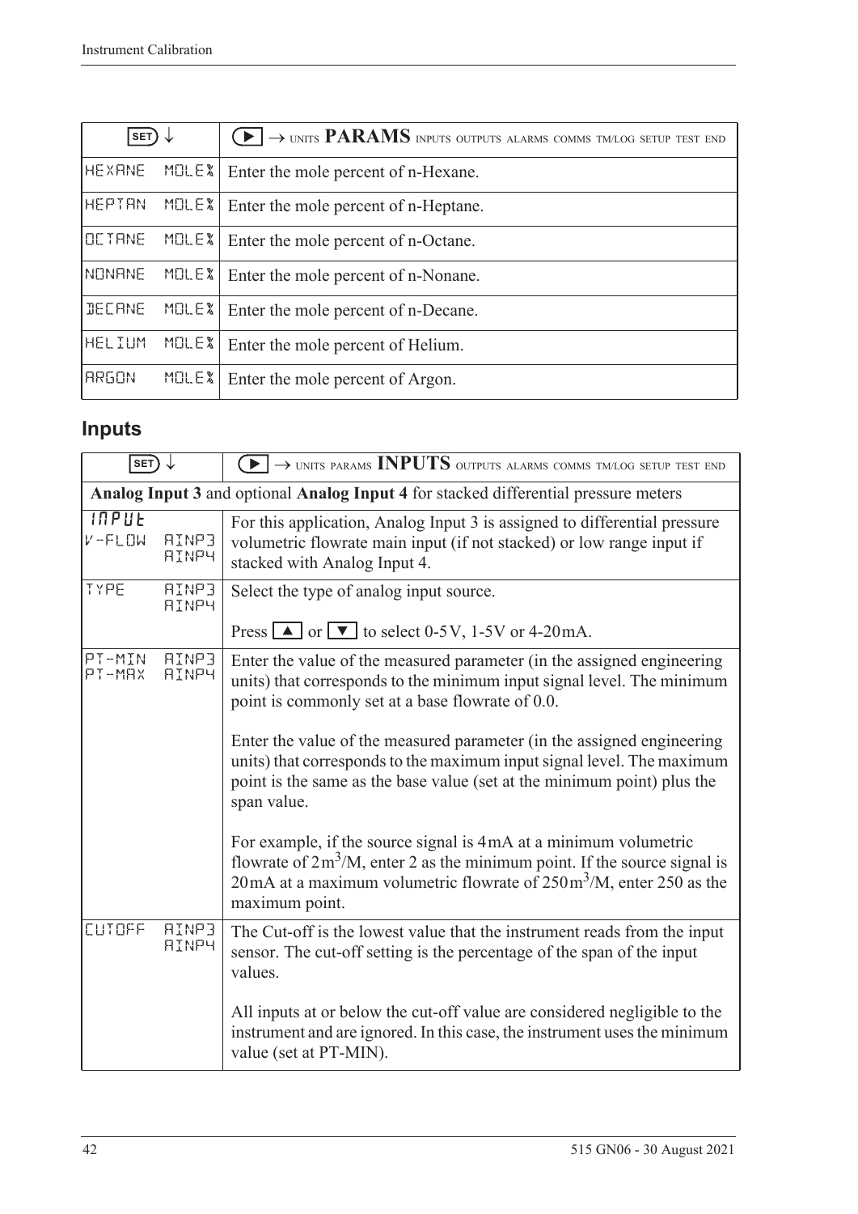| SET ↓ | ▶ → UNITS **PARAMS** INPUTS OUTPUTS ALARMS COMMS TM/LOG SETUP TEST END |
| --- | --- |
| HEXANE MOLE% | Enter the mole percent of n-Hexane. |
| HEPTAN MOLE% | Enter the mole percent of n-Heptane. |
| OCTANE MOLE% | Enter the mole percent of n-Octane. |
| NONANE MOLE% | Enter the mole percent of n-Nonane. |
| DECANE MOLE% | Enter the mole percent of n-Decane. |
| HELIUM MOLE% | Enter the mole percent of Helium. |
| ARGON MOLE% | Enter the mole percent of Argon. |

## Inputs

| SET ↓ | ▶ → UNITS PARAMS **INPUTS** OUTPUTS ALARMS COMMS TM/LOG SETUP TEST END |
| --- | --- |
| **Analog Input 3** and optional **Analog Input 4** for stacked differential pressure meters | |
| INPUT V-FLOW AINP3 AINP4 | For this application, Analog Input 3 is assigned to differential pressure volumetric flowrate main input (if not stacked) or low range input if stacked with Analog Input 4. |
| TYPE AINP3 AINP4 | Select the type of analog input source.<br><br>Press ▲ or ▼ to select 0-5V, 1-5V or 4-20mA. |
| PT-MIN PT-MAX AINP3 AINP4 | Enter the value of the measured parameter (in the assigned engineering units) that corresponds to the minimum input signal level. The minimum point is commonly set at a base flowrate of 0.0.<br><br>Enter the value of the measured parameter (in the assigned engineering units) that corresponds to the maximum input signal level. The maximum point is the same as the base value (set at the minimum point) plus the span value.<br><br>For example, if the source signal is 4mA at a minimum volumetric flowrate of $2m^3$/M, enter 2 as the minimum point. If the source signal is 20mA at a maximum volumetric flowrate of $250m^3$/M, enter 250 as the maximum point. |
| CUTOFF AINP3 AINP4 | The Cut-off is the lowest value that the instrument reads from the input sensor. The cut-off setting is the percentage of the span of the input values.<br><br>All inputs at or below the cut-off value are considered negligible to the instrument and are ignored. In this case, the instrument uses the minimum value (set at PT-MIN). |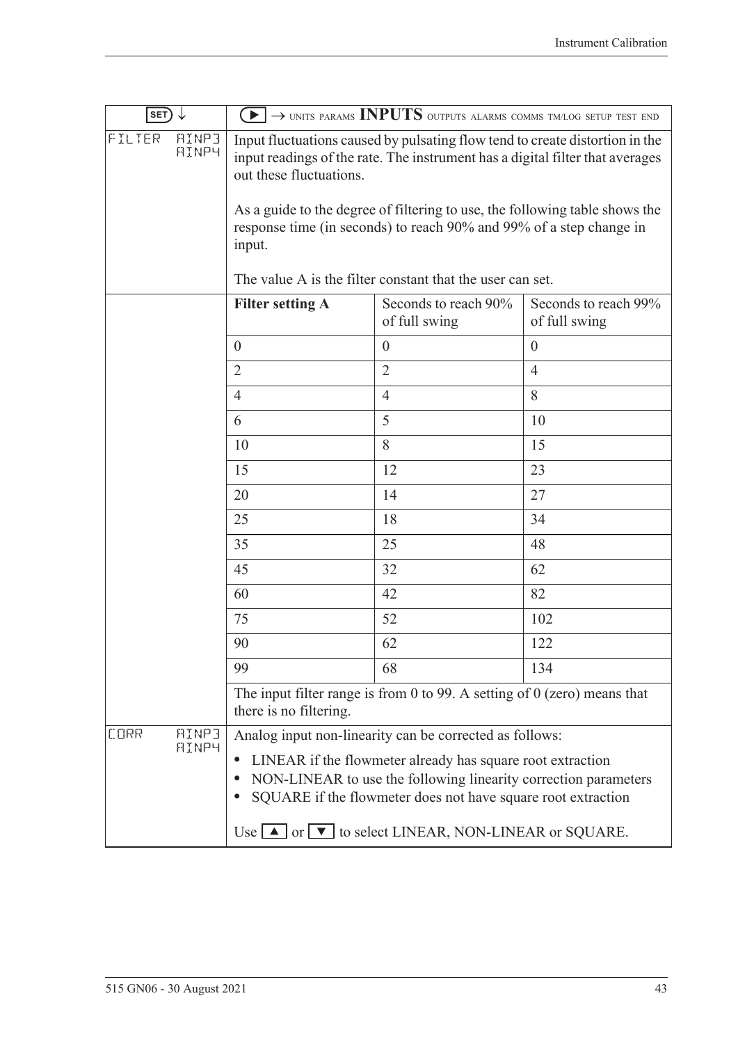| SET ↓ | ▶ → UNITS PARAMS **INPUTS** OUTPUTS ALARMS COMMS TM/LOG SETUP TEST END | | |
|---|---|---|---|
| FILTER AINP3 AINP4 | Input fluctuations caused by pulsating flow tend to create distortion in the input readings of the rate. The instrument has a digital filter that averages out these fluctuations.<br><br>As a guide to the degree of filtering to use, the following table shows the response time (in seconds) to reach 90% and 99% of a step change in input.<br><br>The value A is the filter constant that the user can set. | | |
| | **Filter setting A** | Seconds to reach 90% of full swing | Seconds to reach 99% of full swing |
| | 0 | 0 | 0 |
| | 2 | 2 | 4 |
| | 4 | 4 | 8 |
| | 6 | 5 | 10 |
| | 10 | 8 | 15 |
| | 15 | 12 | 23 |
| | 20 | 14 | 27 |
| | 25 | 18 | 34 |
| | 35 | 25 | 48 |
| | 45 | 32 | 62 |
| | 60 | 42 | 82 |
| | 75 | 52 | 102 |
| | 90 | 62 | 122 |
| | 99 | 68 | 134 |
| | The input filter range is from 0 to 99. A setting of 0 (zero) means that there is no filtering. | | |
| CORR AINP3 AINP4 | Analog input non-linearity can be corrected as follows:<br>• LINEAR if the flowmeter already has square root extraction<br>• NON-LINEAR to use the following linearity correction parameters<br>• SQUARE if the flowmeter does not have square root extraction<br><br>Use ▲ or ▼ to select LINEAR, NON-LINEAR or SQUARE. | | |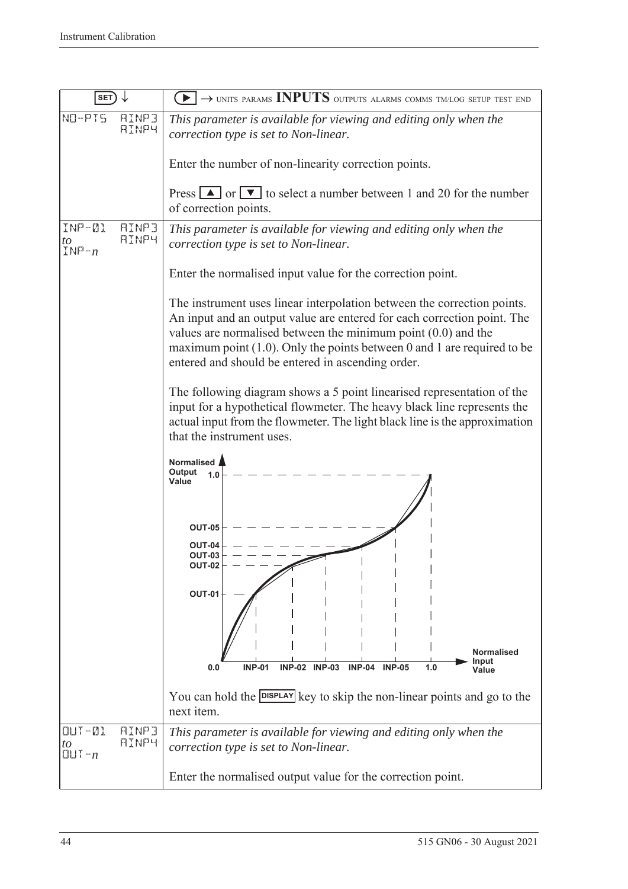| SET ↓ | ▶ → UNITS PARAMS **INPUTS** OUTPUTS ALARMS COMMS TM/LOG SETUP TEST END |
|---|---|
| NO-PTS  AINP3 AINP4 | *This parameter is available for viewing and editing only when the correction type is set to Non-linear.*<br><br>Enter the number of non-linearity correction points.<br><br>Press ▲ or ▼ to select a number between 1 and 20 for the number of correction points. |
| INP-01 *to* INP-*n*  AINP3 AINP4 | *This parameter is available for viewing and editing only when the correction type is set to Non-linear.*<br><br>Enter the normalised input value for the correction point.<br><br>The instrument uses linear interpolation between the correction points. An input and an output value are entered for each correction point. The values are normalised between the minimum point (0.0) and the maximum point (1.0). Only the points between 0 and 1 are required to be entered and should be entered in ascending order.<br><br>The following diagram shows a 5 point linearised representation of the input for a hypothetical flowmeter. The heavy black line represents the actual input from the flowmeter. The light black line is the approximation that the instrument uses.<br><br>Normalised Output Value: 1.0, OUT-05, OUT-04, OUT-03, OUT-02, OUT-01, 0.0<br>Normalised Input Value: INP-01, INP-02, INP-03, INP-04, INP-05, 1.0<br><br>You can hold the DISPLAY key to skip the non-linear points and go to the next item. |
| OUT-01 *to* OUT-*n*  AINP3 AINP4 | *This parameter is available for viewing and editing only when the correction type is set to Non-linear.*<br><br>Enter the normalised output value for the correction point. |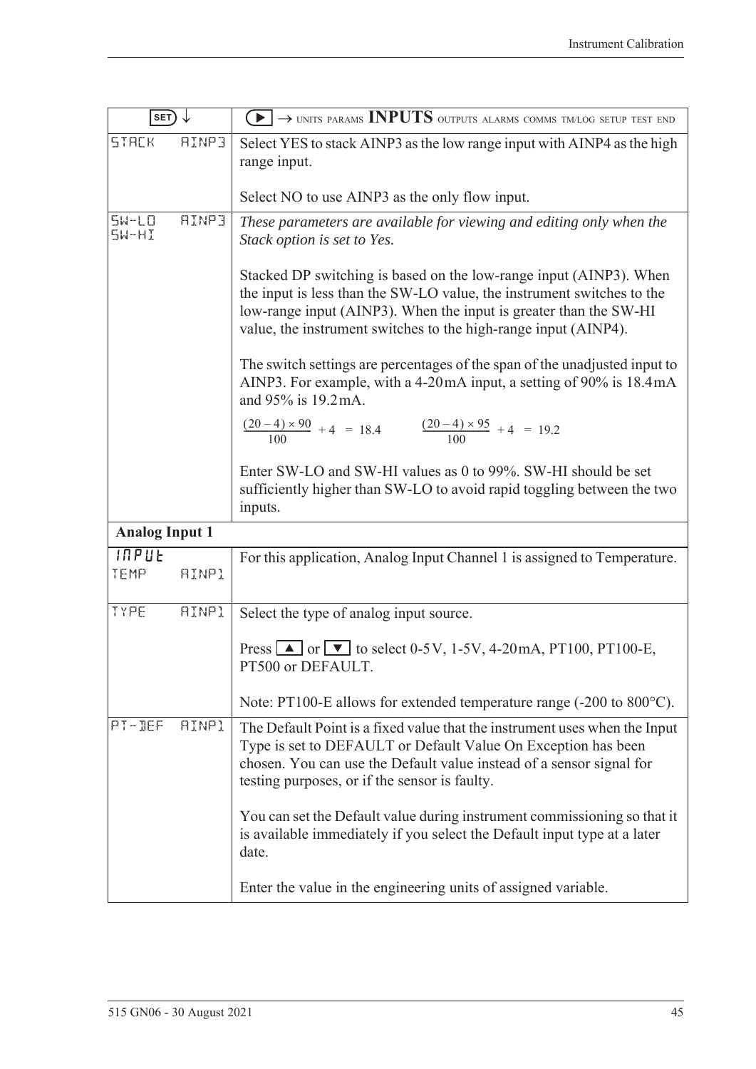| SET ↓ | ▶ → UNITS PARAMS **INPUTS** OUTPUTS ALARMS COMMS TM/LOG SETUP TEST END |
|---|---|
| STACK AINP3 | Select YES to stack AINP3 as the low range input with AINP4 as the high range input.<br><br>Select NO to use AINP3 as the only flow input. |
| SW-LO AINP3<br>SW-HI | *These parameters are available for viewing and editing only when the Stack option is set to Yes.*<br><br>Stacked DP switching is based on the low-range input (AINP3). When the input is less than the SW-LO value, the instrument switches to the low-range input (AINP3). When the input is greater than the SW-HI value, the instrument switches to the high-range input (AINP4).<br><br>The switch settings are percentages of the span of the unadjusted input to AINP3. For example, with a 4-20 mA input, a setting of 90% is 18.4 mA and 95% is 19.2 mA.<br><br>$\frac{(20-4)\times 90}{100} + 4 = 18.4$ $\frac{(20-4)\times 95}{100} + 4 = 19.2$<br><br>Enter SW-LO and SW-HI values as 0 to 99%. SW-HI should be set sufficiently higher than SW-LO to avoid rapid toggling between the two inputs. |
| **Analog Input 1** | |
| INPUT<br>TEMP AINP1 | For this application, Analog Input Channel 1 is assigned to Temperature. |
| TYPE AINP1 | Select the type of analog input source.<br><br>Press ▲ or ▼ to select 0-5 V, 1-5 V, 4-20 mA, PT100, PT100-E, PT500 or DEFAULT.<br><br>Note: PT100-E allows for extended temperature range (-200 to 800°C). |
| PT-DEF AINP1 | The Default Point is a fixed value that the instrument uses when the Input Type is set to DEFAULT or Default Value On Exception has been chosen. You can use the Default value instead of a sensor signal for testing purposes, or if the sensor is faulty.<br><br>You can set the Default value during instrument commissioning so that it is available immediately if you select the Default input type at a later date.<br><br>Enter the value in the engineering units of assigned variable. |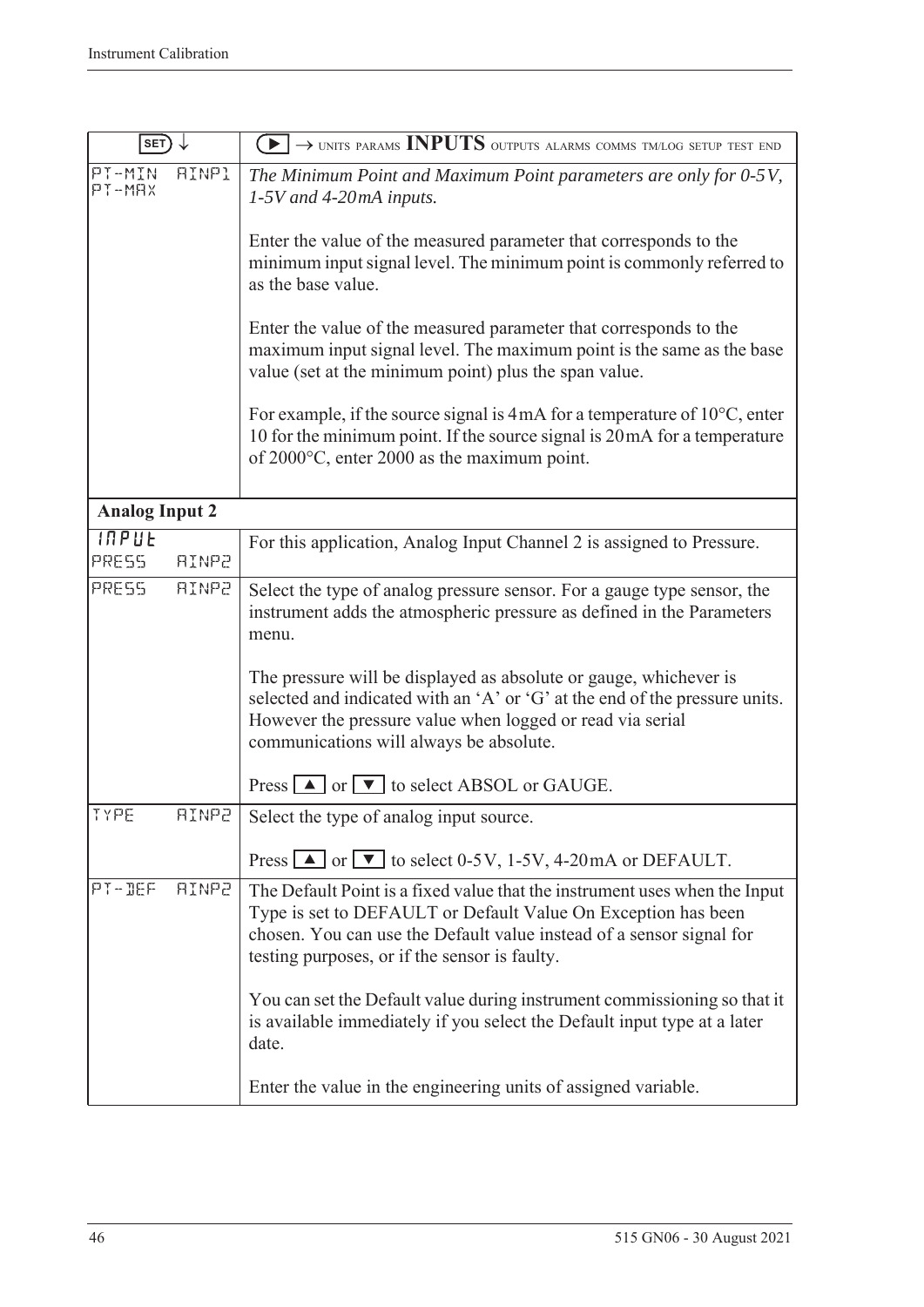| SET ↓ | ▶ → UNITS PARAMS **INPUTS** OUTPUTS ALARMS COMMS TM/LOG SETUP TEST END |
|---|---|
| PT-MIN AINP1 PT-MAX | *The Minimum Point and Maximum Point parameters are only for 0-5V, 1-5V and 4-20mA inputs.*<br><br>Enter the value of the measured parameter that corresponds to the minimum input signal level. The minimum point is commonly referred to as the base value.<br><br>Enter the value of the measured parameter that corresponds to the maximum input signal level. The maximum point is the same as the base value (set at the minimum point) plus the span value.<br><br>For example, if the source signal is 4mA for a temperature of 10°C, enter 10 for the minimum point. If the source signal is 20mA for a temperature of 2000°C, enter 2000 as the maximum point. |
| **Analog Input 2** | |
| INPUT PRESS AINP2 | For this application, Analog Input Channel 2 is assigned to Pressure. |
| PRESS AINP2 | Select the type of analog pressure sensor. For a gauge type sensor, the instrument adds the atmospheric pressure as defined in the Parameters menu.<br><br>The pressure will be displayed as absolute or gauge, whichever is selected and indicated with an 'A' or 'G' at the end of the pressure units. However the pressure value when logged or read via serial communications will always be absolute.<br><br>Press ▲ or ▼ to select ABSOL or GAUGE. |
| TYPE AINP2 | Select the type of analog input source.<br><br>Press ▲ or ▼ to select 0-5V, 1-5V, 4-20mA or DEFAULT. |
| PT-DEF AINP2 | The Default Point is a fixed value that the instrument uses when the Input Type is set to DEFAULT or Default Value On Exception has been chosen. You can use the Default value instead of a sensor signal for testing purposes, or if the sensor is faulty.<br><br>You can set the Default value during instrument commissioning so that it is available immediately if you select the Default input type at a later date.<br><br>Enter the value in the engineering units of assigned variable. |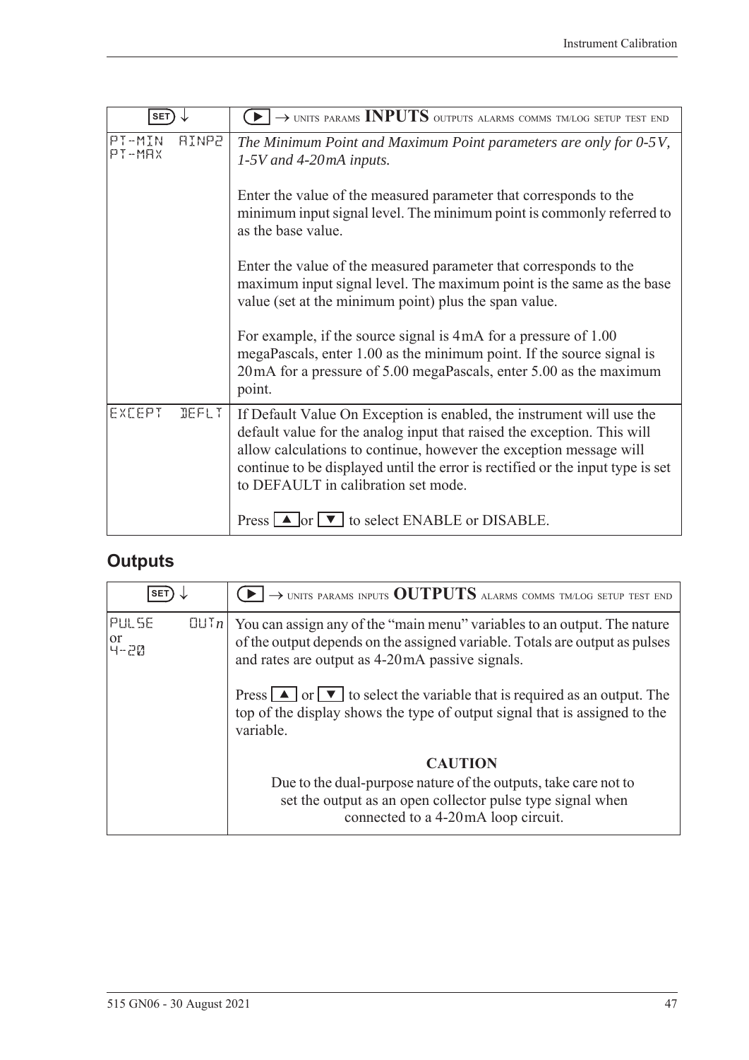| SET ↓ | ▶ → UNITS PARAMS **INPUTS** OUTPUTS ALARMS COMMS TM/LOG SETUP TEST END |
|---|---|
| PT-MIN AINP2<br>PT-MAX | *The Minimum Point and Maximum Point parameters are only for 0-5V, 1-5V and 4-20mA inputs.*<br><br>Enter the value of the measured parameter that corresponds to the minimum input signal level. The minimum point is commonly referred to as the base value.<br><br>Enter the value of the measured parameter that corresponds to the maximum input signal level. The maximum point is the same as the base value (set at the minimum point) plus the span value.<br><br>For example, if the source signal is 4mA for a pressure of 1.00 megaPascals, enter 1.00 as the minimum point. If the source signal is 20mA for a pressure of 5.00 megaPascals, enter 5.00 as the maximum point. |
| EXCEPT DEFLT | If Default Value On Exception is enabled, the instrument will use the default value for the analog input that raised the exception. This will allow calculations to continue, however the exception message will continue to be displayed until the error is rectified or the input type is set to DEFAULT in calibration set mode.<br><br>Press ▲ or ▼ to select ENABLE or DISABLE. |

## Outputs

| SET ↓ | ▶ → UNITS PARAMS INPUTS **OUTPUTS** ALARMS COMMS TM/LOG SETUP TEST END |
|---|---|
| PULSE OUT*n*<br>or<br>4-20 | You can assign any of the "main menu" variables to an output. The nature of the output depends on the assigned variable. Totals are output as pulses and rates are output as 4-20mA passive signals.<br><br>Press ▲ or ▼ to select the variable that is required as an output. The top of the display shows the type of output signal that is assigned to the variable.<br><br>**CAUTION**<br>Due to the dual-purpose nature of the outputs, take care not to set the output as an open collector pulse type signal when connected to a 4-20mA loop circuit. |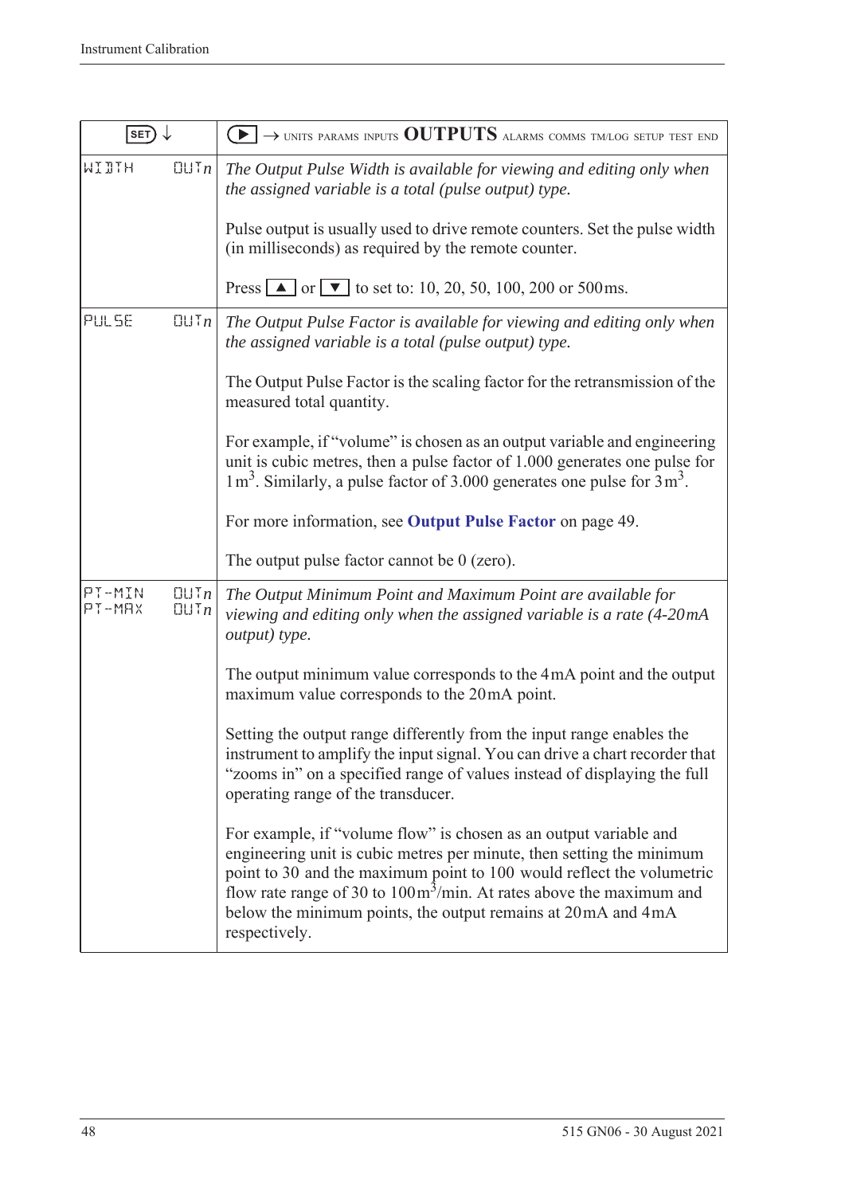| SET ↓ | ▶ → UNITS PARAMS INPUTS **OUTPUTS** ALARMS COMMS TM/LOG SETUP TEST END |
|---|---|
| WIDTH OUT*n* | *The Output Pulse Width is available for viewing and editing only when the assigned variable is a total (pulse output) type.*<br><br>Pulse output is usually used to drive remote counters. Set the pulse width (in milliseconds) as required by the remote counter.<br><br>Press ▲ or ▼ to set to: 10, 20, 50, 100, 200 or 500 ms. |
| PULSE OUT*n* | *The Output Pulse Factor is available for viewing and editing only when the assigned variable is a total (pulse output) type.*<br><br>The Output Pulse Factor is the scaling factor for the retransmission of the measured total quantity.<br><br>For example, if "volume" is chosen as an output variable and engineering unit is cubic metres, then a pulse factor of 1.000 generates one pulse for 1 $m^3$. Similarly, a pulse factor of 3.000 generates one pulse for 3 $m^3$.<br><br>For more information, see **Output Pulse Factor** on page 49.<br><br>The output pulse factor cannot be 0 (zero). |
| PT-MIN OUT*n*<br>PT-MAX OUT*n* | *The Output Minimum Point and Maximum Point are available for viewing and editing only when the assigned variable is a rate (4-20 mA output) type.*<br><br>The output minimum value corresponds to the 4 mA point and the output maximum value corresponds to the 20 mA point.<br><br>Setting the output range differently from the input range enables the instrument to amplify the input signal. You can drive a chart recorder that "zooms in" on a specified range of values instead of displaying the full operating range of the transducer.<br><br>For example, if "volume flow" is chosen as an output variable and engineering unit is cubic metres per minute, then setting the minimum point to 30 and the maximum point to 100 would reflect the volumetric flow rate range of 30 to 100 $m^3$/min. At rates above the maximum and below the minimum points, the output remains at 20 mA and 4 mA respectively. |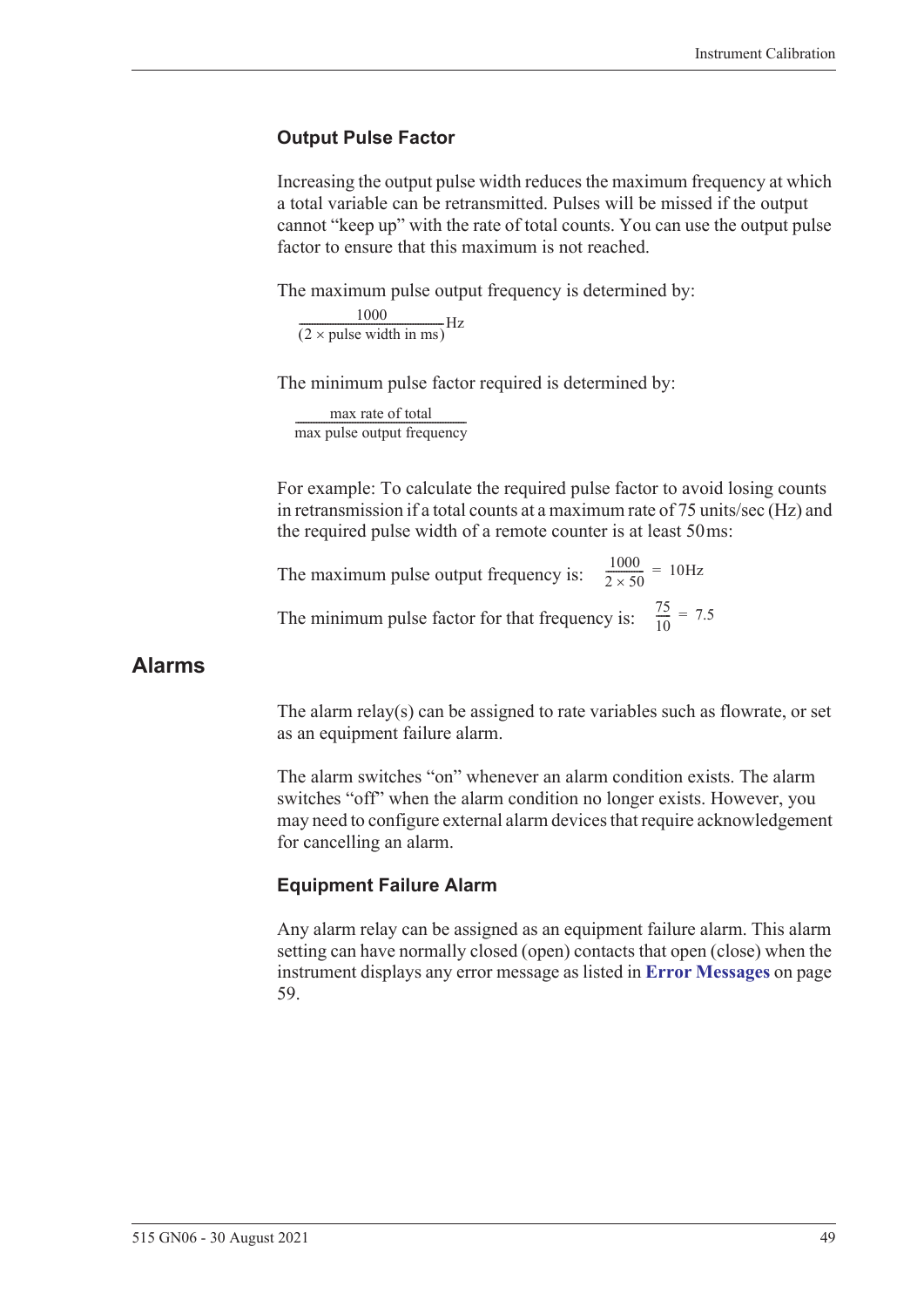### Output Pulse Factor

Increasing the output pulse width reduces the maximum frequency at which a total variable can be retransmitted. Pulses will be missed if the output cannot "keep up" with the rate of total counts. You can use the output pulse factor to ensure that this maximum is not reached.

The maximum pulse output frequency is determined by:

$$\frac{1000}{(2 \times \text{pulse width in ms})}\text{Hz}$$

The minimum pulse factor required is determined by:

$$\frac{\text{max rate of total}}{\text{max pulse output frequency}}$$

For example: To calculate the required pulse factor to avoid losing counts in retransmission if a total counts at a maximum rate of 75 units/sec (Hz) and the required pulse width of a remote counter is at least 50 ms:

The maximum pulse output frequency is: $\frac{1000}{2 \times 50} = 10\text{Hz}$

The minimum pulse factor for that frequency is: $\frac{75}{10} = 7.5$

## Alarms

The alarm relay(s) can be assigned to rate variables such as flowrate, or set as an equipment failure alarm.

The alarm switches "on" whenever an alarm condition exists. The alarm switches "off" when the alarm condition no longer exists. However, you may need to configure external alarm devices that require acknowledgement for cancelling an alarm.

### Equipment Failure Alarm

Any alarm relay can be assigned as an equipment failure alarm. This alarm setting can have normally closed (open) contacts that open (close) when the instrument displays any error message as listed in **Error Messages** on page 59.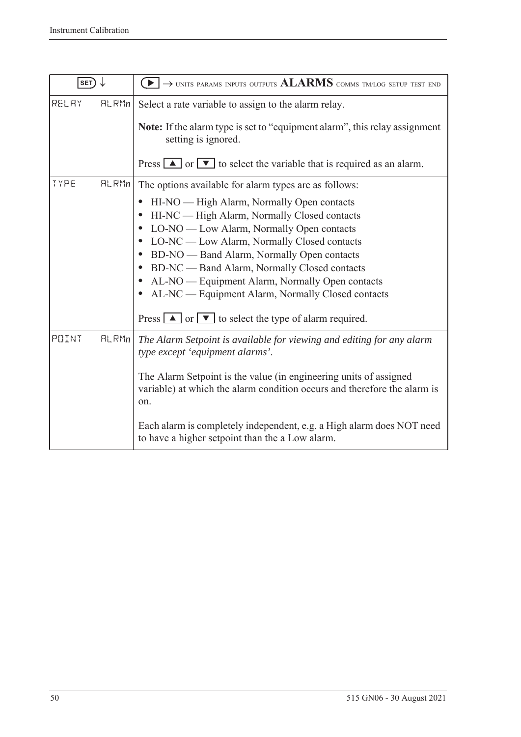| SET ↓ | ▶ → UNITS PARAMS INPUTS OUTPUTS **ALARMS** COMMS TM/LOG SETUP TEST END |
|---|---|
| RELAY ALRM*n* | Select a rate variable to assign to the alarm relay.<br><br>**Note:** If the alarm type is set to "equipment alarm", this relay assignment setting is ignored.<br><br>Press ▲ or ▼ to select the variable that is required as an alarm. |
| TYPE ALRM*n* | The options available for alarm types are as follows:<br><br>• HI-NO — High Alarm, Normally Open contacts<br>• HI-NC — High Alarm, Normally Closed contacts<br>• LO-NO — Low Alarm, Normally Open contacts<br>• LO-NC — Low Alarm, Normally Closed contacts<br>• BD-NO — Band Alarm, Normally Open contacts<br>• BD-NC — Band Alarm, Normally Closed contacts<br>• AL-NO — Equipment Alarm, Normally Open contacts<br>• AL-NC — Equipment Alarm, Normally Closed contacts<br><br>Press ▲ or ▼ to select the type of alarm required. |
| POINT ALRM*n* | *The Alarm Setpoint is available for viewing and editing for any alarm type except 'equipment alarms'.*<br><br>The Alarm Setpoint is the value (in engineering units of assigned variable) at which the alarm condition occurs and therefore the alarm is on.<br><br>Each alarm is completely independent, e.g. a High alarm does NOT need to have a higher setpoint than the a Low alarm. |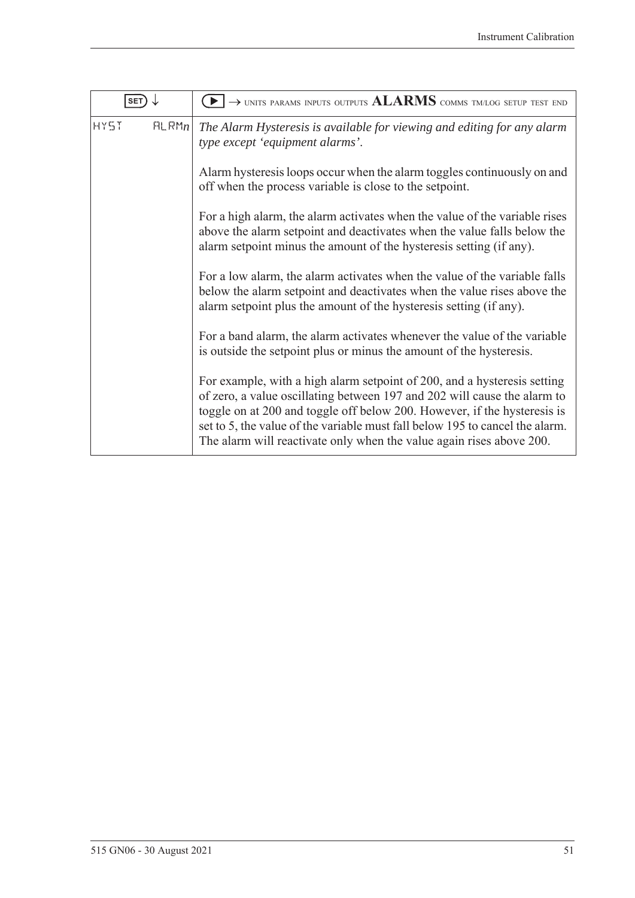| SET ↓ | ▶ → UNITS PARAMS INPUTS OUTPUTS **ALARMS** COMMS TM/LOG SETUP TEST END |
|---|---|
| HYST ALRM*n* | *The Alarm Hysteresis is available for viewing and editing for any alarm type except 'equipment alarms'.*<br><br>Alarm hysteresis loops occur when the alarm toggles continuously on and off when the process variable is close to the setpoint.<br><br>For a high alarm, the alarm activates when the value of the variable rises above the alarm setpoint and deactivates when the value falls below the alarm setpoint minus the amount of the hysteresis setting (if any).<br><br>For a low alarm, the alarm activates when the value of the variable falls below the alarm setpoint and deactivates when the value rises above the alarm setpoint plus the amount of the hysteresis setting (if any).<br><br>For a band alarm, the alarm activates whenever the value of the variable is outside the setpoint plus or minus the amount of the hysteresis.<br><br>For example, with a high alarm setpoint of 200, and a hysteresis setting of zero, a value oscillating between 197 and 202 will cause the alarm to toggle on at 200 and toggle off below 200. However, if the hysteresis is set to 5, the value of the variable must fall below 195 to cancel the alarm. The alarm will reactivate only when the value again rises above 200. |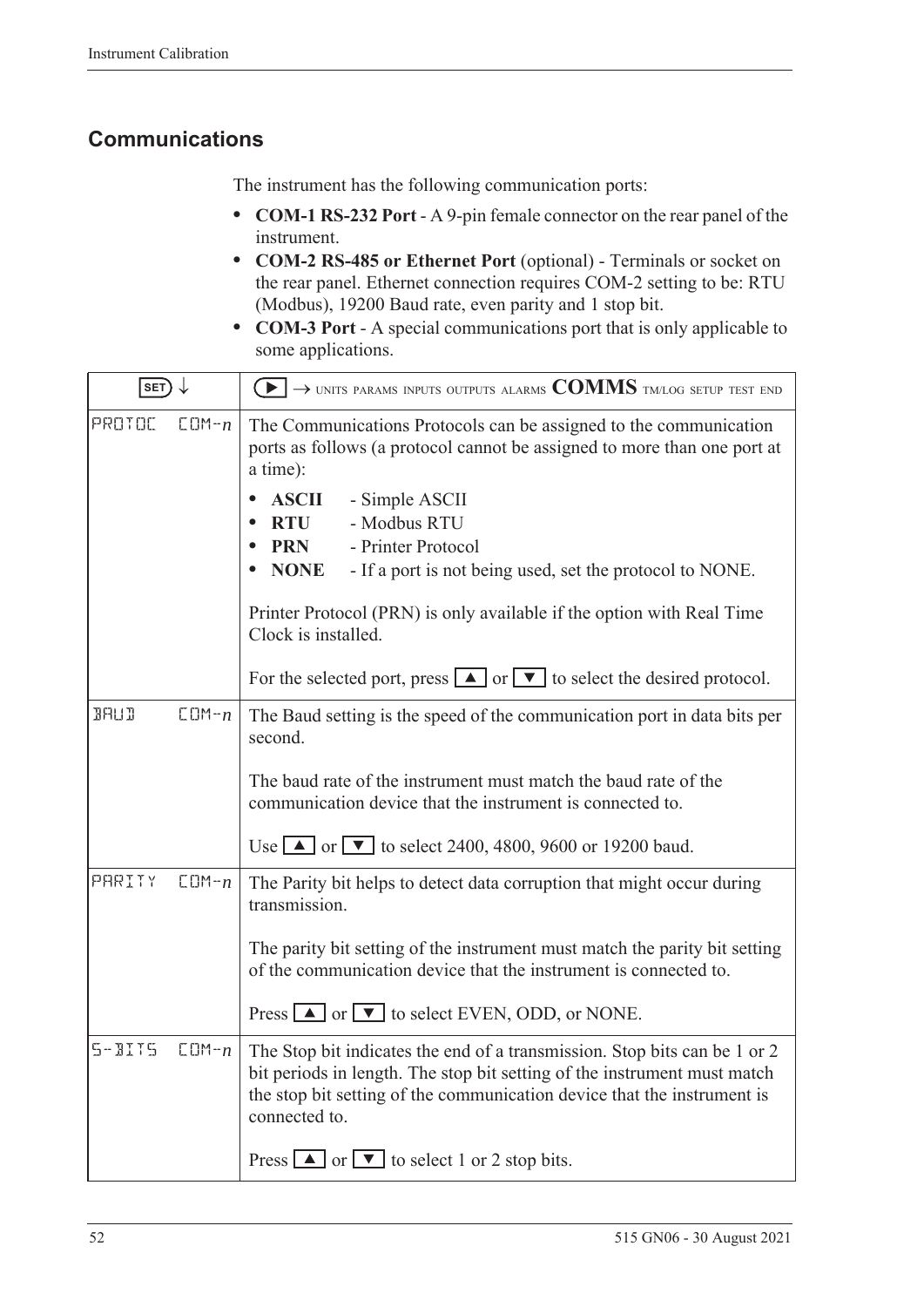## Communications

The instrument has the following communication ports:

- **COM-1 RS-232 Port** - A 9-pin female connector on the rear panel of the instrument.
- **COM-2 RS-485 or Ethernet Port** (optional) - Terminals or socket on the rear panel. Ethernet connection requires COM-2 setting to be: RTU (Modbus), 19200 Baud rate, even parity and 1 stop bit.
- **COM-3 Port** - A special communications port that is only applicable to some applications.

| SET ↓ | ▶ → UNITS PARAMS INPUTS OUTPUTS ALARMS **COMMS** TM/LOG SETUP TEST END |
|---|---|
| PROTOC COM-*n* | The Communications Protocols can be assigned to the communication ports as follows (a protocol cannot be assigned to more than one port at a time):<br>• **ASCII** - Simple ASCII<br>• **RTU** - Modbus RTU<br>• **PRN** - Printer Protocol<br>• **NONE** - If a port is not being used, set the protocol to NONE.<br><br>Printer Protocol (PRN) is only available if the option with Real Time Clock is installed.<br><br>For the selected port, press ▲ or ▼ to select the desired protocol. |
| BAUD COM-*n* | The Baud setting is the speed of the communication port in data bits per second.<br><br>The baud rate of the instrument must match the baud rate of the communication device that the instrument is connected to.<br><br>Use ▲ or ▼ to select 2400, 4800, 9600 or 19200 baud. |
| PARITY COM-*n* | The Parity bit helps to detect data corruption that might occur during transmission.<br><br>The parity bit setting of the instrument must match the parity bit setting of the communication device that the instrument is connected to.<br><br>Press ▲ or ▼ to select EVEN, ODD, or NONE. |
| S-BITS COM-*n* | The Stop bit indicates the end of a transmission. Stop bits can be 1 or 2 bit periods in length. The stop bit setting of the instrument must match the stop bit setting of the communication device that the instrument is connected to.<br><br>Press ▲ or ▼ to select 1 or 2 stop bits. |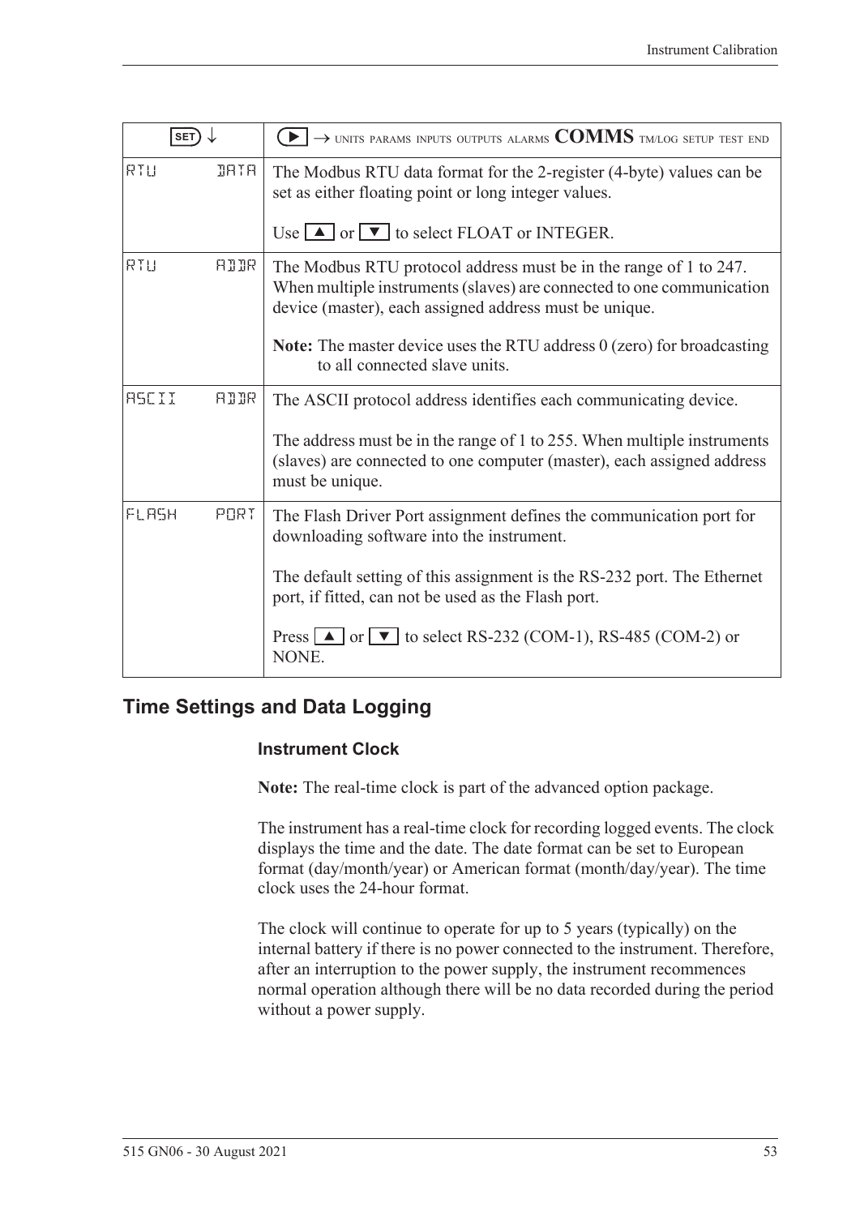| SET ↓ | ▶ → UNITS PARAMS INPUTS OUTPUTS ALARMS **COMMS** TM/LOG SETUP TEST END |
| --- | --- |
| RTU DATA | The Modbus RTU data format for the 2-register (4-byte) values can be set as either floating point or long integer values.<br><br>Use ▲ or ▼ to select FLOAT or INTEGER. |
| RTU ADDR | The Modbus RTU protocol address must be in the range of 1 to 247. When multiple instruments (slaves) are connected to one communication device (master), each assigned address must be unique.<br><br>**Note:** The master device uses the RTU address 0 (zero) for broadcasting to all connected slave units. |
| ASCII ADDR | The ASCII protocol address identifies each communicating device.<br><br>The address must be in the range of 1 to 255. When multiple instruments (slaves) are connected to one computer (master), each assigned address must be unique. |
| FLASH PORT | The Flash Driver Port assignment defines the communication port for downloading software into the instrument.<br><br>The default setting of this assignment is the RS-232 port. The Ethernet port, if fitted, can not be used as the Flash port.<br><br>Press ▲ or ▼ to select RS-232 (COM-1), RS-485 (COM-2) or NONE. |

## Time Settings and Data Logging

### Instrument Clock

**Note:** The real-time clock is part of the advanced option package.

The instrument has a real-time clock for recording logged events. The clock displays the time and the date. The date format can be set to European format (day/month/year) or American format (month/day/year). The time clock uses the 24-hour format.

The clock will continue to operate for up to 5 years (typically) on the internal battery if there is no power connected to the instrument. Therefore, after an interruption to the power supply, the instrument recommences normal operation although there will be no data recorded during the period without a power supply.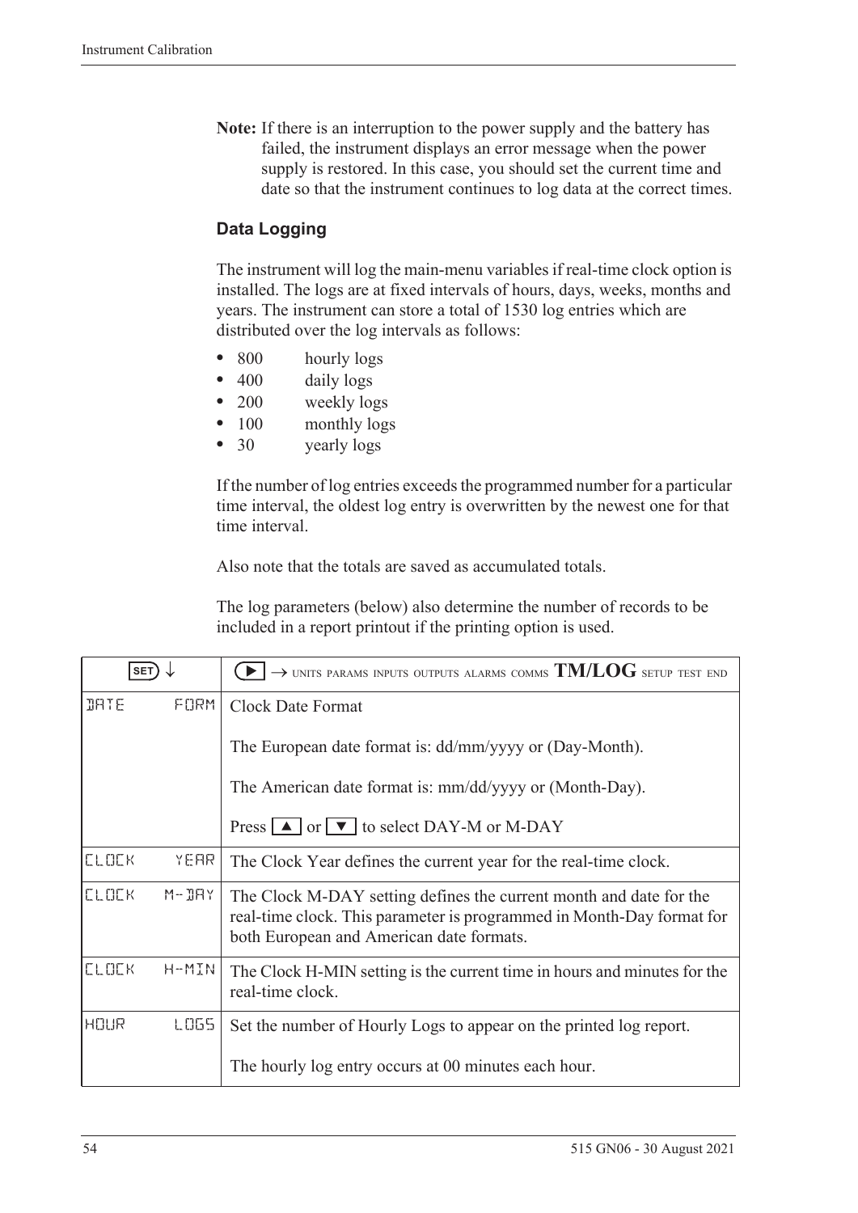**Note:** If there is an interruption to the power supply and the battery has failed, the instrument displays an error message when the power supply is restored. In this case, you should set the current time and date so that the instrument continues to log data at the correct times.

### Data Logging

The instrument will log the main-menu variables if real-time clock option is installed. The logs are at fixed intervals of hours, days, weeks, months and years. The instrument can store a total of 1530 log entries which are distributed over the log intervals as follows:

- 800 hourly logs
- 400 daily logs
- 200 weekly logs
- 100 monthly logs
- 30 yearly logs

If the number of log entries exceeds the programmed number for a particular time interval, the oldest log entry is overwritten by the newest one for that time interval.

Also note that the totals are saved as accumulated totals.

The log parameters (below) also determine the number of records to be included in a report printout if the printing option is used.

| SET ↓ | ▶ → UNITS PARAMS INPUTS OUTPUTS ALARMS COMMS **TM/LOG** SETUP TEST END |
|---|---|
| DATE FORM | Clock Date Format<br><br>The European date format is: dd/mm/yyyy or (Day-Month).<br><br>The American date format is: mm/dd/yyyy or (Month-Day).<br><br>Press ▲ or ▼ to select DAY-M or M-DAY |
| CLOCK YEAR | The Clock Year defines the current year for the real-time clock. |
| CLOCK M-DAY | The Clock M-DAY setting defines the current month and date for the real-time clock. This parameter is programmed in Month-Day format for both European and American date formats. |
| CLOCK H-MIN | The Clock H-MIN setting is the current time in hours and minutes for the real-time clock. |
| HOUR LOGS | Set the number of Hourly Logs to appear on the printed log report.<br><br>The hourly log entry occurs at 00 minutes each hour. |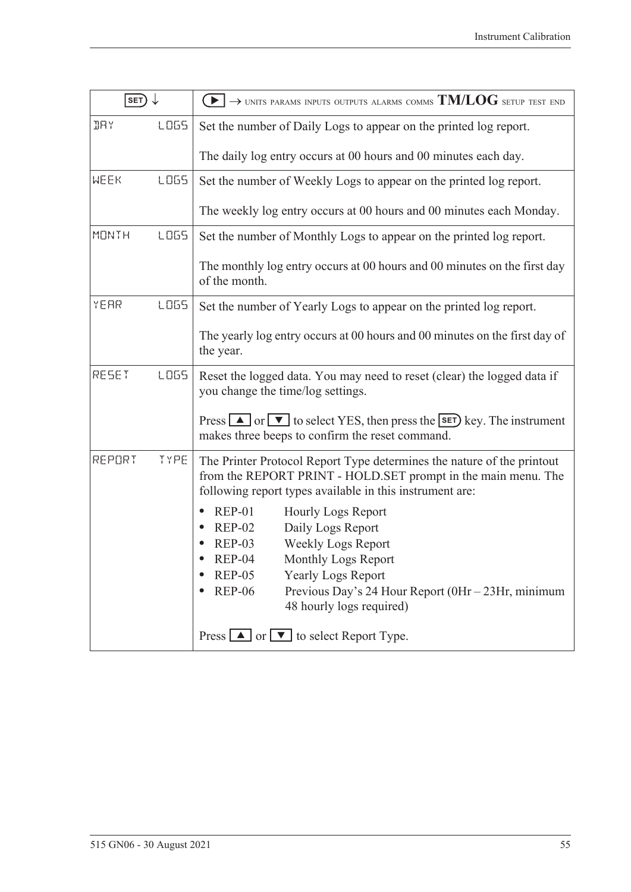| SET ↓ | ▶ → UNITS PARAMS INPUTS OUTPUTS ALARMS COMMS **TM/LOG** SETUP TEST END |
|---|---|
| DAY LOGS | Set the number of Daily Logs to appear on the printed log report.<br><br>The daily log entry occurs at 00 hours and 00 minutes each day. |
| WEEK LOGS | Set the number of Weekly Logs to appear on the printed log report.<br><br>The weekly log entry occurs at 00 hours and 00 minutes each Monday. |
| MONTH LOGS | Set the number of Monthly Logs to appear on the printed log report.<br><br>The monthly log entry occurs at 00 hours and 00 minutes on the first day of the month. |
| YEAR LOGS | Set the number of Yearly Logs to appear on the printed log report.<br><br>The yearly log entry occurs at 00 hours and 00 minutes on the first day of the year. |
| RESET LOGS | Reset the logged data. You may need to reset (clear) the logged data if you change the time/log settings.<br><br>Press ▲ or ▼ to select YES, then press the SET key. The instrument makes three beeps to confirm the reset command. |
| REPORT TYPE | The Printer Protocol Report Type determines the nature of the printout from the REPORT PRINT - HOLD.SET prompt in the main menu. The following report types available in this instrument are:<br><br>• REP-01 Hourly Logs Report<br>• REP-02 Daily Logs Report<br>• REP-03 Weekly Logs Report<br>• REP-04 Monthly Logs Report<br>• REP-05 Yearly Logs Report<br>• REP-06 Previous Day's 24 Hour Report (0Hr – 23Hr, minimum 48 hourly logs required)<br><br>Press ▲ or ▼ to select Report Type. |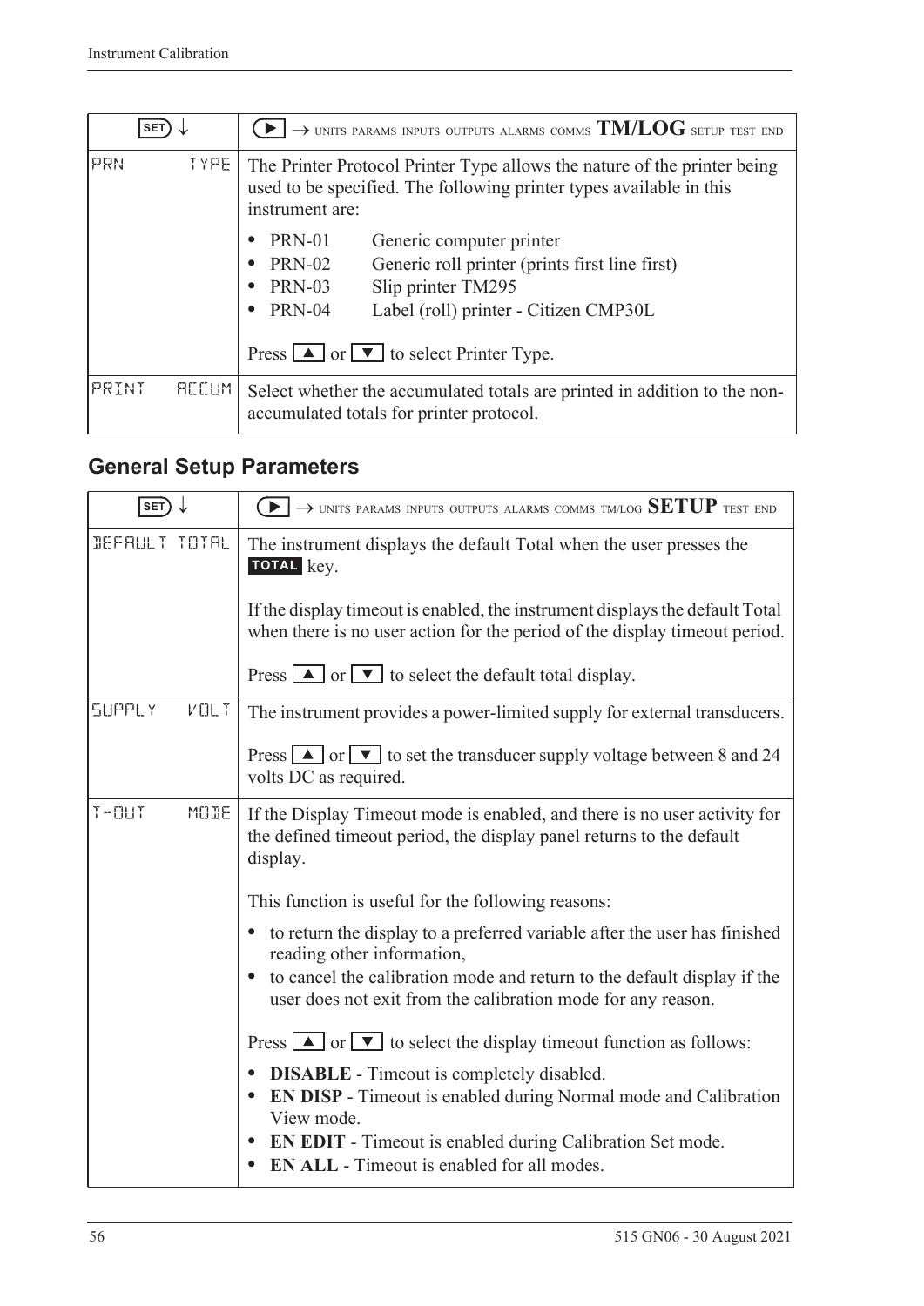| SET ↓ | ▶ → UNITS PARAMS INPUTS OUTPUTS ALARMS COMMS **TM/LOG** SETUP TEST END |
|---|---|
| PRN TYPE | The Printer Protocol Printer Type allows the nature of the printer being used to be specified. The following printer types available in this instrument are:<br><br>• PRN-01 Generic computer printer<br>• PRN-02 Generic roll printer (prints first line first)<br>• PRN-03 Slip printer TM295<br>• PRN-04 Label (roll) printer - Citizen CMP30L<br><br>Press ▲ or ▼ to select Printer Type. |
| PRINT ACCUM | Select whether the accumulated totals are printed in addition to the non-accumulated totals for printer protocol. |

## General Setup Parameters

| SET ↓ | ▶ → UNITS PARAMS INPUTS OUTPUTS ALARMS COMMS TM/LOG **SETUP** TEST END |
|---|---|
| DEFAULT TOTAL | The instrument displays the default Total when the user presses the **TOTAL** key.<br><br>If the display timeout is enabled, the instrument displays the default Total when there is no user action for the period of the display timeout period.<br><br>Press ▲ or ▼ to select the default total display. |
| SUPPLY VOLT | The instrument provides a power-limited supply for external transducers.<br><br>Press ▲ or ▼ to set the transducer supply voltage between 8 and 24 volts DC as required. |
| T-OUT MODE | If the Display Timeout mode is enabled, and there is no user activity for the defined timeout period, the display panel returns to the default display.<br><br>This function is useful for the following reasons:<br><br>• to return the display to a preferred variable after the user has finished reading other information,<br>• to cancel the calibration mode and return to the default display if the user does not exit from the calibration mode for any reason.<br><br>Press ▲ or ▼ to select the display timeout function as follows:<br><br>• **DISABLE** - Timeout is completely disabled.<br>• **EN DISP** - Timeout is enabled during Normal mode and Calibration View mode.<br>• **EN EDIT** - Timeout is enabled during Calibration Set mode.<br>• **EN ALL** - Timeout is enabled for all modes. |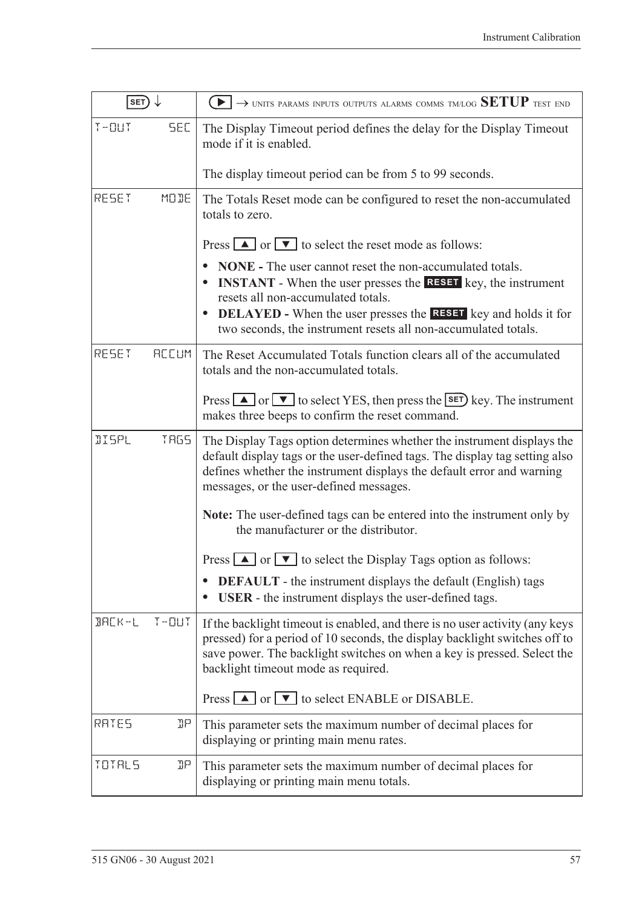| SET ↓ | ▶ → UNITS PARAMS INPUTS OUTPUTS ALARMS COMMS TM/LOG **SETUP** TEST END |
|---|---|
| T-OUT SEC | The Display Timeout period defines the delay for the Display Timeout mode if it is enabled.<br><br>The display timeout period can be from 5 to 99 seconds. |
| RESET MODE | The Totals Reset mode can be configured to reset the non-accumulated totals to zero.<br><br>Press ▲ or ▼ to select the reset mode as follows:<br>• **NONE -** The user cannot reset the non-accumulated totals.<br>• **INSTANT** - When the user presses the **RESET** key, the instrument resets all non-accumulated totals.<br>• **DELAYED -** When the user presses the **RESET** key and holds it for two seconds, the instrument resets all non-accumulated totals. |
| RESET ACCUM | The Reset Accumulated Totals function clears all of the accumulated totals and the non-accumulated totals.<br><br>Press ▲ or ▼ to select YES, then press the SET key. The instrument makes three beeps to confirm the reset command. |
| DISPL TAGS | The Display Tags option determines whether the instrument displays the default display tags or the user-defined tags. The display tag setting also defines whether the instrument displays the default error and warning messages, or the user-defined messages.<br><br>**Note:** The user-defined tags can be entered into the instrument only by the manufacturer or the distributor.<br><br>Press ▲ or ▼ to select the Display Tags option as follows:<br>• **DEFAULT** - the instrument displays the default (English) tags<br>• **USER** - the instrument displays the user-defined tags. |
| BACK-L T-OUT | If the backlight timeout is enabled, and there is no user activity (any keys pressed) for a period of 10 seconds, the display backlight switches off to save power. The backlight switches on when a key is pressed. Select the backlight timeout mode as required.<br><br>Press ▲ or ▼ to select ENABLE or DISABLE. |
| RATES DP | This parameter sets the maximum number of decimal places for displaying or printing main menu rates. |
| TOTALS DP | This parameter sets the maximum number of decimal places for displaying or printing main menu totals. |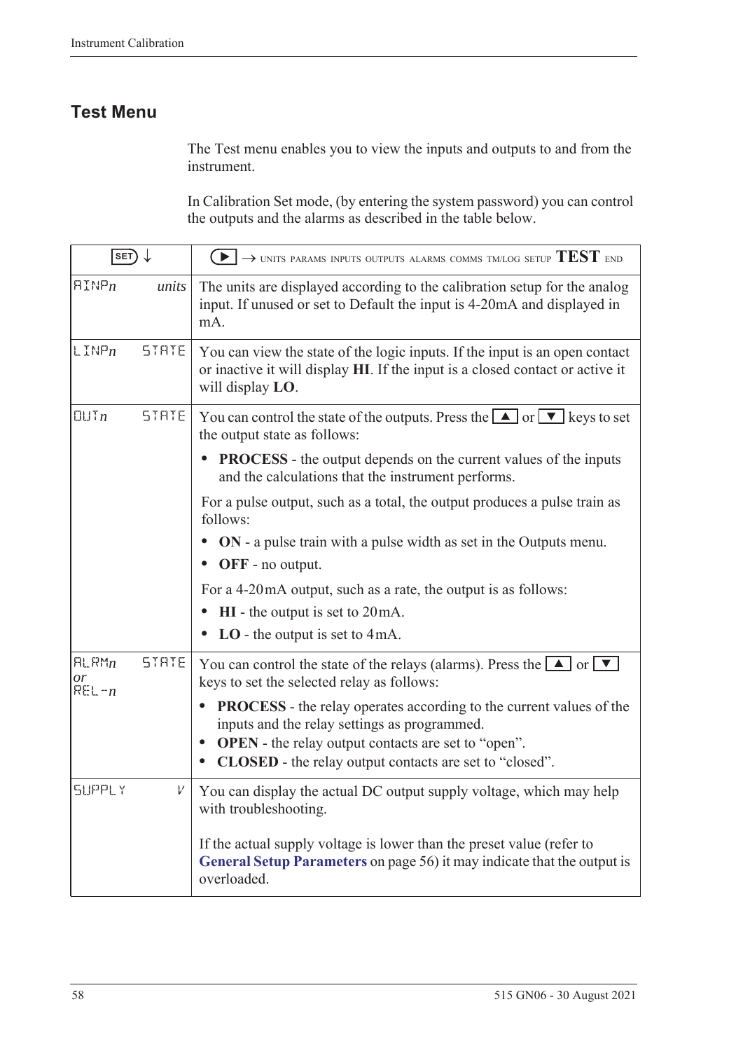## Test Menu

The Test menu enables you to view the inputs and outputs to and from the instrument.

In Calibration Set mode, (by entering the system password) you can control the outputs and the alarms as described in the table below.

| SET ↓ | ▶ → UNITS PARAMS INPUTS OUTPUTS ALARMS COMMS TM/LOG SETUP **TEST** END |
|---|---|
| AINP*n* *units* | The units are displayed according to the calibration setup for the analog input. If unused or set to Default the input is 4-20mA and displayed in mA. |
| LINP*n* STATE | You can view the state of the logic inputs. If the input is an open contact or inactive it will display **HI**. If the input is a closed contact or active it will display **LO**. |
| OUT*n* STATE | You can control the state of the outputs. Press the ▲ or ▼ keys to set the output state as follows:<br>• **PROCESS** - the output depends on the current values of the inputs and the calculations that the instrument performs.<br>For a pulse output, such as a total, the output produces a pulse train as follows:<br>• **ON** - a pulse train with a pulse width as set in the Outputs menu.<br>• **OFF** - no output.<br>For a 4-20mA output, such as a rate, the output is as follows:<br>• **HI** - the output is set to 20mA.<br>• **LO** - the output is set to 4mA. |
| ALRM*n* *or* REL-*n* STATE | You can control the state of the relays (alarms). Press the ▲ or ▼ keys to set the selected relay as follows:<br>• **PROCESS** - the relay operates according to the current values of the inputs and the relay settings as programmed.<br>• **OPEN** - the relay output contacts are set to "open".<br>• **CLOSED** - the relay output contacts are set to "closed". |
| SUPPLY V | You can display the actual DC output supply voltage, which may help with troubleshooting.<br><br>If the actual supply voltage is lower than the preset value (refer to **General Setup Parameters** on page 56) it may indicate that the output is overloaded. |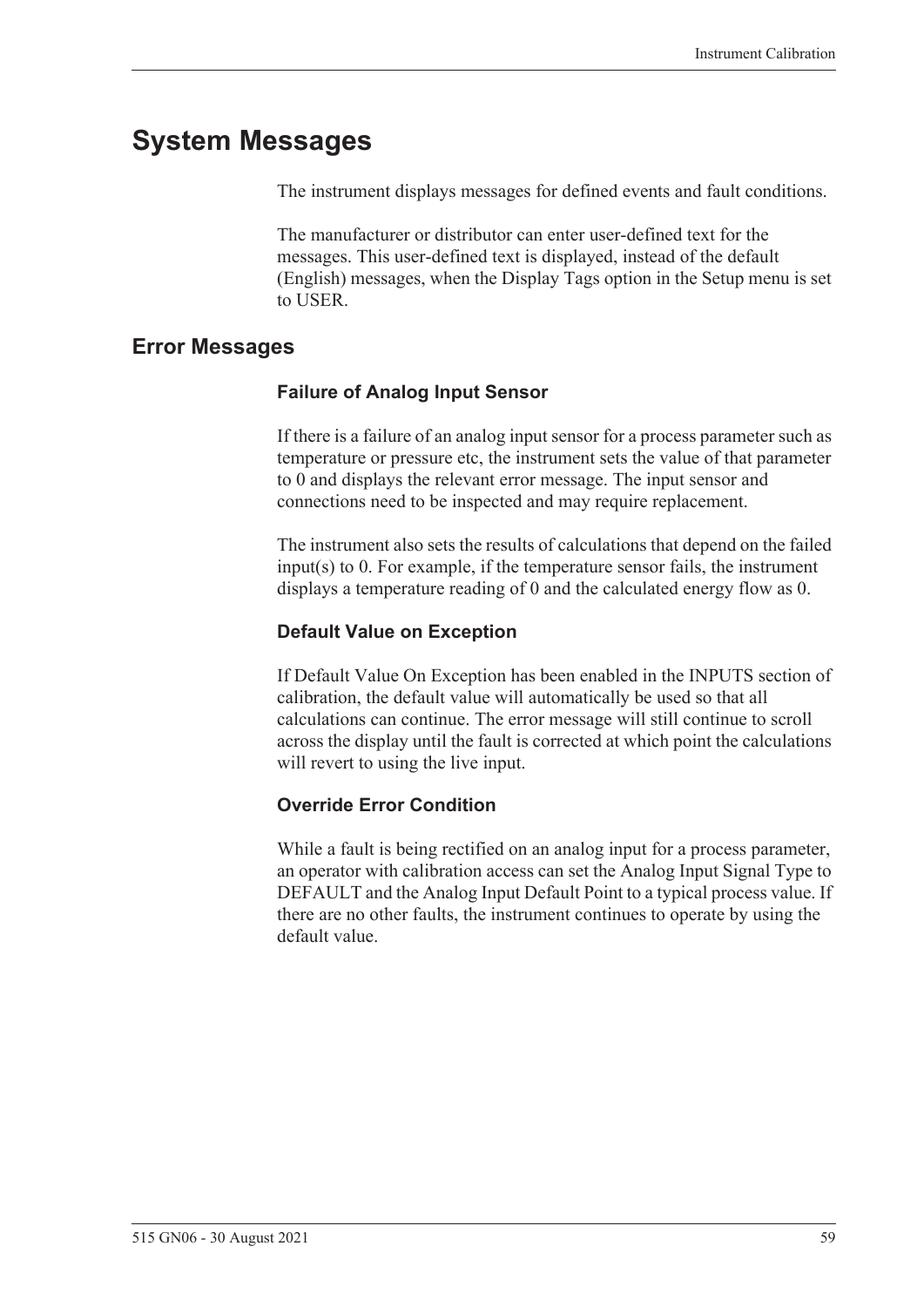# System Messages

The instrument displays messages for defined events and fault conditions.

The manufacturer or distributor can enter user-defined text for the messages. This user-defined text is displayed, instead of the default (English) messages, when the Display Tags option in the Setup menu is set to USER.

## Error Messages

### Failure of Analog Input Sensor

If there is a failure of an analog input sensor for a process parameter such as temperature or pressure etc, the instrument sets the value of that parameter to 0 and displays the relevant error message. The input sensor and connections need to be inspected and may require replacement.

The instrument also sets the results of calculations that depend on the failed input(s) to 0. For example, if the temperature sensor fails, the instrument displays a temperature reading of 0 and the calculated energy flow as 0.

### Default Value on Exception

If Default Value On Exception has been enabled in the INPUTS section of calibration, the default value will automatically be used so that all calculations can continue. The error message will still continue to scroll across the display until the fault is corrected at which point the calculations will revert to using the live input.

### Override Error Condition

While a fault is being rectified on an analog input for a process parameter, an operator with calibration access can set the Analog Input Signal Type to DEFAULT and the Analog Input Default Point to a typical process value. If there are no other faults, the instrument continues to operate by using the default value.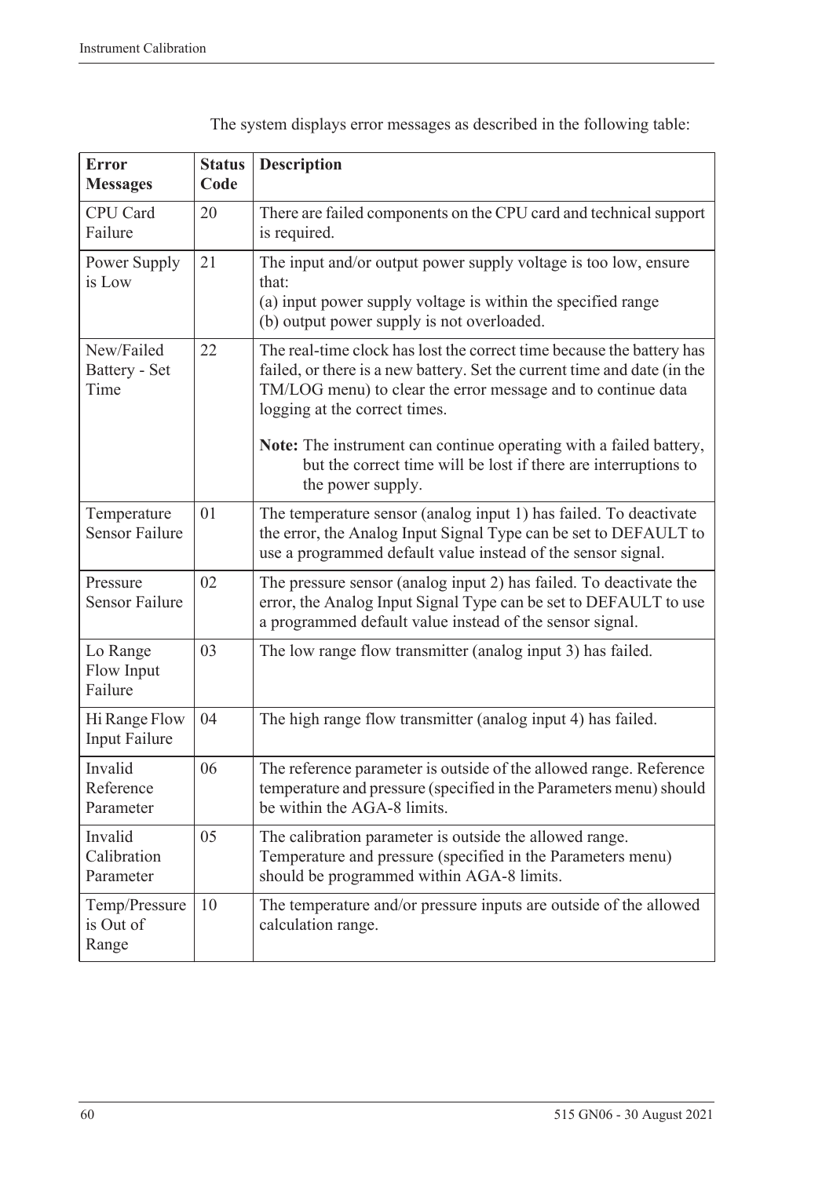The system displays error messages as described in the following table:

| Error Messages | Status Code | Description |
|---|---|---|
| CPU Card Failure | 20 | There are failed components on the CPU card and technical support is required. |
| Power Supply is Low | 21 | The input and/or output power supply voltage is too low, ensure that:<br>(a) input power supply voltage is within the specified range<br>(b) output power supply is not overloaded. |
| New/Failed Battery - Set Time | 22 | The real-time clock has lost the correct time because the battery has failed, or there is a new battery. Set the current time and date (in the TM/LOG menu) to clear the error message and to continue data logging at the correct times.<br><br>**Note:** The instrument can continue operating with a failed battery, but the correct time will be lost if there are interruptions to the power supply. |
| Temperature Sensor Failure | 01 | The temperature sensor (analog input 1) has failed. To deactivate the error, the Analog Input Signal Type can be set to DEFAULT to use a programmed default value instead of the sensor signal. |
| Pressure Sensor Failure | 02 | The pressure sensor (analog input 2) has failed. To deactivate the error, the Analog Input Signal Type can be set to DEFAULT to use a programmed default value instead of the sensor signal. |
| Lo Range Flow Input Failure | 03 | The low range flow transmitter (analog input 3) has failed. |
| Hi Range Flow Input Failure | 04 | The high range flow transmitter (analog input 4) has failed. |
| Invalid Reference Parameter | 06 | The reference parameter is outside of the allowed range. Reference temperature and pressure (specified in the Parameters menu) should be within the AGA-8 limits. |
| Invalid Calibration Parameter | 05 | The calibration parameter is outside the allowed range. Temperature and pressure (specified in the Parameters menu) should be programmed within AGA-8 limits. |
| Temp/Pressure is Out of Range | 10 | The temperature and/or pressure inputs are outside of the allowed calculation range. |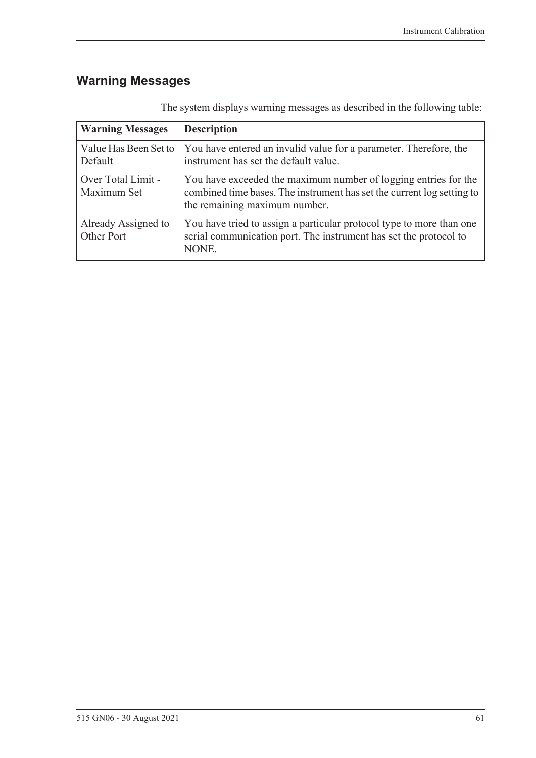## Warning Messages

The system displays warning messages as described in the following table:

| Warning Messages | Description |
| --- | --- |
| Value Has Been Set to Default | You have entered an invalid value for a parameter. Therefore, the instrument has set the default value. |
| Over Total Limit - Maximum Set | You have exceeded the maximum number of logging entries for the combined time bases. The instrument has set the current log setting to the remaining maximum number. |
| Already Assigned to Other Port | You have tried to assign a particular protocol type to more than one serial communication port. The instrument has set the protocol to NONE. |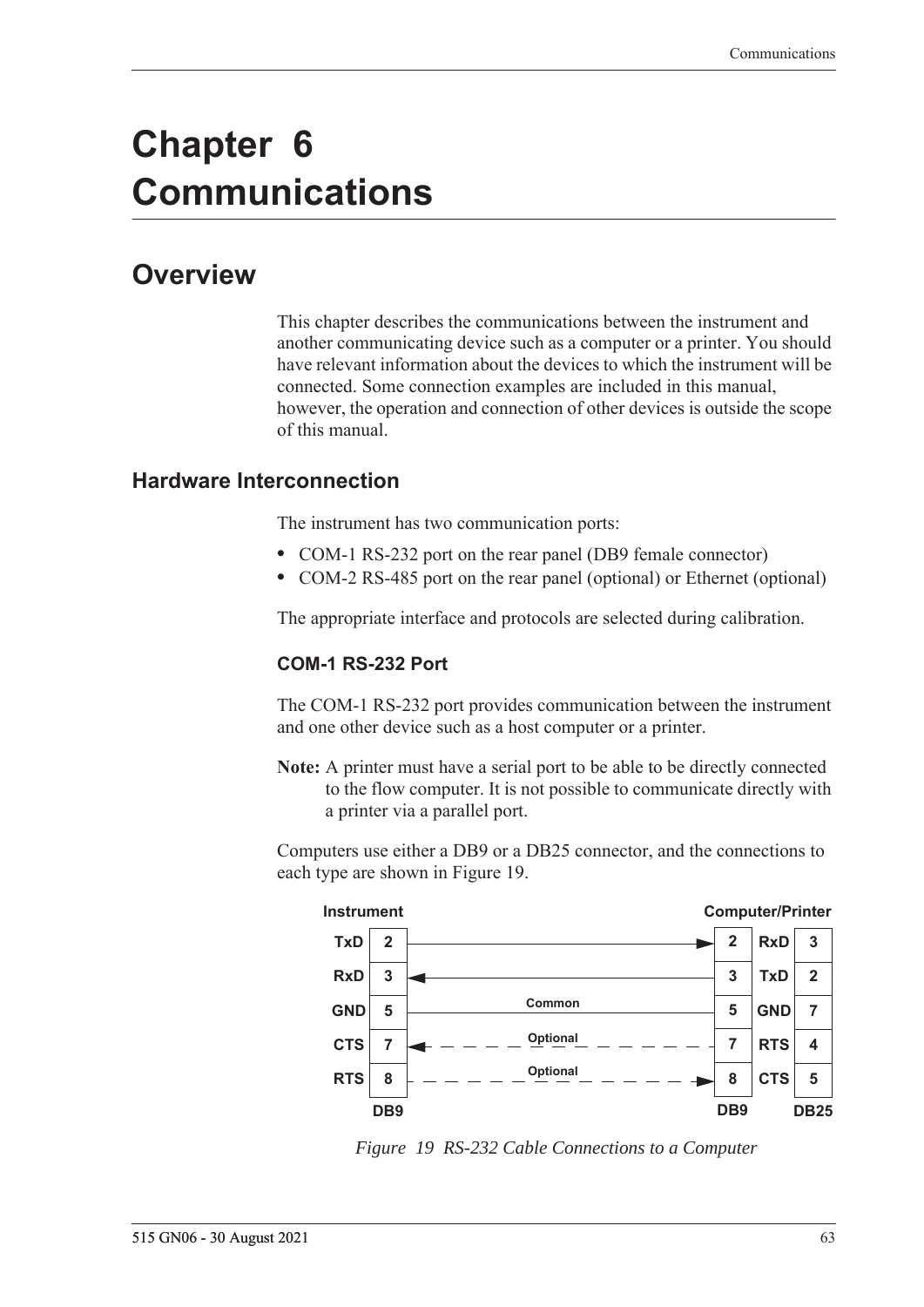# Chapter 6 Communications

## Overview

This chapter describes the communications between the instrument and another communicating device such as a computer or a printer. You should have relevant information about the devices to which the instrument will be connected. Some connection examples are included in this manual, however, the operation and connection of other devices is outside the scope of this manual.

### Hardware Interconnection

The instrument has two communication ports:

- COM-1 RS-232 port on the rear panel (DB9 female connector)
- COM-2 RS-485 port on the rear panel (optional) or Ethernet (optional)

The appropriate interface and protocols are selected during calibration.

#### COM-1 RS-232 Port

The COM-1 RS-232 port provides communication between the instrument and one other device such as a host computer or a printer.

**Note:** A printer must have a serial port to be able to be directly connected to the flow computer. It is not possible to communicate directly with a printer via a parallel port.

Computers use either a DB9 or a DB25 connector, and the connections to each type are shown in Figure 19.

| Instrument Signal | Instrument DB9 Pin | Connection | Computer/Printer DB9 Pin | Computer/Printer Signal | DB25 Pin |
|---|---|---|---|---|---|
| TxD | 2 | → | 2 | RxD | 3 |
| RxD | 3 | ← | 3 | TxD | 2 |
| GND | 5 | Common | 5 | GND | 7 |
| CTS | 7 | ← Optional | 7 | RTS | 4 |
| RTS | 8 | → Optional | 8 | CTS | 5 |

*Figure 19 RS-232 Cable Connections to a Computer*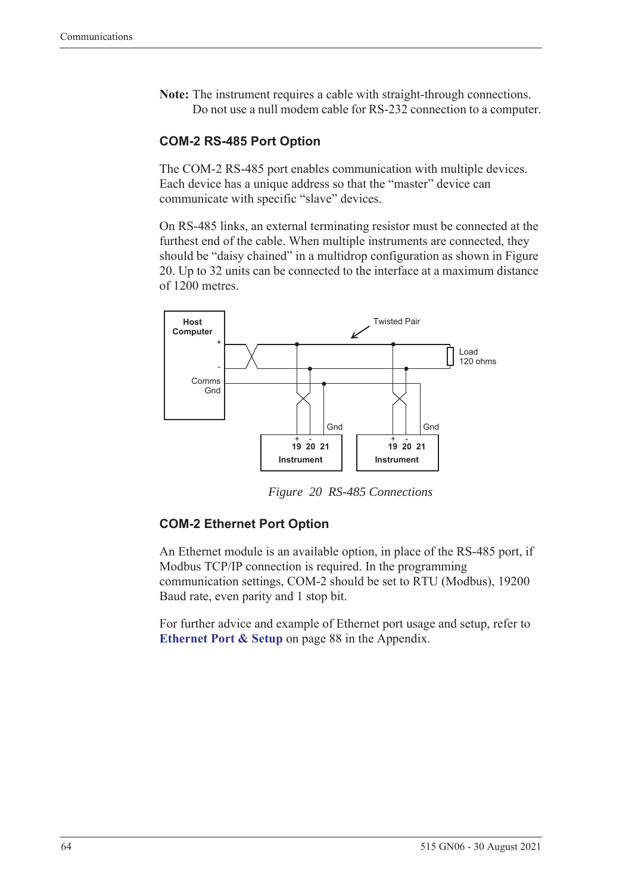**Note:** The instrument requires a cable with straight-through connections. Do not use a null modem cable for RS-232 connection to a computer.

### COM-2 RS-485 Port Option

The COM-2 RS-485 port enables communication with multiple devices. Each device has a unique address so that the “master” device can communicate with specific “slave” devices.

On RS-485 links, an external terminating resistor must be connected at the furthest end of the cable. When multiple instruments are connected, they should be “daisy chained” in a multidrop configuration as shown in Figure 20. Up to 32 units can be connected to the interface at a maximum distance of 1200 metres.

*Figure 20 RS-485 Connections*

### COM-2 Ethernet Port Option

An Ethernet module is an available option, in place of the RS-485 port, if Modbus TCP/IP connection is required. In the programming communication settings, COM-2 should be set to RTU (Modbus), 19200 Baud rate, even parity and 1 stop bit.

For further advice and example of Ethernet port usage and setup, refer to **Ethernet Port & Setup** on page 88 in the Appendix.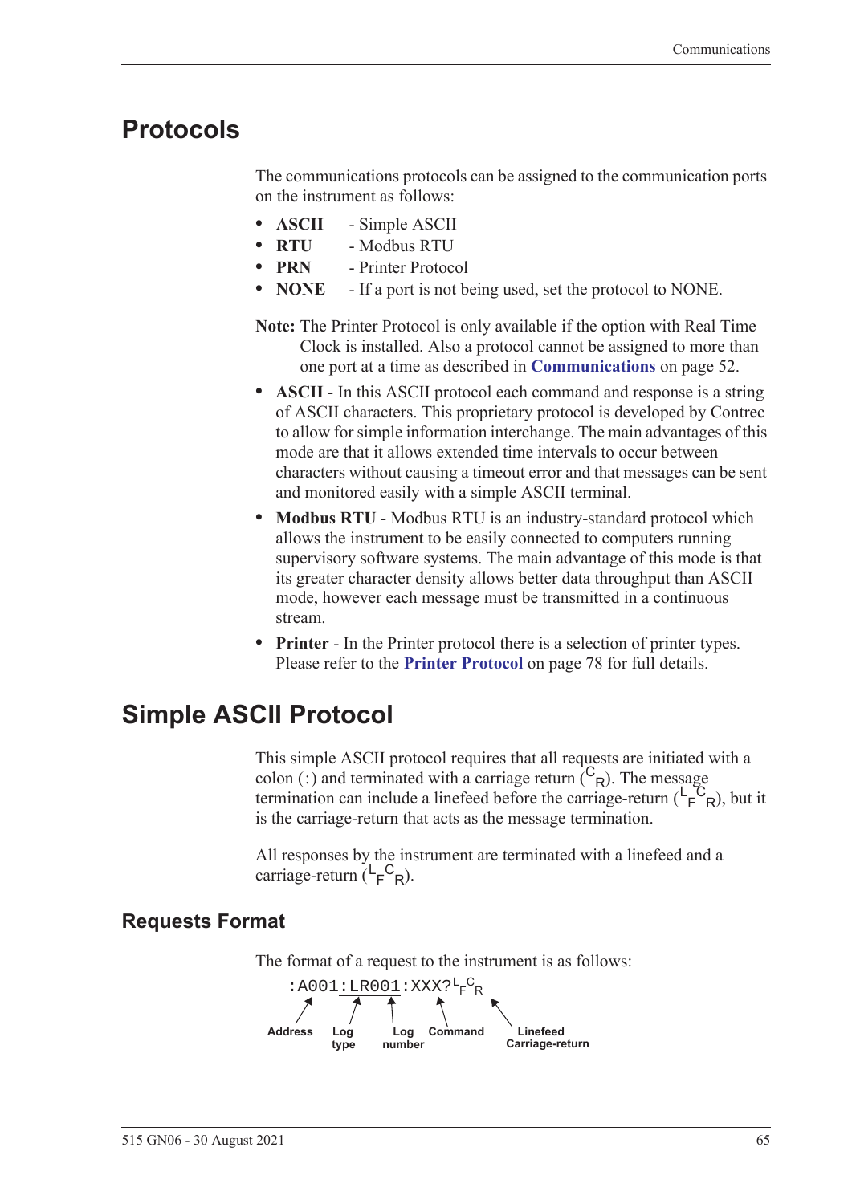# Protocols

The communications protocols can be assigned to the communication ports on the instrument as follows:

- **ASCII** - Simple ASCII
- **RTU** - Modbus RTU
- **PRN** - Printer Protocol
- **NONE** - If a port is not being used, set the protocol to NONE.

**Note:** The Printer Protocol is only available if the option with Real Time Clock is installed. Also a protocol cannot be assigned to more than one port at a time as described in **Communications** on page 52.

- **ASCII** - In this ASCII protocol each command and response is a string of ASCII characters. This proprietary protocol is developed by Contrec to allow for simple information interchange. The main advantages of this mode are that it allows extended time intervals to occur between characters without causing a timeout error and that messages can be sent and monitored easily with a simple ASCII terminal.
- **Modbus RTU** - Modbus RTU is an industry-standard protocol which allows the instrument to be easily connected to computers running supervisory software systems. The main advantage of this mode is that its greater character density allows better data throughput than ASCII mode, however each message must be transmitted in a continuous stream.
- **Printer** - In the Printer protocol there is a selection of printer types. Please refer to the **Printer Protocol** on page 78 for full details.

# Simple ASCII Protocol

This simple ASCII protocol requires that all requests are initiated with a colon (:) and terminated with a carriage return ($^{C}{}_{R}$). The message termination can include a linefeed before the carriage-return ($^{L}{}_{F}{}^{C}{}_{R}$), but it is the carriage-return that acts as the message termination.

All responses by the instrument are terminated with a linefeed and a carriage-return ($^{L}{}_{F}{}^{C}{}_{R}$).

## Requests Format

The format of a request to the instrument is as follows:

```
:A001:LR001:XXX?<LF><CR>
```

- Address: `A001`
- Log type: `LR`
- Log number: `001`
- Command: `XXX?`
- Linefeed Carriage-return: $^{L}{}_{F}{}^{C}{}_{R}$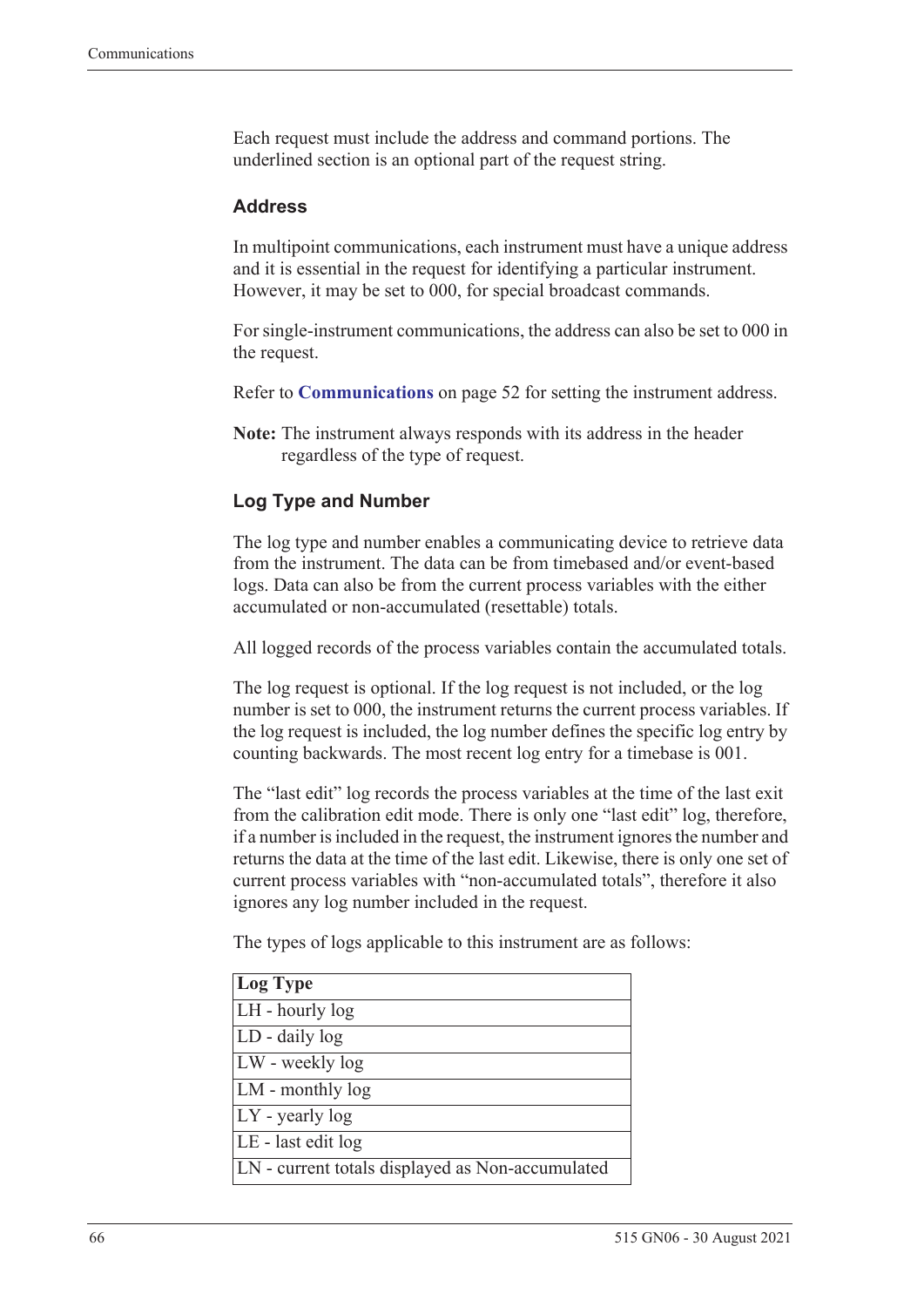Each request must include the address and command portions. The underlined section is an optional part of the request string.

### Address

In multipoint communications, each instrument must have a unique address and it is essential in the request for identifying a particular instrument. However, it may be set to 000, for special broadcast commands.

For single-instrument communications, the address can also be set to 000 in the request.

Refer to **Communications** on page 52 for setting the instrument address.

**Note:** The instrument always responds with its address in the header regardless of the type of request.

### Log Type and Number

The log type and number enables a communicating device to retrieve data from the instrument. The data can be from timebased and/or event-based logs. Data can also be from the current process variables with the either accumulated or non-accumulated (resettable) totals.

All logged records of the process variables contain the accumulated totals.

The log request is optional. If the log request is not included, or the log number is set to 000, the instrument returns the current process variables. If the log request is included, the log number defines the specific log entry by counting backwards. The most recent log entry for a timebase is 001.

The "last edit" log records the process variables at the time of the last exit from the calibration edit mode. There is only one "last edit" log, therefore, if a number is included in the request, the instrument ignores the number and returns the data at the time of the last edit. Likewise, there is only one set of current process variables with "non-accumulated totals", therefore it also ignores any log number included in the request.

The types of logs applicable to this instrument are as follows:

| Log Type |
|---|
| LH - hourly log |
| LD - daily log |
| LW - weekly log |
| LM - monthly log |
| LY - yearly log |
| LE - last edit log |
| LN - current totals displayed as Non-accumulated |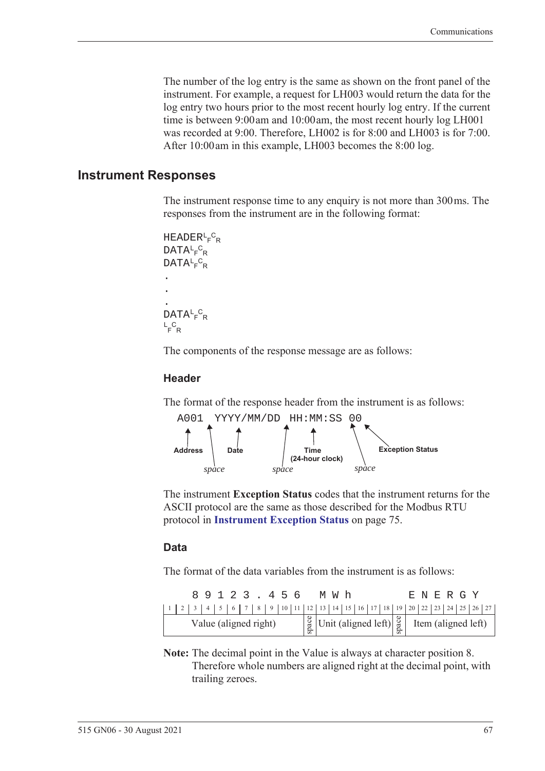The number of the log entry is the same as shown on the front panel of the instrument. For example, a request for LH003 would return the data for the log entry two hours prior to the most recent hourly log entry. If the current time is between 9:00 am and 10:00 am, the most recent hourly log LH001 was recorded at 9:00. Therefore, LH002 is for 8:00 and LH003 is for 7:00. After 10:00 am in this example, LH003 becomes the 8:00 log.

## Instrument Responses

The instrument response time to any enquiry is not more than 300 ms. The responses from the instrument are in the following format:

```
HEADER LF CR
DATA LF CR
DATA LF CR
.
.
.
DATA LF CR
LF CR
```

The components of the response message are as follows:

### Header

The format of the response header from the instrument is as follows:

```
A001 YYYY/MM/DD HH:MM:SS 00
```

- **Address** (A001), followed by a *space*
- **Date** (YYYY/MM/DD), followed by a *space*
- **Time (24-hour clock)** (HH:MM:SS), followed by a *space*
- **Exception Status** (00)

The instrument **Exception Status** codes that the instrument returns for the ASCII protocol are the same as those described for the Modbus RTU protocol in **Instrument Exception Status** on page 75.

### Data

The format of the data variables from the instrument is as follows:

| 1 | 2 | 3 | 4 | 5 | 6 | 7 | 8 | 9 | 10 | 11 | 12 | 13 | 14 | 15 | 16 | 17 | 18 | 19 | 20 | 22 | 23 | 24 | 25 | 26 | 27 |
|---|---|---|---|---|---|---|---|---|---|---|---|---|---|---|---|---|---|---|---|---|---|---|---|---|---|
| | | 8 | 9 | 1 | 2 | 3 | . | 4 | 5 | 6 | | M | W | h | | | | | E | N | E | R | G | Y | |
| Value (aligned right) | | | | | | | | | | | space | Unit (aligned left) | | | | | | space | Item (aligned left) | | | | | | |

**Note:** The decimal point in the Value is always at character position 8. Therefore whole numbers are aligned right at the decimal point, with trailing zeroes.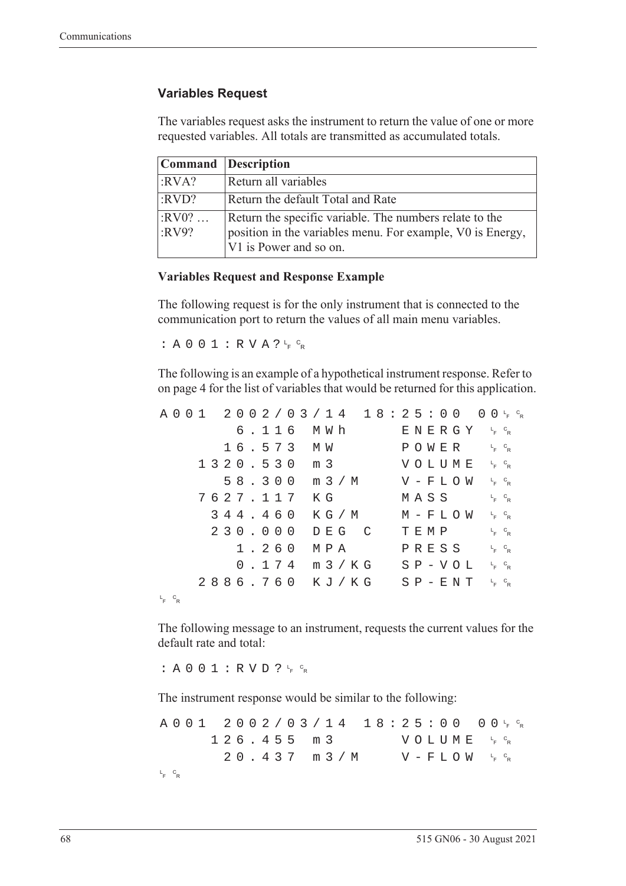### Variables Request

The variables request asks the instrument to return the value of one or more requested variables. All totals are transmitted as accumulated totals.

| Command | Description |
|---|---|
| :RVA? | Return all variables |
| :RVD? | Return the default Total and Rate |
| :RV0? …<br>:RV9? | Return the specific variable. The numbers relate to the position in the variables menu. For example, V0 is Energy, V1 is Power and so on. |

**Variables Request and Response Example**

The following request is for the only instrument that is connected to the communication port to return the values of all main menu variables.

```
:A001:RVA?LFCR
```

The following is an example of a hypothetical instrument response. Refer to on page 4 for the list of variables that would be returned for this application.

```
A001 2002/03/14 18:25:00 00LFCR
       6.116 MWh       ENERGY LFCR
      16.573 MW        POWER  LFCR
    1320.530 m3        VOLUME LFCR
      58.300 m3/M      V-FLOW LFCR
    7627.117 KG        MASS   LFCR
     344.460 KG/M      M-FLOW LFCR
     230.000 DEG C     TEMP   LFCR
       1.260 MPA       PRESS  LFCR
       0.174 m3/KG     SP-VOL LFCR
    2886.760 KJ/KG     SP-ENT LFCR
LFCR
```

The following message to an instrument, requests the current values for the default rate and total:

```
:A001:RVD?LFCR
```

The instrument response would be similar to the following:

```
A001 2002/03/14 18:25:00 00LFCR
     126.455 m3        VOLUME LFCR
      20.437 m3/M      V-FLOW LFCR
LFCR
```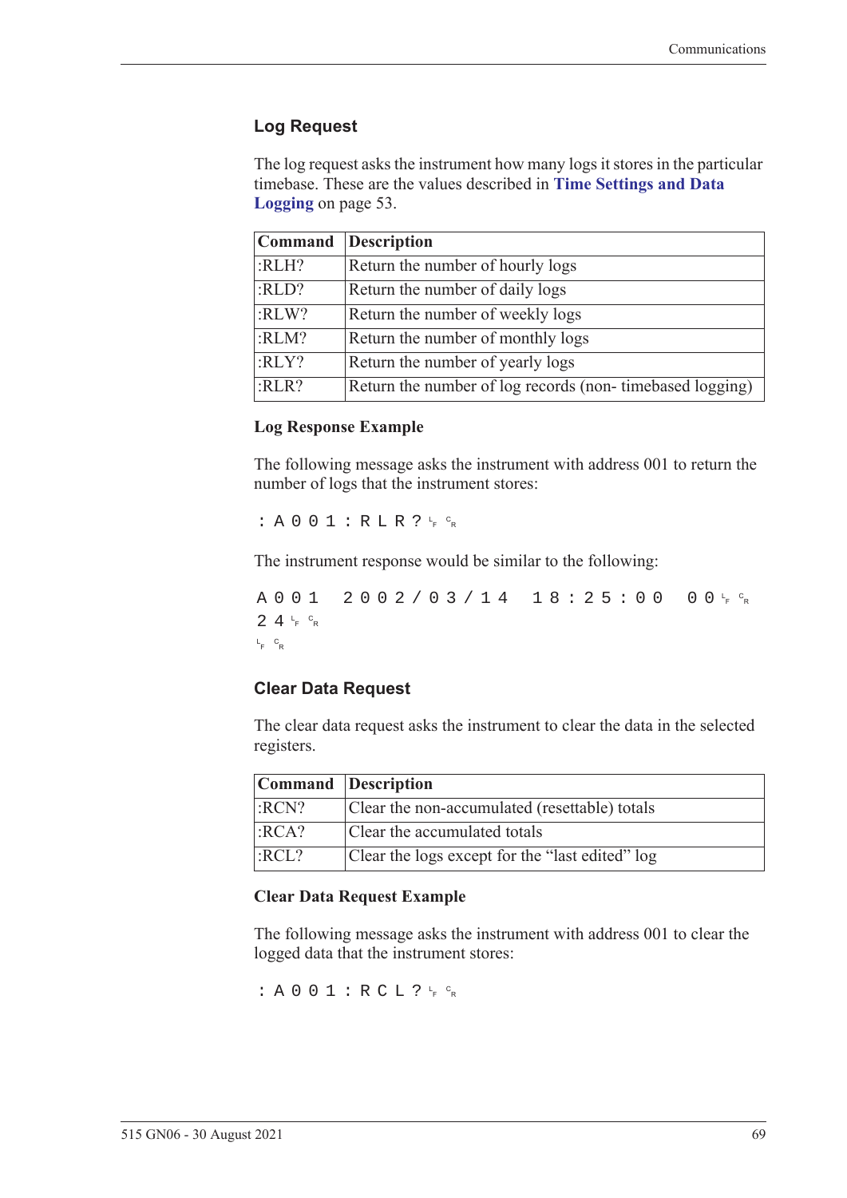## Log Request

The log request asks the instrument how many logs it stores in the particular timebase. These are the values described in **Time Settings and Data Logging** on page 53.

| Command | Description |
|---|---|
| :RLH? | Return the number of hourly logs |
| :RLD? | Return the number of daily logs |
| :RLW? | Return the number of weekly logs |
| :RLM? | Return the number of monthly logs |
| :RLY? | Return the number of yearly logs |
| :RLR? | Return the number of log records (non- timebased logging) |

### Log Response Example

The following message asks the instrument with address 001 to return the number of logs that the instrument stores:

```
:A001:RLR?LFCR
```

The instrument response would be similar to the following:

```
A001 2002/03/14 18:25:00 00LFCR
24LFCR
LFCR
```

## Clear Data Request

The clear data request asks the instrument to clear the data in the selected registers.

| Command | Description |
|---|---|
| :RCN? | Clear the non-accumulated (resettable) totals |
| :RCA? | Clear the accumulated totals |
| :RCL? | Clear the logs except for the "last edited" log |

### Clear Data Request Example

The following message asks the instrument with address 001 to clear the logged data that the instrument stores:

```
:A001:RCL?LFCR
```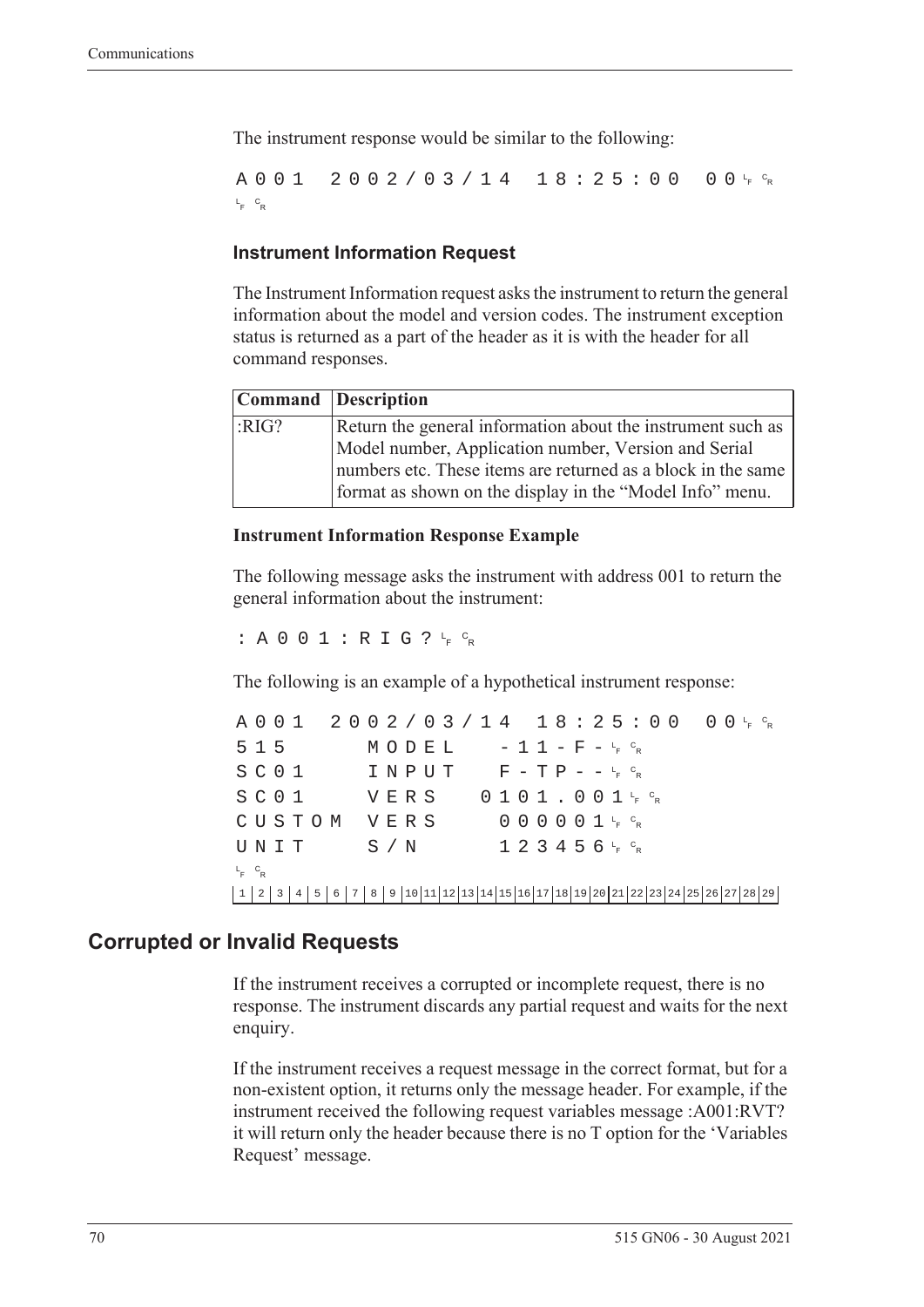The instrument response would be similar to the following:

```
A001 2002/03/14 18:25:00 00 LF CR
LF CR
```

### Instrument Information Request

The Instrument Information request asks the instrument to return the general information about the model and version codes. The instrument exception status is returned as a part of the header as it is with the header for all command responses.

| Command | Description |
|---|---|
| :RIG? | Return the general information about the instrument such as Model number, Application number, Version and Serial numbers etc. These items are returned as a block in the same format as shown on the display in the "Model Info" menu. |

#### Instrument Information Response Example

The following message asks the instrument with address 001 to return the general information about the instrument:

```
:A001:RIG? LF CR
```

The following is an example of a hypothetical instrument response:

```
A001 2002/03/14 18:25:00 00 LF CR
515     MODEL    -11-F- LF CR
SC01    INPUT    F-TP-- LF CR
SC01    VERS   0101.001 LF CR
CUSTOM  VERS     000001 LF CR
UNIT    S/N      123456 LF CR
LF CR
1 2 3 4 5 6 7 8 9 10 11 12 13 14 15 16 17 18 19 20 21 22 23 24 25 26 27 28 29
```

## Corrupted or Invalid Requests

If the instrument receives a corrupted or incomplete request, there is no response. The instrument discards any partial request and waits for the next enquiry.

If the instrument receives a request message in the correct format, but for a non-existent option, it returns only the message header. For example, if the instrument received the following request variables message :A001:RVT? it will return only the header because there is no T option for the 'Variables Request' message.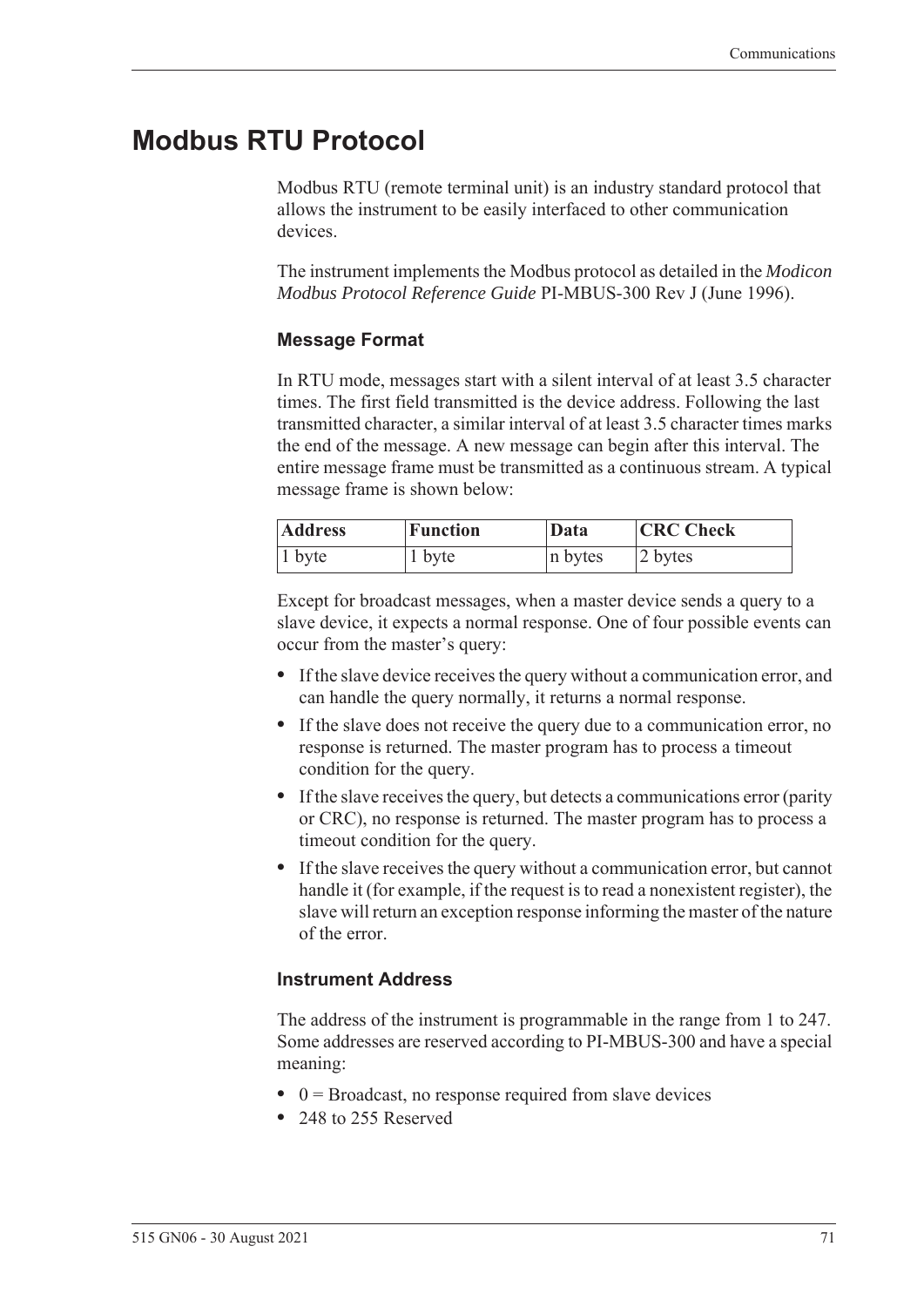# Modbus RTU Protocol

Modbus RTU (remote terminal unit) is an industry standard protocol that allows the instrument to be easily interfaced to other communication devices.

The instrument implements the Modbus protocol as detailed in the *Modicon Modbus Protocol Reference Guide* PI-MBUS-300 Rev J (June 1996).

### Message Format

In RTU mode, messages start with a silent interval of at least 3.5 character times. The first field transmitted is the device address. Following the last transmitted character, a similar interval of at least 3.5 character times marks the end of the message. A new message can begin after this interval. The entire message frame must be transmitted as a continuous stream. A typical message frame is shown below:

| Address | Function | Data | CRC Check |
|---|---|---|---|
| 1 byte | 1 byte | n bytes | 2 bytes |

Except for broadcast messages, when a master device sends a query to a slave device, it expects a normal response. One of four possible events can occur from the master's query:

- If the slave device receives the query without a communication error, and can handle the query normally, it returns a normal response.
- If the slave does not receive the query due to a communication error, no response is returned. The master program has to process a timeout condition for the query.
- If the slave receives the query, but detects a communications error (parity or CRC), no response is returned. The master program has to process a timeout condition for the query.
- If the slave receives the query without a communication error, but cannot handle it (for example, if the request is to read a nonexistent register), the slave will return an exception response informing the master of the nature of the error.

### Instrument Address

The address of the instrument is programmable in the range from 1 to 247. Some addresses are reserved according to PI-MBUS-300 and have a special meaning:

- 0 = Broadcast, no response required from slave devices
- 248 to 255 Reserved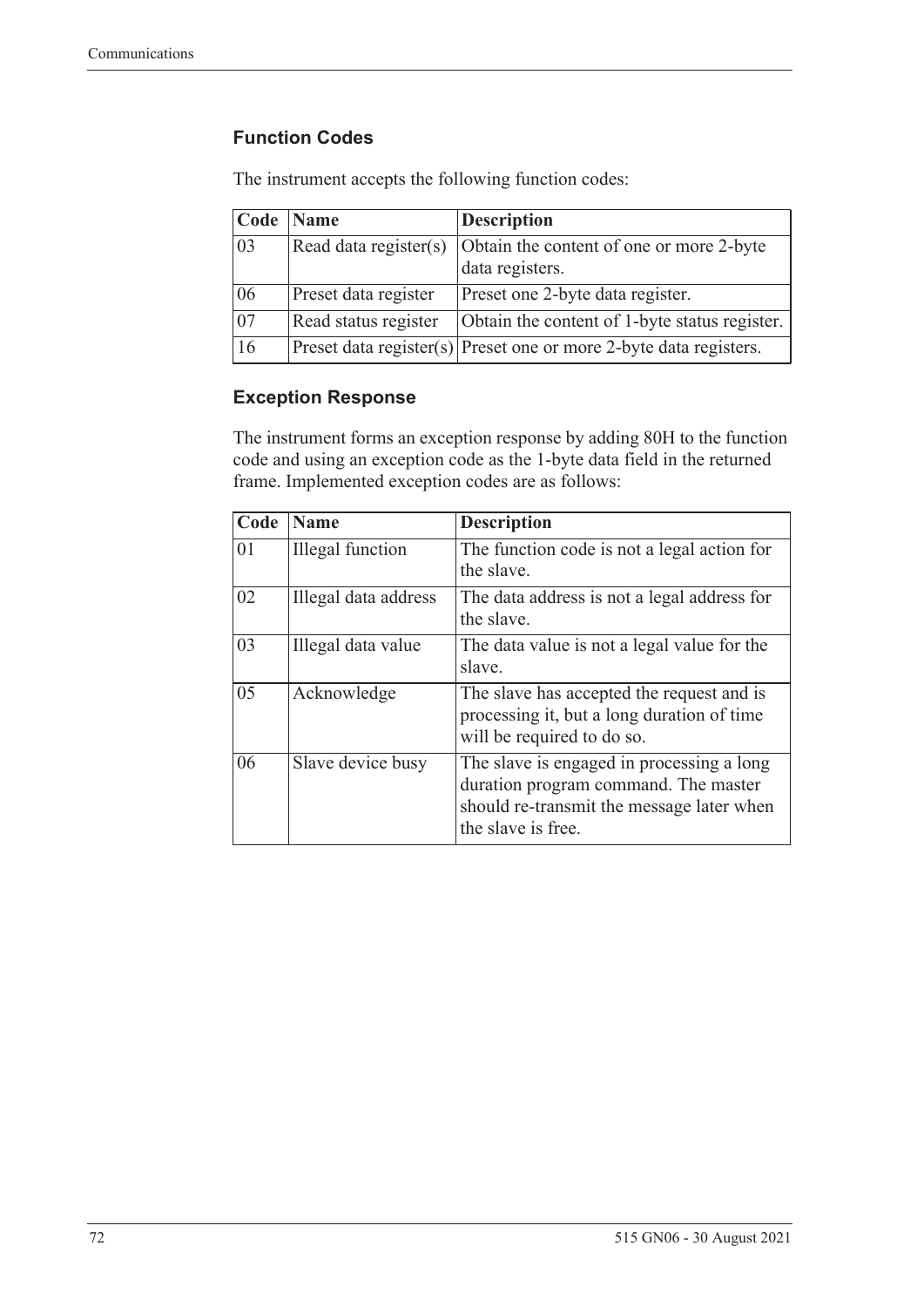### Function Codes

The instrument accepts the following function codes:

| Code | Name | Description |
|---|---|---|
| 03 | Read data register(s) | Obtain the content of one or more 2-byte data registers. |
| 06 | Preset data register | Preset one 2-byte data register. |
| 07 | Read status register | Obtain the content of 1-byte status register. |
| 16 | Preset data register(s) | Preset one or more 2-byte data registers. |

### Exception Response

The instrument forms an exception response by adding 80H to the function code and using an exception code as the 1-byte data field in the returned frame. Implemented exception codes are as follows:

| Code | Name | Description |
|---|---|---|
| 01 | Illegal function | The function code is not a legal action for the slave. |
| 02 | Illegal data address | The data address is not a legal address for the slave. |
| 03 | Illegal data value | The data value is not a legal value for the slave. |
| 05 | Acknowledge | The slave has accepted the request and is processing it, but a long duration of time will be required to do so. |
| 06 | Slave device busy | The slave is engaged in processing a long duration program command. The master should re-transmit the message later when the slave is free. |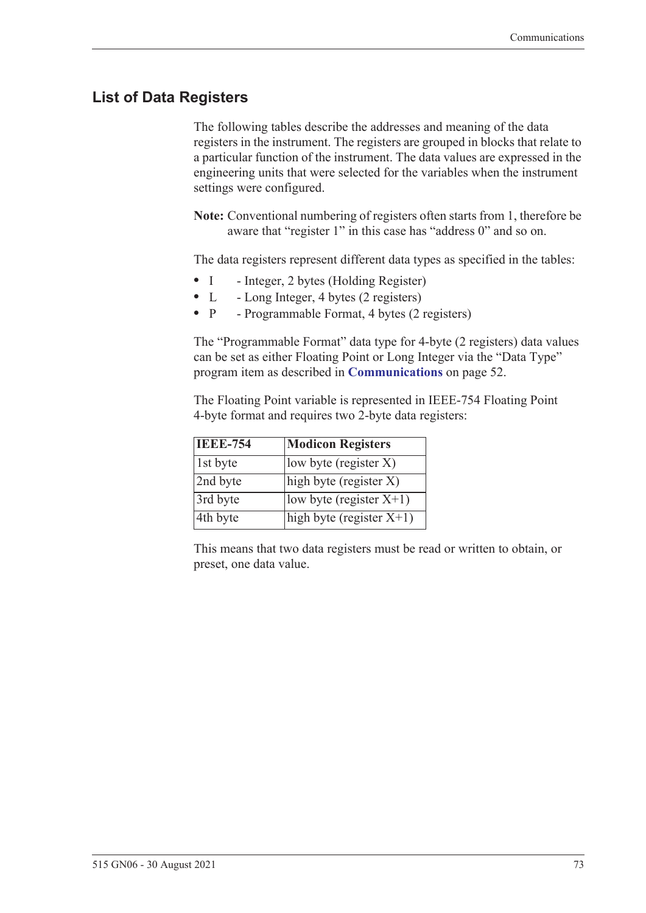## List of Data Registers

The following tables describe the addresses and meaning of the data registers in the instrument. The registers are grouped in blocks that relate to a particular function of the instrument. The data values are expressed in the engineering units that were selected for the variables when the instrument settings were configured.

**Note:** Conventional numbering of registers often starts from 1, therefore be aware that "register 1" in this case has "address 0" and so on.

The data registers represent different data types as specified in the tables:

- I - Integer, 2 bytes (Holding Register)
- L - Long Integer, 4 bytes (2 registers)
- P - Programmable Format, 4 bytes (2 registers)

The "Programmable Format" data type for 4-byte (2 registers) data values can be set as either Floating Point or Long Integer via the "Data Type" program item as described in **Communications** on page 52.

The Floating Point variable is represented in IEEE-754 Floating Point 4-byte format and requires two 2-byte data registers:

| IEEE-754 | Modicon Registers |
|---|---|
| 1st byte | low byte (register X) |
| 2nd byte | high byte (register X) |
| 3rd byte | low byte (register X+1) |
| 4th byte | high byte (register X+1) |

This means that two data registers must be read or written to obtain, or preset, one data value.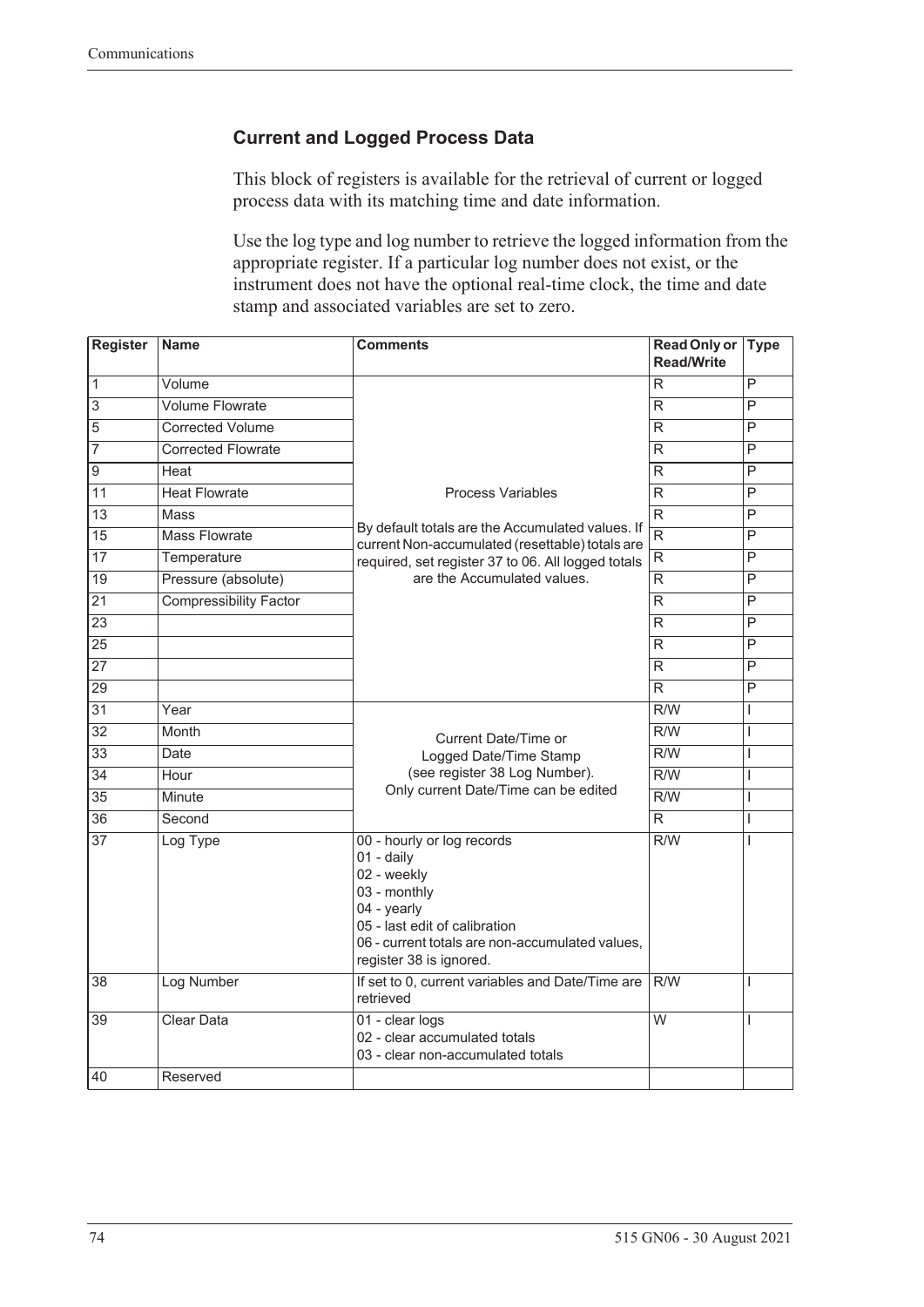### Current and Logged Process Data

This block of registers is available for the retrieval of current or logged process data with its matching time and date information.

Use the log type and log number to retrieve the logged information from the appropriate register. If a particular log number does not exist, or the instrument does not have the optional real-time clock, the time and date stamp and associated variables are set to zero.

| Register | Name | Comments | Read Only or Read/Write | Type |
|---|---|---|---|---|
| 1 | Volume | Process Variables<br><br>By default totals are the Accumulated values. If current Non-accumulated (resettable) totals are required, set register 37 to 06. All logged totals are the Accumulated values. | R | P |
| 3 | Volume Flowrate | | R | P |
| 5 | Corrected Volume | | R | P |
| 7 | Corrected Flowrate | | R | P |
| 9 | Heat | | R | P |
| 11 | Heat Flowrate | | R | P |
| 13 | Mass | | R | P |
| 15 | Mass Flowrate | | R | P |
| 17 | Temperature | | R | P |
| 19 | Pressure (absolute) | | R | P |
| 21 | Compressibility Factor | | R | P |
| 23 | | | R | P |
| 25 | | | R | P |
| 27 | | | R | P |
| 29 | | | R | P |
| 31 | Year | Current Date/Time or Logged Date/Time Stamp (see register 38 Log Number). Only current Date/Time can be edited | R/W | I |
| 32 | Month | | R/W | I |
| 33 | Date | | R/W | I |
| 34 | Hour | | R/W | I |
| 35 | Minute | | R/W | I |
| 36 | Second | | R | I |
| 37 | Log Type | 00 - hourly or log records<br>01 - daily<br>02 - weekly<br>03 - monthly<br>04 - yearly<br>05 - last edit of calibration<br>06 - current totals are non-accumulated values, register 38 is ignored. | R/W | I |
| 38 | Log Number | If set to 0, current variables and Date/Time are retrieved | R/W | I |
| 39 | Clear Data | 01 - clear logs<br>02 - clear accumulated totals<br>03 - clear non-accumulated totals | W | I |
| 40 | Reserved | | | |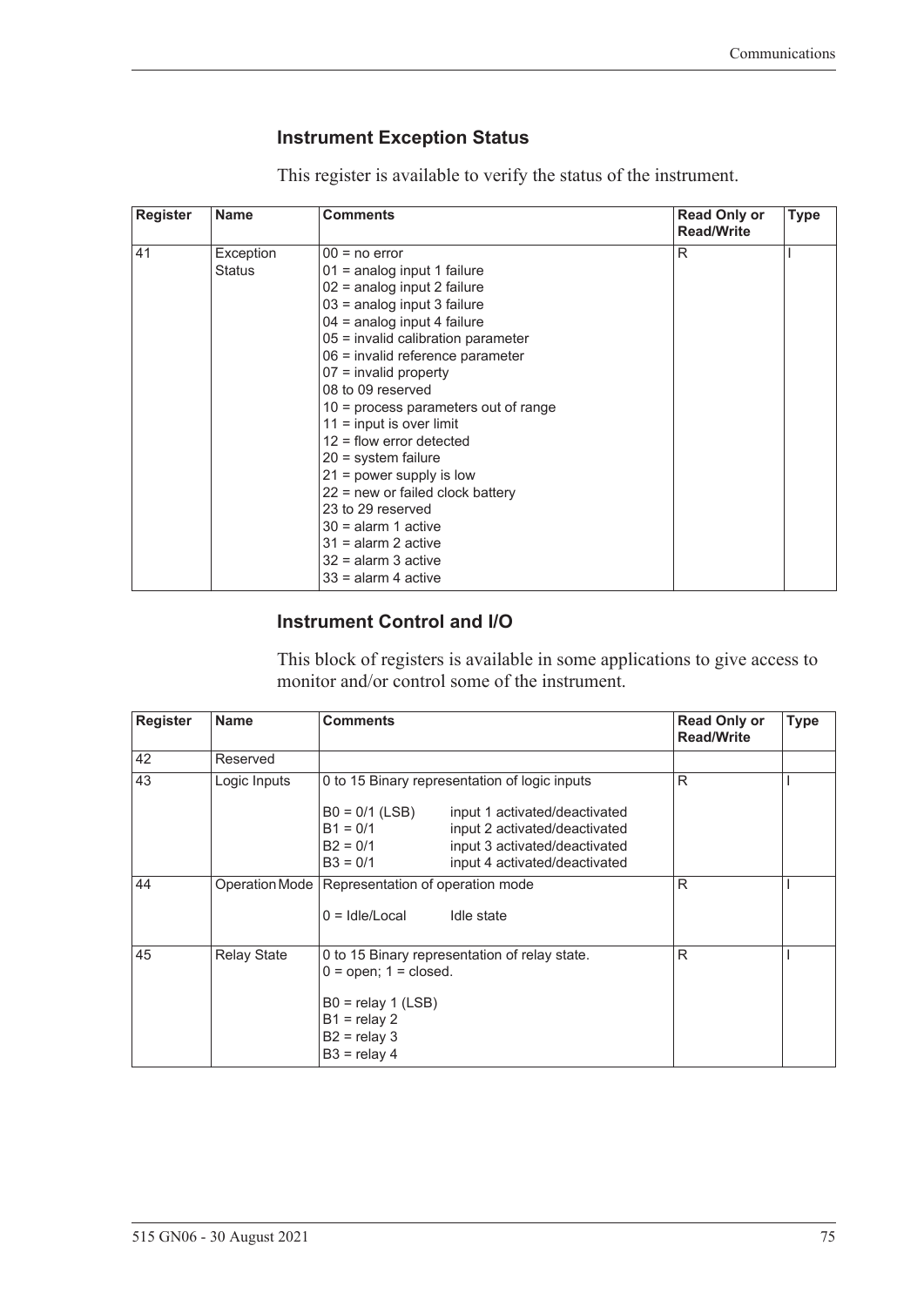## Instrument Exception Status

This register is available to verify the status of the instrument.

| Register | Name | Comments | Read Only or Read/Write | Type |
|---|---|---|---|---|
| 41 | Exception Status | 00 = no error<br>01 = analog input 1 failure<br>02 = analog input 2 failure<br>03 = analog input 3 failure<br>04 = analog input 4 failure<br>05 = invalid calibration parameter<br>06 = invalid reference parameter<br>07 = invalid property<br>08 to 09 reserved<br>10 = process parameters out of range<br>11 = input is over limit<br>12 = flow error detected<br>20 = system failure<br>21 = power supply is low<br>22 = new or failed clock battery<br>23 to 29 reserved<br>30 = alarm 1 active<br>31 = alarm 2 active<br>32 = alarm 3 active<br>33 = alarm 4 active | R | I |

## Instrument Control and I/O

This block of registers is available in some applications to give access to monitor and/or control some of the instrument.

| Register | Name | Comments | Read Only or Read/Write | Type |
|---|---|---|---|---|
| 42 | Reserved | | | |
| 43 | Logic Inputs | 0 to 15 Binary representation of logic inputs<br><br>B0 = 0/1 (LSB) input 1 activated/deactivated<br>B1 = 0/1 input 2 activated/deactivated<br>B2 = 0/1 input 3 activated/deactivated<br>B3 = 0/1 input 4 activated/deactivated | R | I |
| 44 | Operation Mode | Representation of operation mode<br><br>0 = Idle/Local Idle state | R | I |
| 45 | Relay State | 0 to 15 Binary representation of relay state.<br>0 = open; 1 = closed.<br><br>B0 = relay 1 (LSB)<br>B1 = relay 2<br>B2 = relay 3<br>B3 = relay 4 | R | I |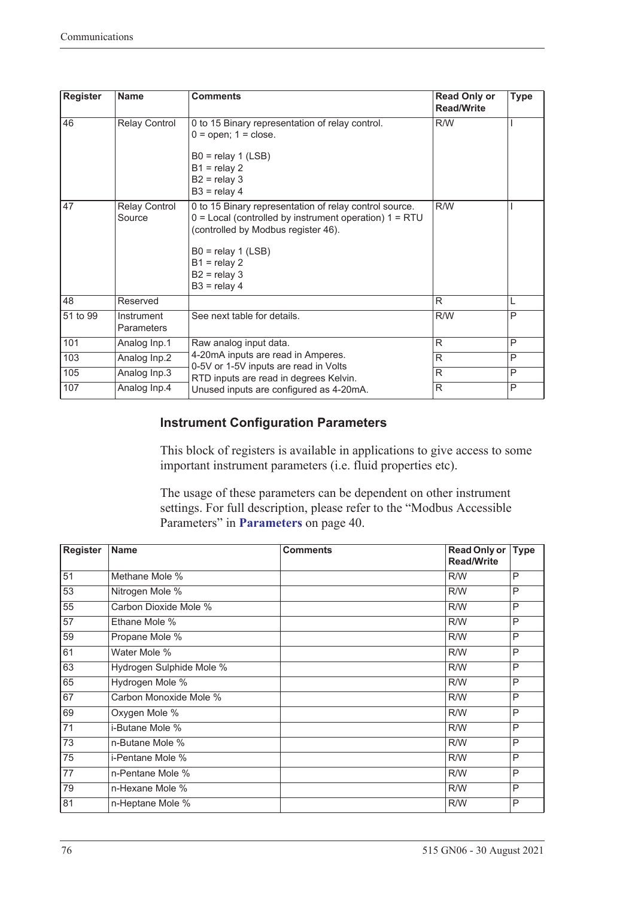| Register | Name | Comments | Read Only or Read/Write | Type |
|---|---|---|---|---|
| 46 | Relay Control | 0 to 15 Binary representation of relay control.<br>0 = open; 1 = close.<br><br>B0 = relay 1 (LSB)<br>B1 = relay 2<br>B2 = relay 3<br>B3 = relay 4 | R/W | I |
| 47 | Relay Control Source | 0 to 15 Binary representation of relay control source.<br>0 = Local (controlled by instrument operation) 1 = RTU (controlled by Modbus register 46).<br><br>B0 = relay 1 (LSB)<br>B1 = relay 2<br>B2 = relay 3<br>B3 = relay 4 | R/W | I |
| 48 | Reserved | | R | L |
| 51 to 99 | Instrument Parameters | See next table for details. | R/W | P |
| 101 | Analog Inp.1 | Raw analog input data.<br>4-20mA inputs are read in Amperes.<br>0-5V or 1-5V inputs are read in Volts<br>RTD inputs are read in degrees Kelvin.<br>Unused inputs are configured as 4-20mA. | R | P |
| 103 | Analog Inp.2 | | R | P |
| 105 | Analog Inp.3 | | R | P |
| 107 | Analog Inp.4 | | R | P |

### Instrument Configuration Parameters

This block of registers is available in applications to give access to some important instrument parameters (i.e. fluid properties etc).

The usage of these parameters can be dependent on other instrument settings. For full description, please refer to the "Modbus Accessible Parameters" in **Parameters** on page 40.

| Register | Name | Comments | Read Only or Read/Write | Type |
|---|---|---|---|---|
| 51 | Methane Mole % | | R/W | P |
| 53 | Nitrogen Mole % | | R/W | P |
| 55 | Carbon Dioxide Mole % | | R/W | P |
| 57 | Ethane Mole % | | R/W | P |
| 59 | Propane Mole % | | R/W | P |
| 61 | Water Mole % | | R/W | P |
| 63 | Hydrogen Sulphide Mole % | | R/W | P |
| 65 | Hydrogen Mole % | | R/W | P |
| 67 | Carbon Monoxide Mole % | | R/W | P |
| 69 | Oxygen Mole % | | R/W | P |
| 71 | i-Butane Mole % | | R/W | P |
| 73 | n-Butane Mole % | | R/W | P |
| 75 | i-Pentane Mole % | | R/W | P |
| 77 | n-Pentane Mole % | | R/W | P |
| 79 | n-Hexane Mole % | | R/W | P |
| 81 | n-Heptane Mole % | | R/W | P |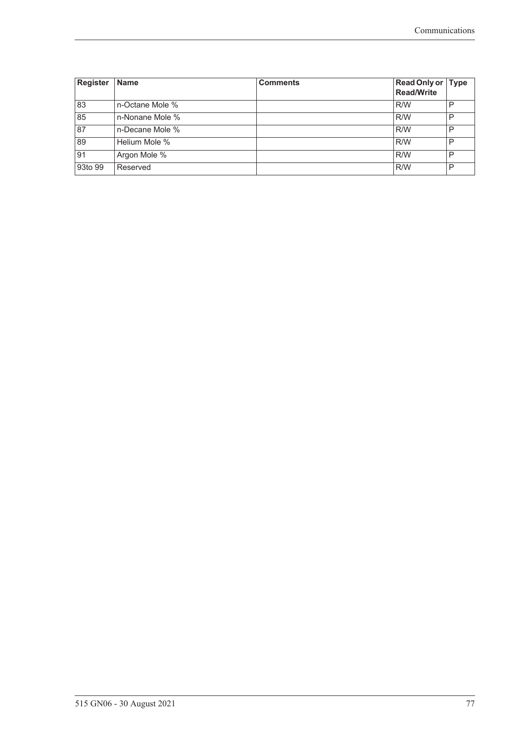| Register | Name | Comments | Read Only or Read/Write | Type |
|---|---|---|---|---|
| 83 | n-Octane Mole % | | R/W | P |
| 85 | n-Nonane Mole % | | R/W | P |
| 87 | n-Decane Mole % | | R/W | P |
| 89 | Helium Mole % | | R/W | P |
| 91 | Argon Mole % | | R/W | P |
| 93to 99 | Reserved | | R/W | P |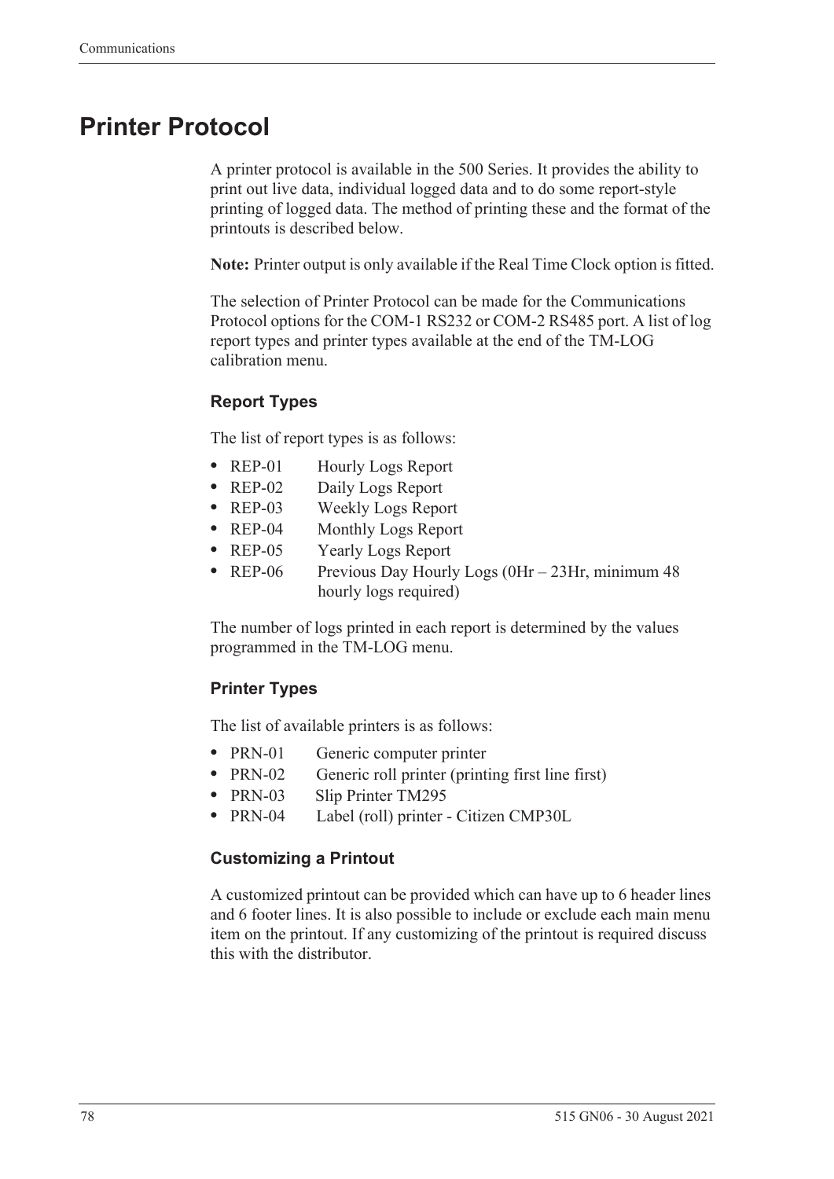# Printer Protocol

A printer protocol is available in the 500 Series. It provides the ability to print out live data, individual logged data and to do some report-style printing of logged data. The method of printing these and the format of the printouts is described below.

**Note:** Printer output is only available if the Real Time Clock option is fitted.

The selection of Printer Protocol can be made for the Communications Protocol options for the COM-1 RS232 or COM-2 RS485 port. A list of log report types and printer types available at the end of the TM-LOG calibration menu.

### Report Types

The list of report types is as follows:

- REP-01 Hourly Logs Report
- REP-02 Daily Logs Report
- REP-03 Weekly Logs Report
- REP-04 Monthly Logs Report
- REP-05 Yearly Logs Report
- REP-06 Previous Day Hourly Logs (0Hr – 23Hr, minimum 48 hourly logs required)

The number of logs printed in each report is determined by the values programmed in the TM-LOG menu.

### Printer Types

The list of available printers is as follows:

- PRN-01 Generic computer printer
- PRN-02 Generic roll printer (printing first line first)
- PRN-03 Slip Printer TM295
- PRN-04 Label (roll) printer - Citizen CMP30L

### Customizing a Printout

A customized printout can be provided which can have up to 6 header lines and 6 footer lines. It is also possible to include or exclude each main menu item on the printout. If any customizing of the printout is required discuss this with the distributor.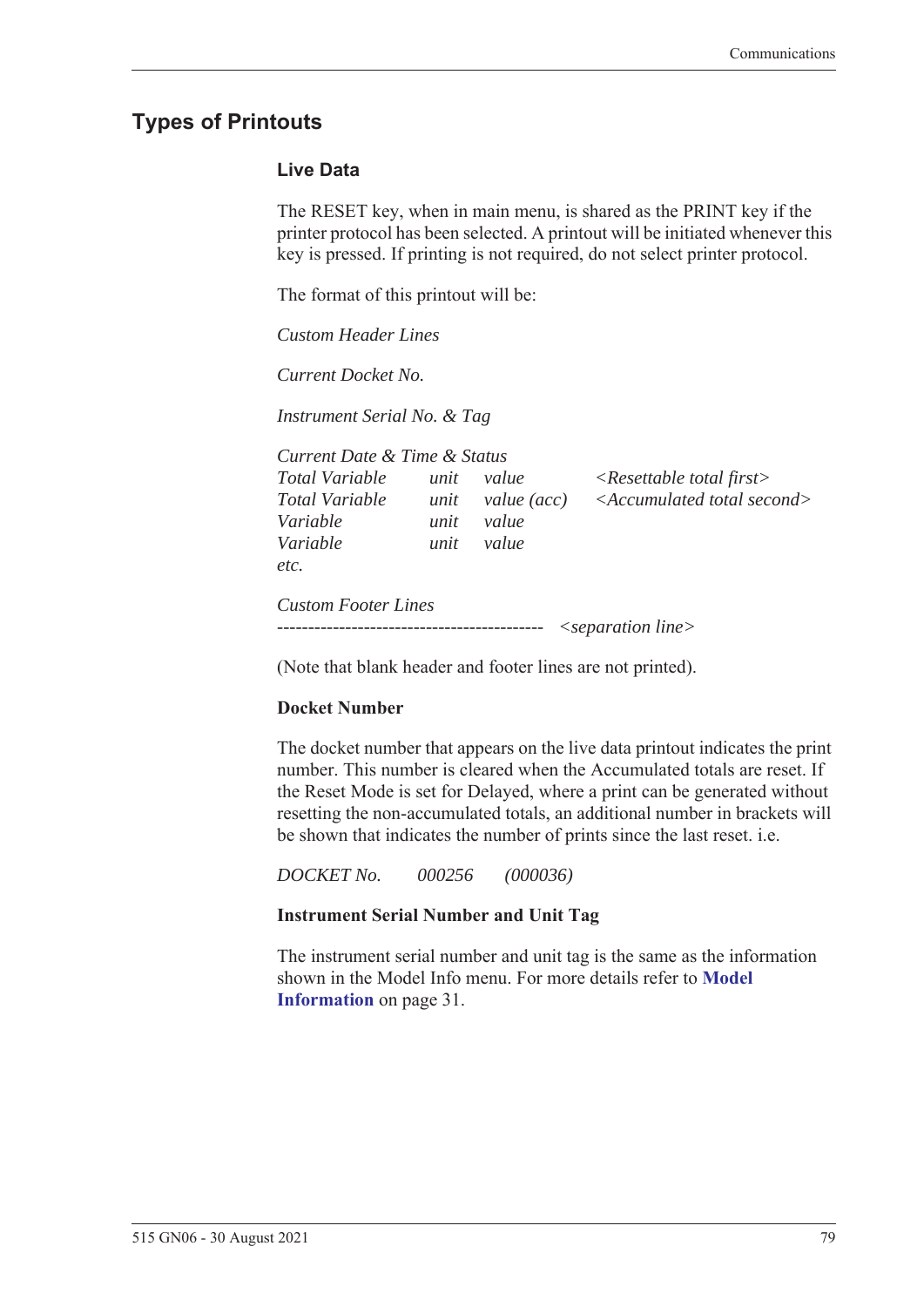## Types of Printouts

### Live Data

The RESET key, when in main menu, is shared as the PRINT key if the printer protocol has been selected. A printout will be initiated whenever this key is pressed. If printing is not required, do not select printer protocol.

The format of this printout will be:

*Custom Header Lines*

*Current Docket No.*

*Instrument Serial No. & Tag*

*Current Date & Time & Status*

| | | | |
|---|---|---|---|
| *Total Variable* | *unit* | *value* | *<Resettable total first>* |
| *Total Variable* | *unit* | *value (acc)* | *<Accumulated total second>* |
| *Variable* | *unit* | *value* | |
| *Variable* | *unit* | *value* | |
| *etc.* | | | |

*Custom Footer Lines*

------------------------------------------ *<separation line>*

(Note that blank header and footer lines are not printed).

**Docket Number**

The docket number that appears on the live data printout indicates the print number. This number is cleared when the Accumulated totals are reset. If the Reset Mode is set for Delayed, where a print can be generated without resetting the non-accumulated totals, an additional number in brackets will be shown that indicates the number of prints since the last reset. i.e.

*DOCKET No. 000256 (000036)*

**Instrument Serial Number and Unit Tag**

The instrument serial number and unit tag is the same as the information shown in the Model Info menu. For more details refer to **Model Information** on page 31.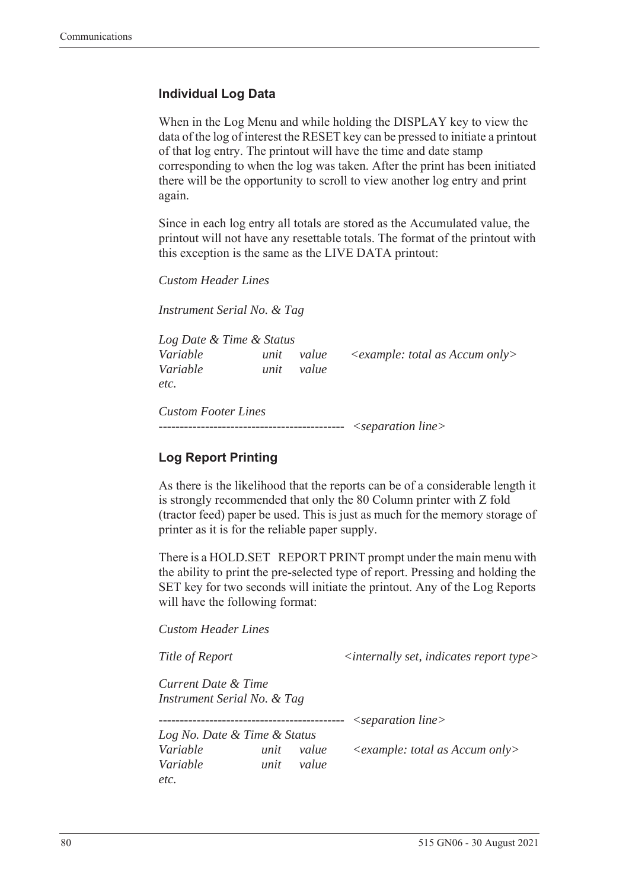### Individual Log Data

When in the Log Menu and while holding the DISPLAY key to view the data of the log of interest the RESET key can be pressed to initiate a printout of that log entry. The printout will have the time and date stamp corresponding to when the log was taken. After the print has been initiated there will be the opportunity to scroll to view another log entry and print again.

Since in each log entry all totals are stored as the Accumulated value, the printout will not have any resettable totals. The format of the printout with this exception is the same as the LIVE DATA printout:

*Custom Header Lines*

*Instrument Serial No. & Tag*

*Log Date & Time & Status*  
*Variable unit value <example: total as Accum only>*  
*Variable unit value*  
*etc.*

*Custom Footer Lines*  
*-------------------------------------------- <separation line>*

### Log Report Printing

As there is the likelihood that the reports can be of a considerable length it is strongly recommended that only the 80 Column printer with Z fold (tractor feed) paper be used. This is just as much for the memory storage of printer as it is for the reliable paper supply.

There is a HOLD.SET REPORT PRINT prompt under the main menu with the ability to print the pre-selected type of report. Pressing and holding the SET key for two seconds will initiate the printout. Any of the Log Reports will have the following format:

*Custom Header Lines*

*Title of Report <internally set, indicates report type>*

*Current Date & Time*  
*Instrument Serial No. & Tag*

*-------------------------------------------- <separation line>*  
*Log No. Date & Time & Status*  
*Variable unit value <example: total as Accum only>*  
*Variable unit value*  
*etc.*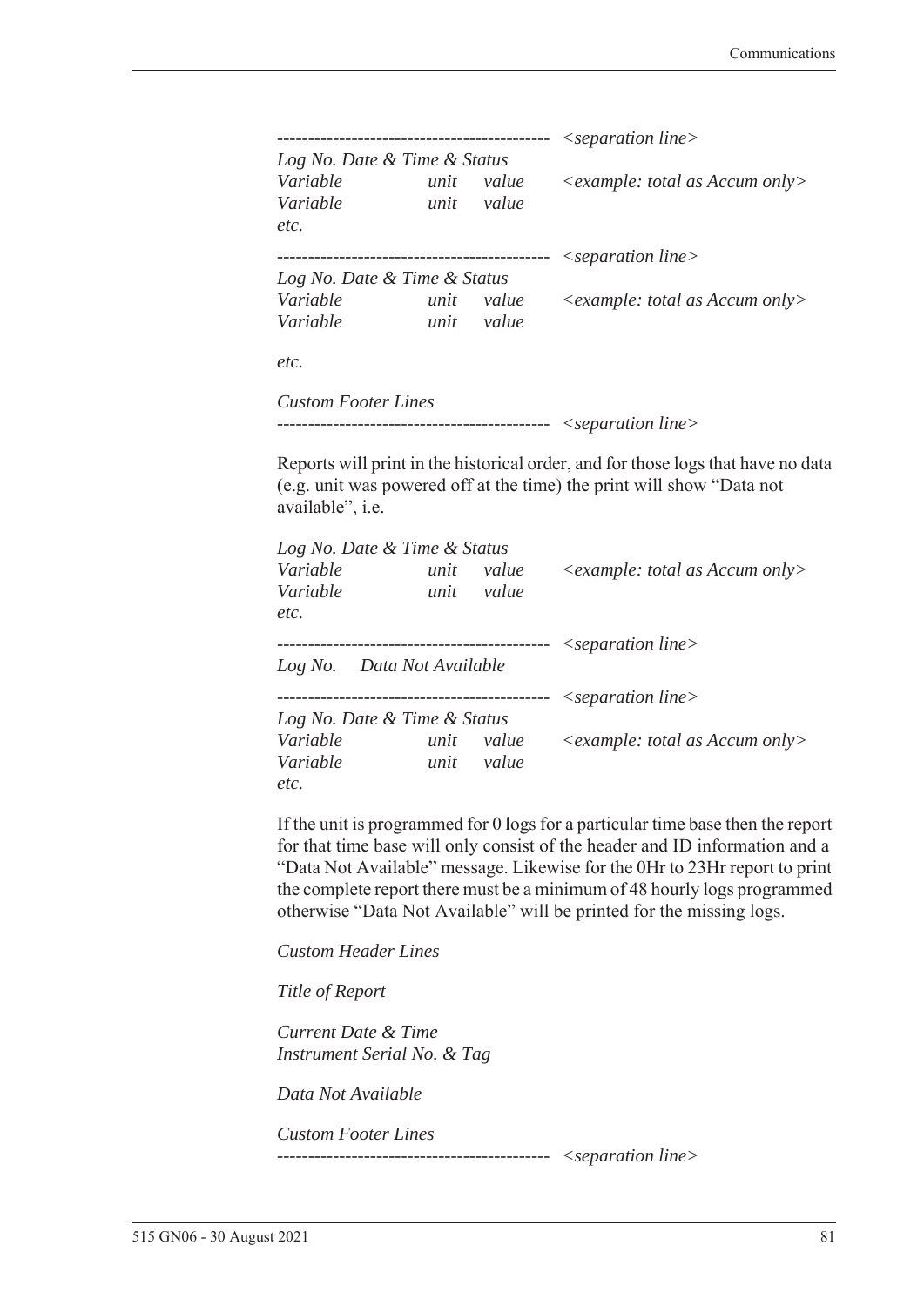```
------------------------------------------- <separation line>
Log No. Date & Time & Status
Variable         unit   value    <example: total as Accum only>
Variable         unit   value
etc.
------------------------------------------- <separation line>
Log No. Date & Time & Status
Variable         unit   value    <example: total as Accum only>
Variable         unit   value

etc.

Custom Footer Lines
------------------------------------------- <separation line>
```

Reports will print in the historical order, and for those logs that have no data (e.g. unit was powered off at the time) the print will show "Data not available", i.e.

```
Log No. Date & Time & Status
Variable         unit   value    <example: total as Accum only>
Variable         unit   value
etc.
------------------------------------------- <separation line>
Log No.    Data Not Available
------------------------------------------- <separation line>
Log No. Date & Time & Status
Variable         unit   value    <example: total as Accum only>
Variable         unit   value
etc.
```

If the unit is programmed for 0 logs for a particular time base then the report for that time base will only consist of the header and ID information and a "Data Not Available" message. Likewise for the 0Hr to 23Hr report to print the complete report there must be a minimum of 48 hourly logs programmed otherwise "Data Not Available" will be printed for the missing logs.

```
Custom Header Lines

Title of Report

Current Date & Time
Instrument Serial No. & Tag

Data Not Available

Custom Footer Lines
------------------------------------------- <separation line>
```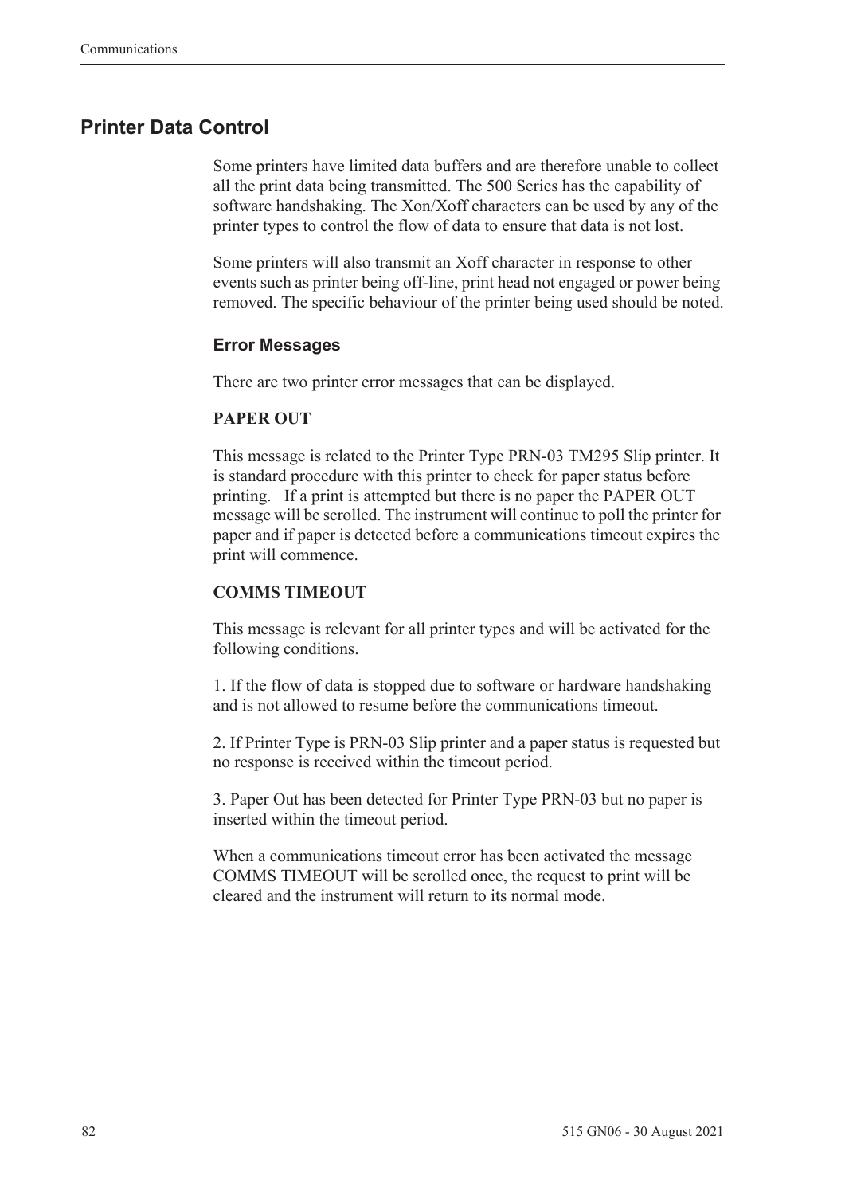## Printer Data Control

Some printers have limited data buffers and are therefore unable to collect all the print data being transmitted. The 500 Series has the capability of software handshaking. The Xon/Xoff characters can be used by any of the printer types to control the flow of data to ensure that data is not lost.

Some printers will also transmit an Xoff character in response to other events such as printer being off-line, print head not engaged or power being removed. The specific behaviour of the printer being used should be noted.

### Error Messages

There are two printer error messages that can be displayed.

**PAPER OUT**

This message is related to the Printer Type PRN-03 TM295 Slip printer. It is standard procedure with this printer to check for paper status before printing. If a print is attempted but there is no paper the PAPER OUT message will be scrolled. The instrument will continue to poll the printer for paper and if paper is detected before a communications timeout expires the print will commence.

**COMMS TIMEOUT**

This message is relevant for all printer types and will be activated for the following conditions.

1. If the flow of data is stopped due to software or hardware handshaking and is not allowed to resume before the communications timeout.

2. If Printer Type is PRN-03 Slip printer and a paper status is requested but no response is received within the timeout period.

3. Paper Out has been detected for Printer Type PRN-03 but no paper is inserted within the timeout period.

When a communications timeout error has been activated the message COMMS TIMEOUT will be scrolled once, the request to print will be cleared and the instrument will return to its normal mode.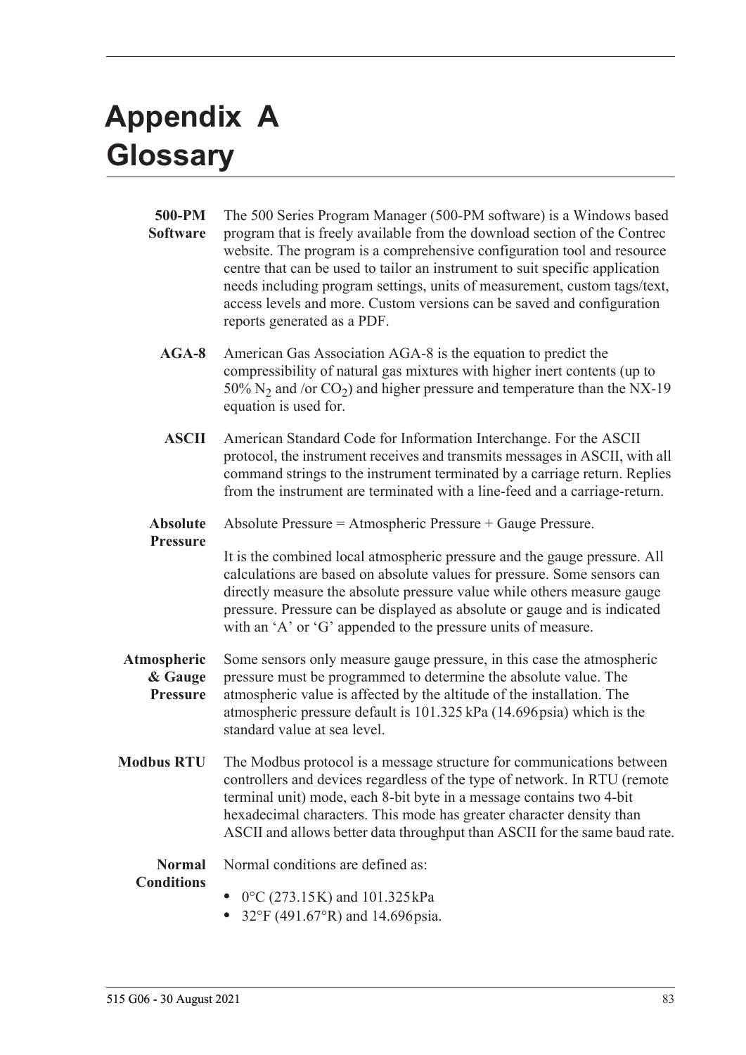# Appendix A Glossary

**500-PM Software** The 500 Series Program Manager (500-PM software) is a Windows based program that is freely available from the download section of the Contrec website. The program is a comprehensive configuration tool and resource centre that can be used to tailor an instrument to suit specific application needs including program settings, units of measurement, custom tags/text, access levels and more. Custom versions can be saved and configuration reports generated as a PDF.

**AGA-8** American Gas Association AGA-8 is the equation to predict the compressibility of natural gas mixtures with higher inert contents (up to 50% $N_2$ and /or $CO_2$) and higher pressure and temperature than the NX-19 equation is used for.

**ASCII** American Standard Code for Information Interchange. For the ASCII protocol, the instrument receives and transmits messages in ASCII, with all command strings to the instrument terminated by a carriage return. Replies from the instrument are terminated with a line-feed and a carriage-return.

**Absolute Pressure** Absolute Pressure = Atmospheric Pressure + Gauge Pressure.

It is the combined local atmospheric pressure and the gauge pressure. All calculations are based on absolute values for pressure. Some sensors can directly measure the absolute pressure value while others measure gauge pressure. Pressure can be displayed as absolute or gauge and is indicated with an 'A' or 'G' appended to the pressure units of measure.

**Atmospheric & Gauge Pressure** Some sensors only measure gauge pressure, in this case the atmospheric pressure must be programmed to determine the absolute value. The atmospheric value is affected by the altitude of the installation. The atmospheric pressure default is 101.325 kPa (14.696 psia) which is the standard value at sea level.

**Modbus RTU** The Modbus protocol is a message structure for communications between controllers and devices regardless of the type of network. In RTU (remote terminal unit) mode, each 8-bit byte in a message contains two 4-bit hexadecimal characters. This mode has greater character density than ASCII and allows better data throughput than ASCII for the same baud rate.

**Normal Conditions** Normal conditions are defined as:

- 0°C (273.15 K) and 101.325 kPa
- 32°F (491.67°R) and 14.696 psia.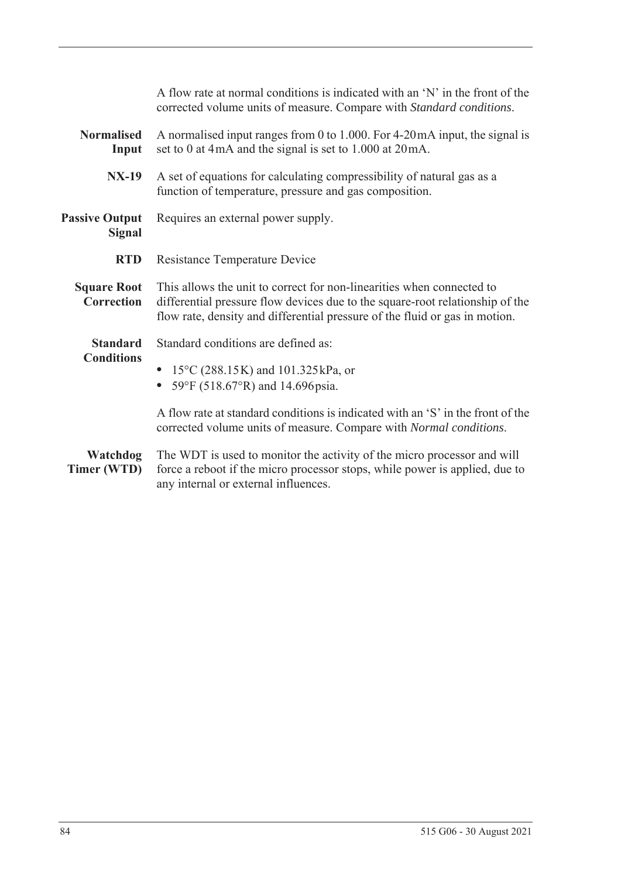A flow rate at normal conditions is indicated with an 'N' in the front of the corrected volume units of measure. Compare with *Standard conditions*.

**Normalised Input** A normalised input ranges from 0 to 1.000. For 4-20 mA input, the signal is set to 0 at 4 mA and the signal is set to 1.000 at 20 mA.

**NX-19** A set of equations for calculating compressibility of natural gas as a function of temperature, pressure and gas composition.

**Passive Output Signal** Requires an external power supply.

**RTD** Resistance Temperature Device

**Square Root Correction** This allows the unit to correct for non-linearities when connected to differential pressure flow devices due to the square-root relationship of the flow rate, density and differential pressure of the fluid or gas in motion.

**Standard Conditions** Standard conditions are defined as:

- 15°C (288.15 K) and 101.325 kPa, or
- 59°F (518.67°R) and 14.696 psia.

A flow rate at standard conditions is indicated with an 'S' in the front of the corrected volume units of measure. Compare with *Normal conditions*.

**Watchdog Timer (WTD)** The WDT is used to monitor the activity of the micro processor and will force a reboot if the micro processor stops, while power is applied, due to any internal or external influences.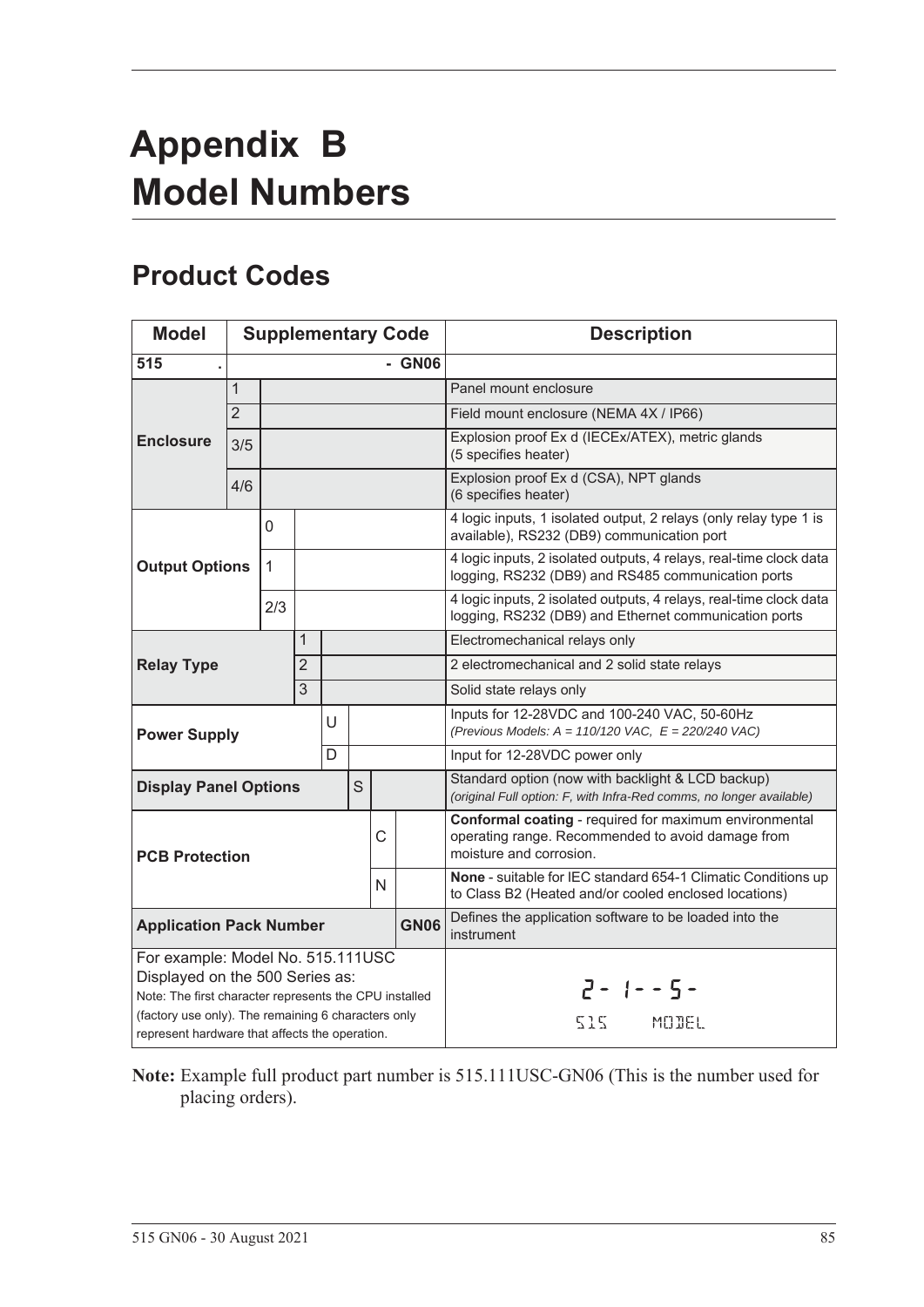# Appendix B Model Numbers

## Product Codes

| Model | Supplementary Code | | | | | | | Description |
|---|---|---|---|---|---|---|---|---|
| **515** | **.** | | | | | | **- GN06** | |
| **Enclosure** | 1 | | | | | | | Panel mount enclosure |
| | 2 | | | | | | | Field mount enclosure (NEMA 4X / IP66) |
| | 3/5 | | | | | | | Explosion proof Ex d (IECEx/ATEX), metric glands (5 specifies heater) |
| | 4/6 | | | | | | | Explosion proof Ex d (CSA), NPT glands (6 specifies heater) |
| **Output Options** | | 0 | | | | | | 4 logic inputs, 1 isolated output, 2 relays (only relay type 1 is available), RS232 (DB9) communication port |
| | | 1 | | | | | | 4 logic inputs, 2 isolated outputs, 4 relays, real-time clock data logging, RS232 (DB9) and RS485 communication ports |
| | | 2/3 | | | | | | 4 logic inputs, 2 isolated outputs, 4 relays, real-time clock data logging, RS232 (DB9) and Ethernet communication ports |
| **Relay Type** | | | 1 | | | | | Electromechanical relays only |
| | | | 2 | | | | | 2 electromechanical and 2 solid state relays |
| | | | 3 | | | | | Solid state relays only |
| **Power Supply** | | | | U | | | | Inputs for 12-28VDC and 100-240 VAC, 50-60Hz *(Previous Models: A = 110/120 VAC, E = 220/240 VAC)* |
| | | | | D | | | | Input for 12-28VDC power only |
| **Display Panel Options** | | | | | S | | | Standard option (now with backlight & LCD backup) *(original Full option: F, with Infra-Red comms, no longer available)* |
| **PCB Protection** | | | | | | C | | **Conformal coating** - required for maximum environmental operating range. Recommended to avoid damage from moisture and corrosion. |
| | | | | | | N | | **None** - suitable for IEC standard 654-1 Climatic Conditions up to Class B2 (Heated and/or cooled enclosed locations) |
| **Application Pack Number** | | | | | | | **GN06** | Defines the application software to be loaded into the instrument |
| For example: Model No. 515.111USC Displayed on the 500 Series as: Note: The first character represents the CPU installed (factory use only). The remaining 6 characters only represent hardware that affects the operation. | | | | | | | | 2- 1- - 5- 515 MODEL |

**Note:** Example full product part number is 515.111USC-GN06 (This is the number used for placing orders).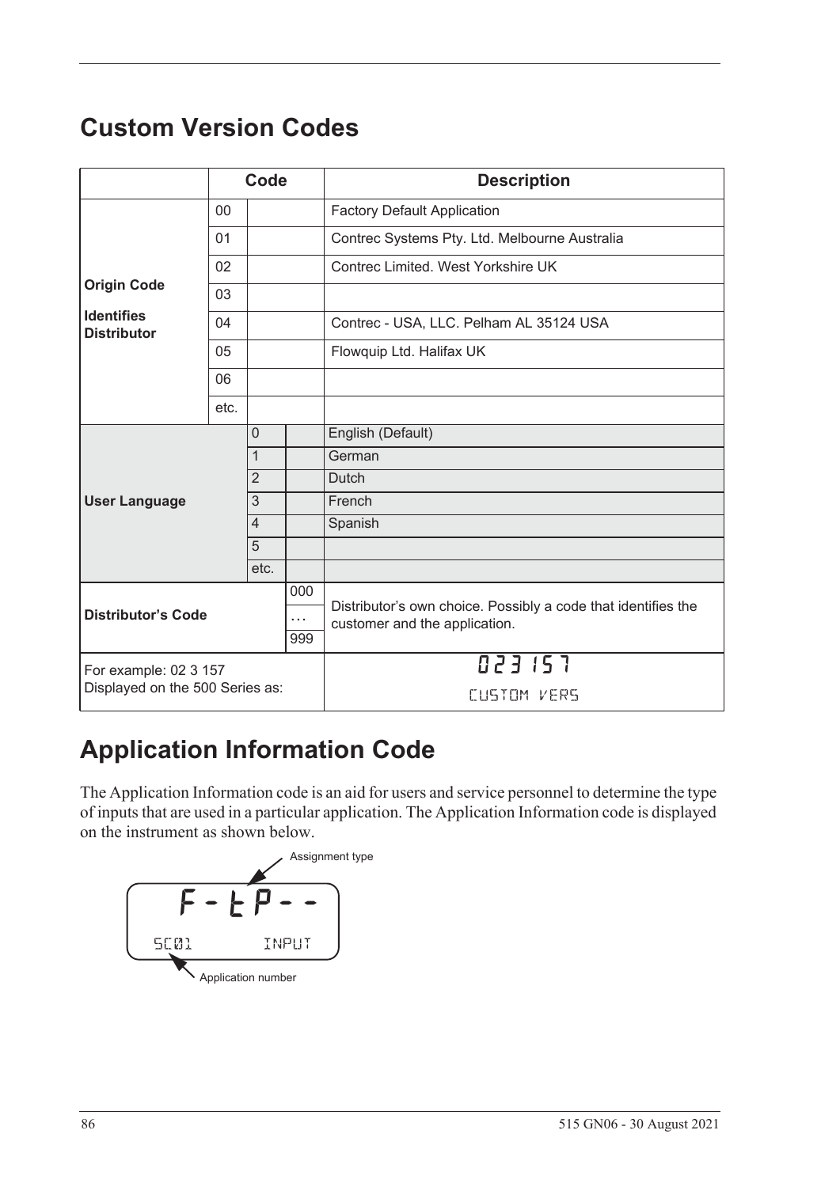# Custom Version Codes

| | Code | | | Description |
|---|---|---|---|---|
| **Origin Code**<br><br>**Identifies Distributor** | 00 | | | Factory Default Application |
| | 01 | | | Contrec Systems Pty. Ltd. Melbourne Australia |
| | 02 | | | Contrec Limited. West Yorkshire UK |
| | 03 | | | |
| | 04 | | | Contrec - USA, LLC. Pelham AL 35124 USA |
| | 05 | | | Flowquip Ltd. Halifax UK |
| | 06 | | | |
| | etc. | | | |
| **User Language** | | 0 | | English (Default) |
| | | 1 | | German |
| | | 2 | | Dutch |
| | | 3 | | French |
| | | 4 | | Spanish |
| | | 5 | | |
| | | etc. | | |
| **Distributor's Code** | | | 000 | Distributor's own choice. Possibly a code that identifies the customer and the application. |
| | | | … | |
| | | | 999 | |
| For example: 02 3 157<br>Displayed on the 500 Series as: | | | | 023 157<br>CUSTOM VERS |

# Application Information Code

The Application Information code is an aid for users and service personnel to determine the type of inputs that are used in a particular application. The Application Information code is displayed on the instrument as shown below.

```
Assignment type
   F - t P - -
SC01        INPUT
Application number
```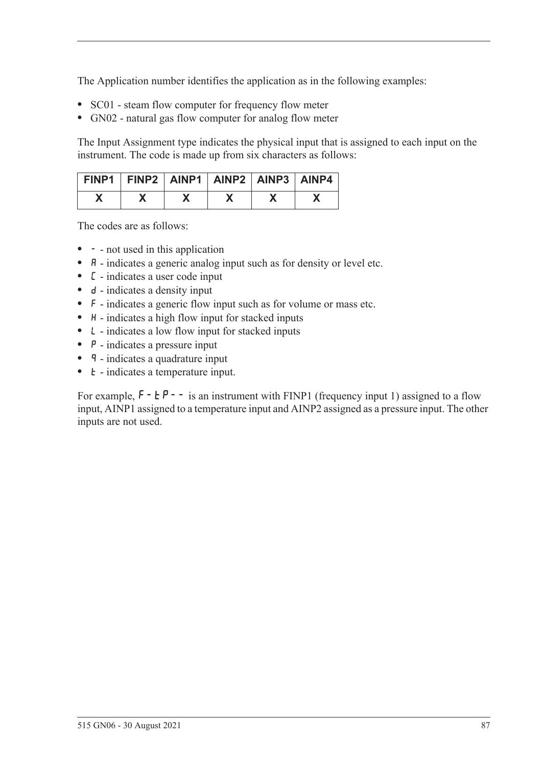The Application number identifies the application as in the following examples:

- SC01 - steam flow computer for frequency flow meter
- GN02 - natural gas flow computer for analog flow meter

The Input Assignment type indicates the physical input that is assigned to each input on the instrument. The code is made up from six characters as follows:

| FINP1 | FINP2 | AINP1 | AINP2 | AINP3 | AINP4 |
|---|---|---|---|---|---|
| X | X | X | X | X | X |

The codes are as follows:

- - - not used in this application
- A - indicates a generic analog input such as for density or level etc.
- C - indicates a user code input
- d - indicates a density input
- F - indicates a generic flow input such as for volume or mass etc.
- H - indicates a high flow input for stacked inputs
- L - indicates a low flow input for stacked inputs
- P - indicates a pressure input
- q - indicates a quadrature input
- t - indicates a temperature input.

For example, F-tP-- is an instrument with FINP1 (frequency input 1) assigned to a flow input, AINP1 assigned to a temperature input and AINP2 assigned as a pressure input. The other inputs are not used.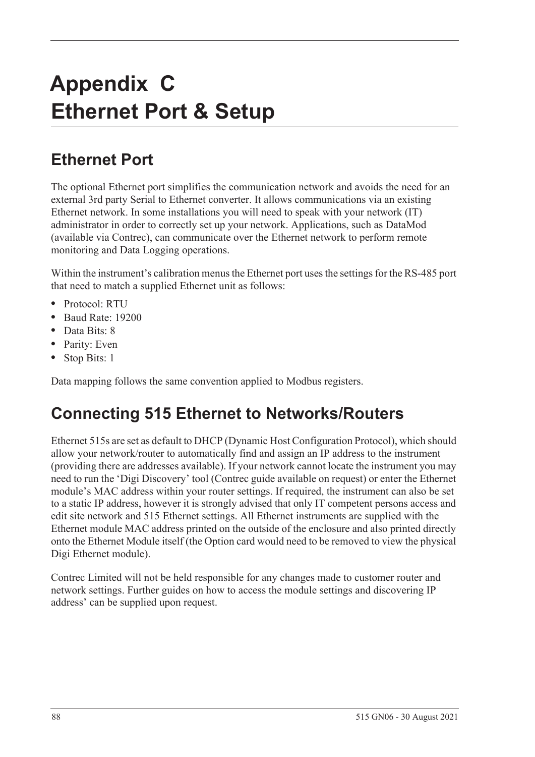# Appendix C
# Ethernet Port & Setup

## Ethernet Port

The optional Ethernet port simplifies the communication network and avoids the need for an external 3rd party Serial to Ethernet converter. It allows communications via an existing Ethernet network. In some installations you will need to speak with your network (IT) administrator in order to correctly set up your network. Applications, such as DataMod (available via Contrec), can communicate over the Ethernet network to perform remote monitoring and Data Logging operations.

Within the instrument's calibration menus the Ethernet port uses the settings for the RS-485 port that need to match a supplied Ethernet unit as follows:

- Protocol: RTU
- Baud Rate: 19200
- Data Bits: 8
- Parity: Even
- Stop Bits: 1

Data mapping follows the same convention applied to Modbus registers.

## Connecting 515 Ethernet to Networks/Routers

Ethernet 515s are set as default to DHCP (Dynamic Host Configuration Protocol), which should allow your network/router to automatically find and assign an IP address to the instrument (providing there are addresses available). If your network cannot locate the instrument you may need to run the 'Digi Discovery' tool (Contrec guide available on request) or enter the Ethernet module's MAC address within your router settings. If required, the instrument can also be set to a static IP address, however it is strongly advised that only IT competent persons access and edit site network and 515 Ethernet settings. All Ethernet instruments are supplied with the Ethernet module MAC address printed on the outside of the enclosure and also printed directly onto the Ethernet Module itself (the Option card would need to be removed to view the physical Digi Ethernet module).

Contrec Limited will not be held responsible for any changes made to customer router and network settings. Further guides on how to access the module settings and discovering IP address' can be supplied upon request.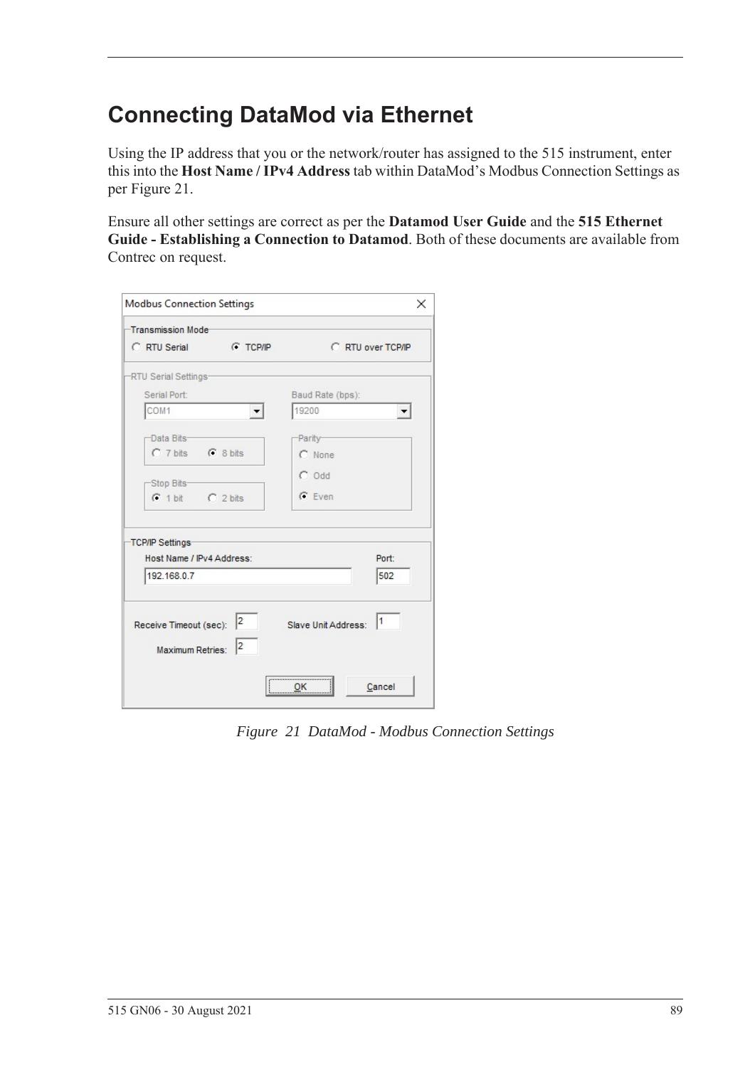# Connecting DataMod via Ethernet

Using the IP address that you or the network/router has assigned to the 515 instrument, enter this into the **Host Name / IPv4 Address** tab within DataMod's Modbus Connection Settings as per Figure 21.

Ensure all other settings are correct as per the **Datamod User Guide** and the **515 Ethernet Guide - Establishing a Connection to Datamod**. Both of these documents are available from Contrec on request.

*Figure 21 DataMod - Modbus Connection Settings*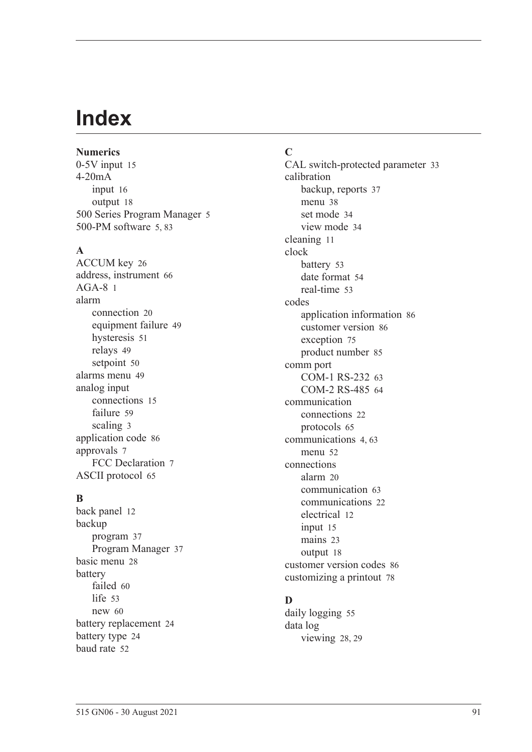# Index

**Numerics**

0-5V input 15
4-20mA
    input 16
    output 18
500 Series Program Manager 5
500-PM software 5, 83

**A**

ACCUM key 26
address, instrument 66
AGA-8 1
alarm
    connection 20
    equipment failure 49
    hysteresis 51
    relays 49
    setpoint 50
alarms menu 49
analog input
    connections 15
    failure 59
    scaling 3
application code 86
approvals 7
    FCC Declaration 7
ASCII protocol 65

**B**

back panel 12
backup
    program 37
    Program Manager 37
basic menu 28
battery
    failed 60
    life 53
    new 60
battery replacement 24
battery type 24
baud rate 52

**C**

CAL switch-protected parameter 33
calibration
    backup, reports 37
    menu 38
    set mode 34
    view mode 34
cleaning 11
clock
    battery 53
    date format 54
    real-time 53
codes
    application information 86
    customer version 86
    exception 75
    product number 85
comm port
    COM-1 RS-232 63
    COM-2 RS-485 64
communication
    connections 22
    protocols 65
communications 4, 63
    menu 52
connections
    alarm 20
    communication 63
    communications 22
    electrical 12
    input 15
    mains 23
    output 18
customer version codes 86
customizing a printout 78

**D**

daily logging 55
data log
    viewing 28, 29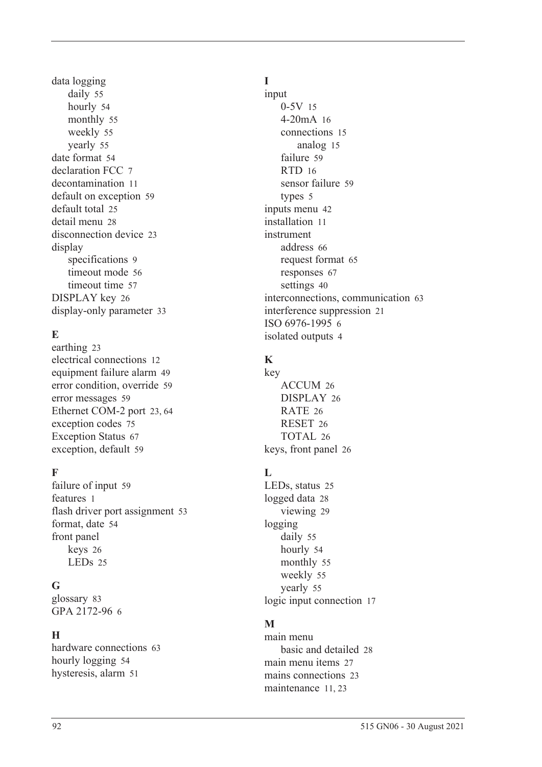data logging
- daily 55
- hourly 54
- monthly 55
- weekly 55
- yearly 55

date format 54
declaration FCC 7
decontamination 11
default on exception 59
default total 25
detail menu 28
disconnection device 23
display
- specifications 9
- timeout mode 56
- timeout time 57

DISPLAY key 26
display-only parameter 33

**E**

earthing 23
electrical connections 12
equipment failure alarm 49
error condition, override 59
error messages 59
Ethernet COM-2 port 23, 64
exception codes 75
Exception Status 67
exception, default 59

**F**

failure of input 59
features 1
flash driver port assignment 53
format, date 54
front panel
- keys 26
- LEDs 25

**G**

glossary 83
GPA 2172-96 6

**H**

hardware connections 63
hourly logging 54
hysteresis, alarm 51

**I**

input
- 0-5V 15
- 4-20mA 16
- connections 15
  - analog 15
- failure 59
- RTD 16
- sensor failure 59
- types 5

inputs menu 42
installation 11
instrument
- address 66
- request format 65
- responses 67
- settings 40

interconnections, communication 63
interference suppression 21
ISO 6976-1995 6
isolated outputs 4

**K**

key
- ACCUM 26
- DISPLAY 26
- RATE 26
- RESET 26
- TOTAL 26

keys, front panel 26

**L**

LEDs, status 25
logged data 28
- viewing 29

logging
- daily 55
- hourly 54
- monthly 55
- weekly 55
- yearly 55

logic input connection 17

**M**

main menu
- basic and detailed 28

main menu items 27
mains connections 23
maintenance 11, 23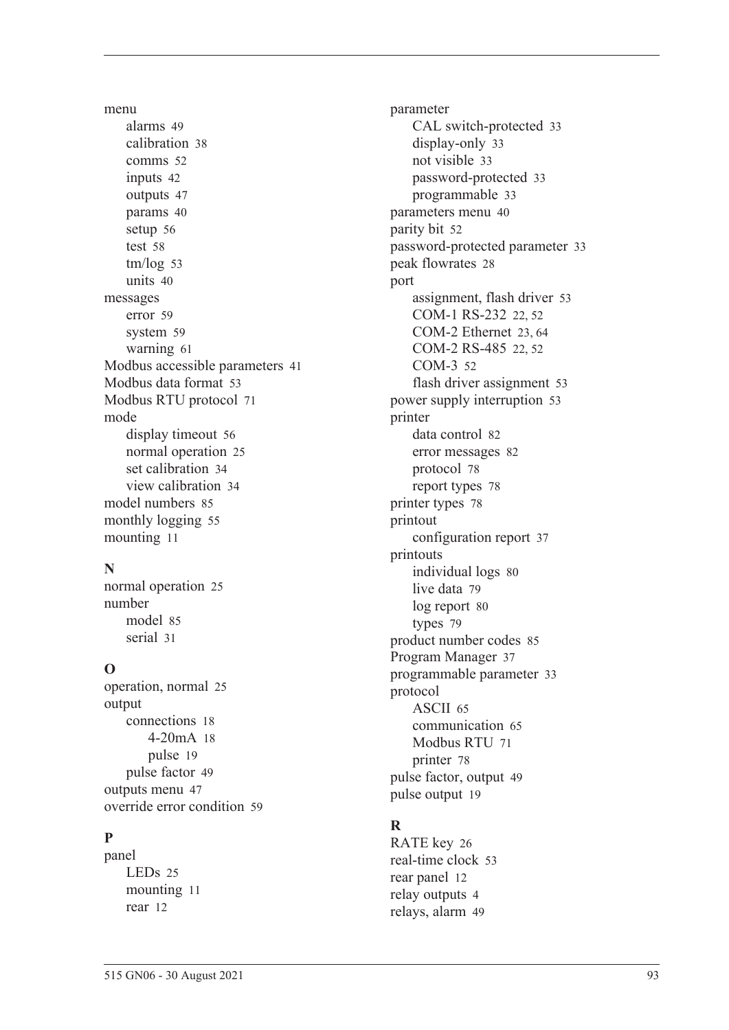menu
- alarms 49
- calibration 38
- comms 52
- inputs 42
- outputs 47
- params 40
- setup 56
- test 58
- tm/log 53
- units 40

messages
- error 59
- system 59
- warning 61

Modbus accessible parameters 41
Modbus data format 53
Modbus RTU protocol 71
mode
- display timeout 56
- normal operation 25
- set calibration 34
- view calibration 34

model numbers 85
monthly logging 55
mounting 11

**N**

normal operation 25
number
- model 85
- serial 31

**O**

operation, normal 25
output
- connections 18
    - 4-20mA 18
    - pulse 19
- pulse factor 49

outputs menu 47
override error condition 59

**P**

panel
- LEDs 25
- mounting 11
- rear 12

parameter
- CAL switch-protected 33
- display-only 33
- not visible 33
- password-protected 33
- programmable 33

parameters menu 40
parity bit 52
password-protected parameter 33
peak flowrates 28
port
- assignment, flash driver 53
- COM-1 RS-232 22, 52
- COM-2 Ethernet 23, 64
- COM-2 RS-485 22, 52
- COM-3 52
- flash driver assignment 53

power supply interruption 53
printer
- data control 82
- error messages 82
- protocol 78
- report types 78

printer types 78
printout
- configuration report 37

printouts
- individual logs 80
- live data 79
- log report 80
- types 79

product number codes 85
Program Manager 37
programmable parameter 33
protocol
- ASCII 65
- communication 65
- Modbus RTU 71
- printer 78

pulse factor, output 49
pulse output 19

**R**

RATE key 26
real-time clock 53
rear panel 12
relay outputs 4
relays, alarm 49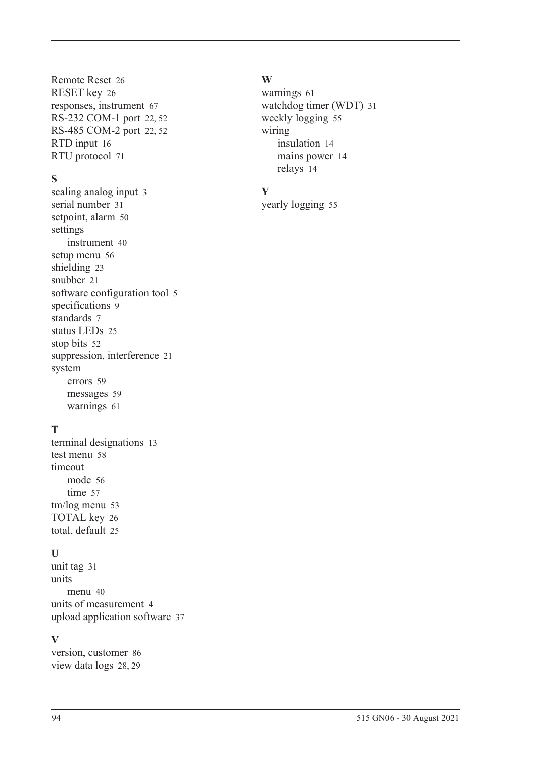Remote Reset 26
RESET key 26
responses, instrument 67
RS-232 COM-1 port 22, 52
RS-485 COM-2 port 22, 52
RTD input 16
RTU protocol 71

**S**

scaling analog input 3
serial number 31
setpoint, alarm 50
settings
  instrument 40
setup menu 56
shielding 23
snubber 21
software configuration tool 5
specifications 9
standards 7
status LEDs 25
stop bits 52
suppression, interference 21
system
  errors 59
  messages 59
  warnings 61

**T**

terminal designations 13
test menu 58
timeout
  mode 56
  time 57
tm/log menu 53
TOTAL key 26
total, default 25

**U**

unit tag 31
units
  menu 40
units of measurement 4
upload application software 37

**V**

version, customer 86
view data logs 28, 29

**W**

warnings 61
watchdog timer (WDT) 31
weekly logging 55
wiring
  insulation 14
  mains power 14
  relays 14

**Y**

yearly logging 55